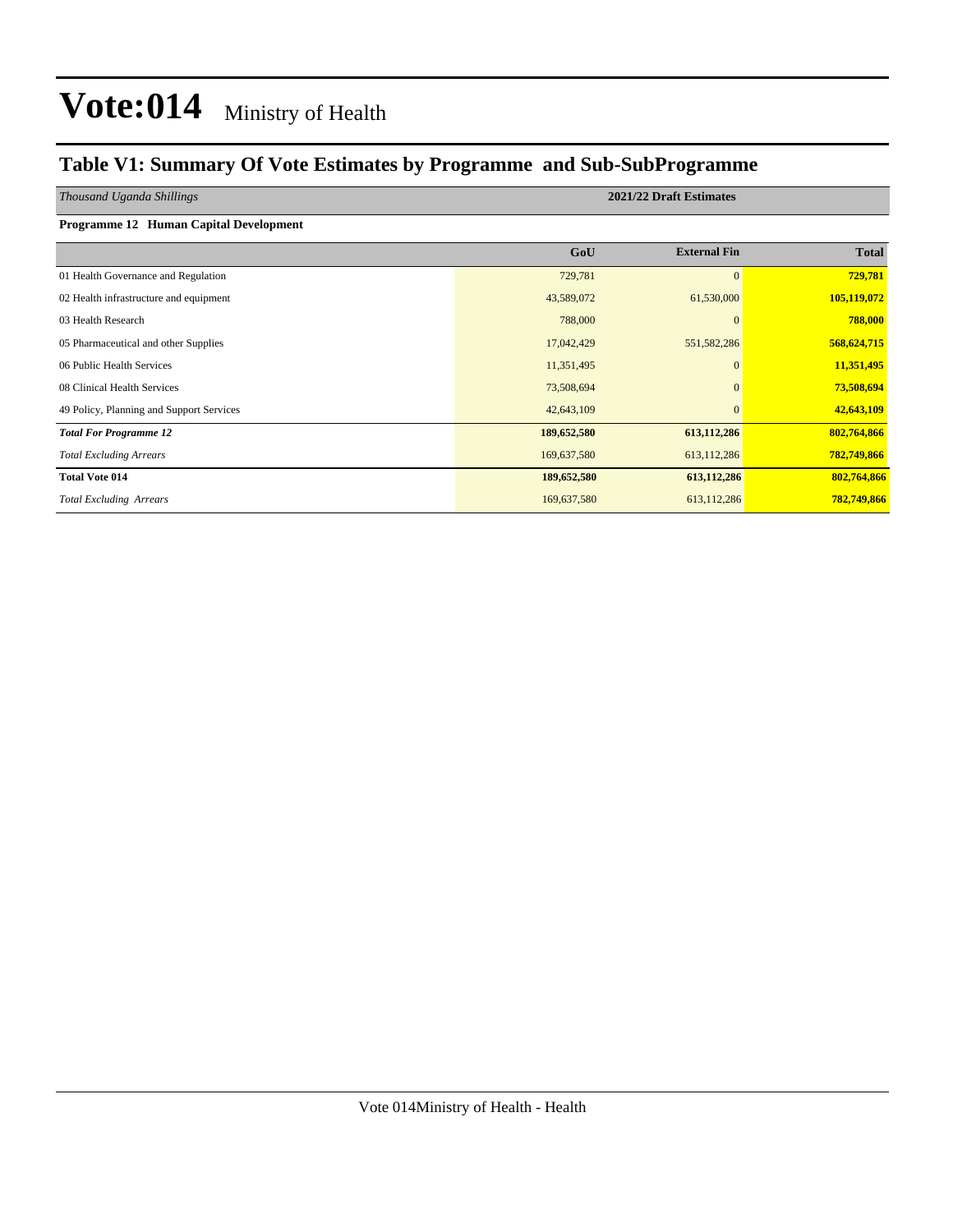# Vote:014 Ministry of Health

## Table V1: Summary Of Vote Estimates by Programme and Sub-SubProgramme

*Thousand Uganda Shillings* — **2021/22 Draft Estimates**

**Programme 12 Human Capital Development**

| | GoU | External Fin | Total |
|---|---|---|---|
| 01 Health Governance and Regulation | 729,781 | 0 | **729,781** |
| 02 Health infrastructure and equipment | 43,589,072 | 61,530,000 | **105,119,072** |
| 03 Health Research | 788,000 | 0 | **788,000** |
| 05 Pharmaceutical and other Supplies | 17,042,429 | 551,582,286 | **568,624,715** |
| 06 Public Health Services | 11,351,495 | 0 | **11,351,495** |
| 08 Clinical Health Services | 73,508,694 | 0 | **73,508,694** |
| 49 Policy, Planning and Support Services | 42,643,109 | 0 | **42,643,109** |
| ***Total For Programme 12*** | **189,652,580** | **613,112,286** | **802,764,866** |
| *Total Excluding Arrears* | 169,637,580 | 613,112,286 | **782,749,866** |
| **Total Vote 014** | **189,652,580** | **613,112,286** | **802,764,866** |
| *Total Excluding Arrears* | 169,637,580 | 613,112,286 | **782,749,866** |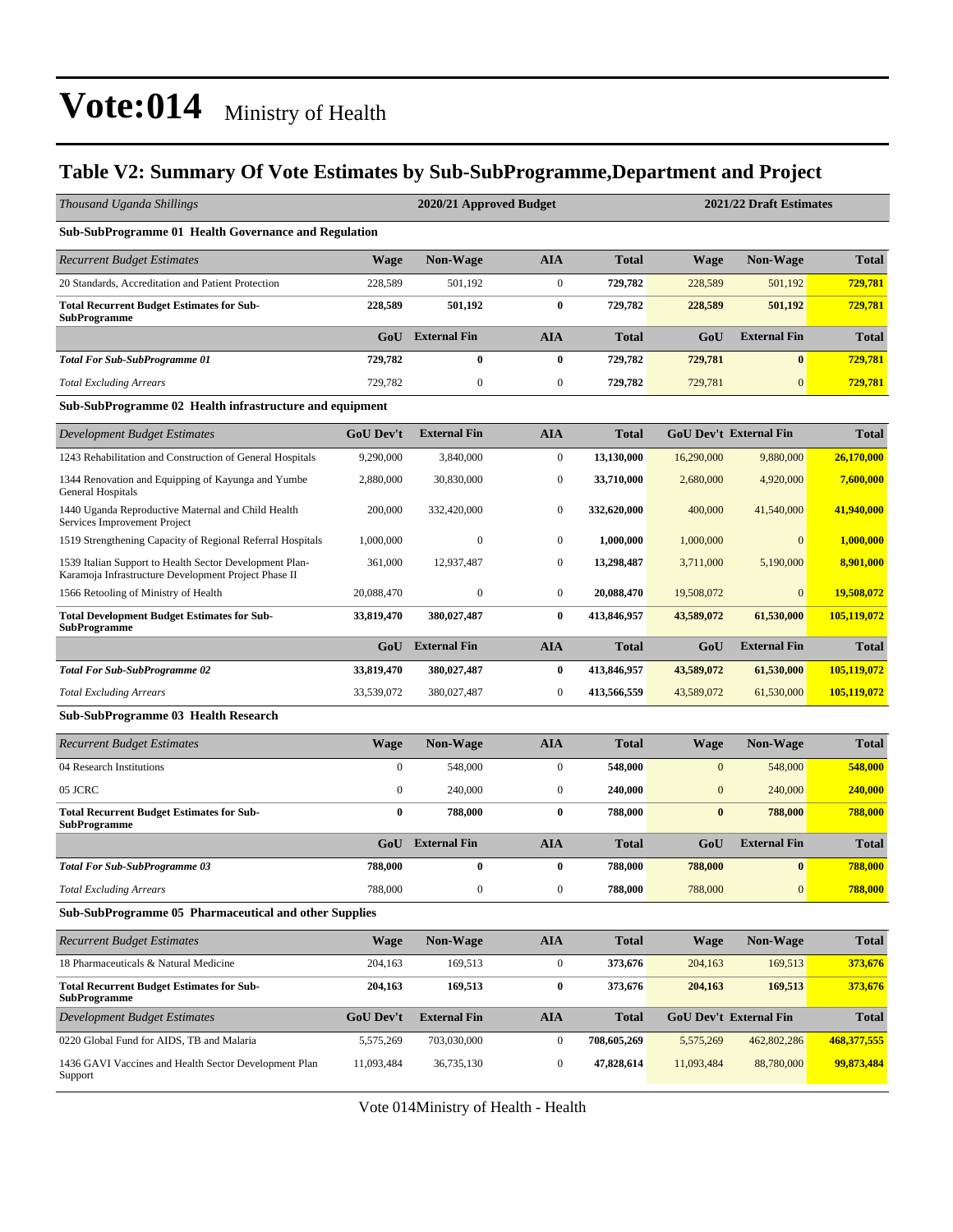# Vote:014 Ministry of Health

## Table V2: Summary Of Vote Estimates by Sub-SubProgramme,Department and Project

| *Thousand Uganda Shillings* | 2020/21 Approved Budget | | | | 2021/22 Draft Estimates | | |
|---|---|---|---|---|---|---|---|
| **Sub-SubProgramme 01 Health Governance and Regulation** | | | | | | | |
| *Recurrent Budget Estimates* | **Wage** | **Non-Wage** | **AIA** | **Total** | **Wage** | **Non-Wage** | **Total** |
| 20 Standards, Accreditation and Patient Protection | 228,589 | 501,192 | 0 | **729,782** | 228,589 | 501,192 | **729,781** |
| **Total Recurrent Budget Estimates for Sub-SubProgramme** | **228,589** | **501,192** | **0** | **729,782** | **228,589** | **501,192** | **729,781** |
| | **GoU** | **External Fin** | **AIA** | **Total** | **GoU** | **External Fin** | **Total** |
| ***Total For Sub-SubProgramme 01*** | **729,782** | **0** | **0** | **729,782** | **729,781** | **0** | **729,781** |
| *Total Excluding Arrears* | 729,782 | 0 | 0 | **729,782** | 729,781 | 0 | **729,781** |
| **Sub-SubProgramme 02 Health infrastructure and equipment** | | | | | | | |
| *Development Budget Estimates* | **GoU Dev't** | **External Fin** | **AIA** | **Total** | **GoU Dev't** | **External Fin** | **Total** |
| 1243 Rehabilitation and Construction of General Hospitals | 9,290,000 | 3,840,000 | 0 | **13,130,000** | 16,290,000 | 9,880,000 | **26,170,000** |
| 1344 Renovation and Equipping of Kayunga and Yumbe General Hospitals | 2,880,000 | 30,830,000 | 0 | **33,710,000** | 2,680,000 | 4,920,000 | **7,600,000** |
| 1440 Uganda Reproductive Maternal and Child Health Services Improvement Project | 200,000 | 332,420,000 | 0 | **332,620,000** | 400,000 | 41,540,000 | **41,940,000** |
| 1519 Strengthening Capacity of Regional Referral Hospitals | 1,000,000 | 0 | 0 | **1,000,000** | 1,000,000 | 0 | **1,000,000** |
| 1539 Italian Support to Health Sector Development Plan-Karamoja Infrastructure Development Project Phase II | 361,000 | 12,937,487 | 0 | **13,298,487** | 3,711,000 | 5,190,000 | **8,901,000** |
| 1566 Retooling of Ministry of Health | 20,088,470 | 0 | 0 | **20,088,470** | 19,508,072 | 0 | **19,508,072** |
| **Total Development Budget Estimates for Sub-SubProgramme** | **33,819,470** | **380,027,487** | **0** | **413,846,957** | **43,589,072** | **61,530,000** | **105,119,072** |
| | **GoU** | **External Fin** | **AIA** | **Total** | **GoU** | **External Fin** | **Total** |
| ***Total For Sub-SubProgramme 02*** | **33,819,470** | **380,027,487** | **0** | **413,846,957** | **43,589,072** | **61,530,000** | **105,119,072** |
| *Total Excluding Arrears* | 33,539,072 | 380,027,487 | 0 | **413,566,559** | 43,589,072 | 61,530,000 | **105,119,072** |
| **Sub-SubProgramme 03 Health Research** | | | | | | | |
| *Recurrent Budget Estimates* | **Wage** | **Non-Wage** | **AIA** | **Total** | **Wage** | **Non-Wage** | **Total** |
| 04 Research Institutions | 0 | 548,000 | 0 | **548,000** | 0 | 548,000 | **548,000** |
| 05 JCRC | 0 | 240,000 | 0 | **240,000** | 0 | 240,000 | **240,000** |
| **Total Recurrent Budget Estimates for Sub-SubProgramme** | **0** | **788,000** | **0** | **788,000** | **0** | **788,000** | **788,000** |
| | **GoU** | **External Fin** | **AIA** | **Total** | **GoU** | **External Fin** | **Total** |
| ***Total For Sub-SubProgramme 03*** | **788,000** | **0** | **0** | **788,000** | **788,000** | **0** | **788,000** |
| *Total Excluding Arrears* | 788,000 | 0 | 0 | **788,000** | 788,000 | 0 | **788,000** |
| **Sub-SubProgramme 05 Pharmaceutical and other Supplies** | | | | | | | |
| *Recurrent Budget Estimates* | **Wage** | **Non-Wage** | **AIA** | **Total** | **Wage** | **Non-Wage** | **Total** |
| 18 Pharmaceuticals & Natural Medicine | 204,163 | 169,513 | 0 | **373,676** | 204,163 | 169,513 | **373,676** |
| **Total Recurrent Budget Estimates for Sub-SubProgramme** | **204,163** | **169,513** | **0** | **373,676** | **204,163** | **169,513** | **373,676** |
| *Development Budget Estimates* | **GoU Dev't** | **External Fin** | **AIA** | **Total** | **GoU Dev't** | **External Fin** | **Total** |
| 0220 Global Fund for AIDS, TB and Malaria | 5,575,269 | 703,030,000 | 0 | **708,605,269** | 5,575,269 | 462,802,286 | **468,377,555** |
| 1436 GAVI Vaccines and Health Sector Development Plan Support | 11,093,484 | 36,735,130 | 0 | **47,828,614** | 11,093,484 | 88,780,000 | **99,873,484** |

Vote 014Ministry of Health - Health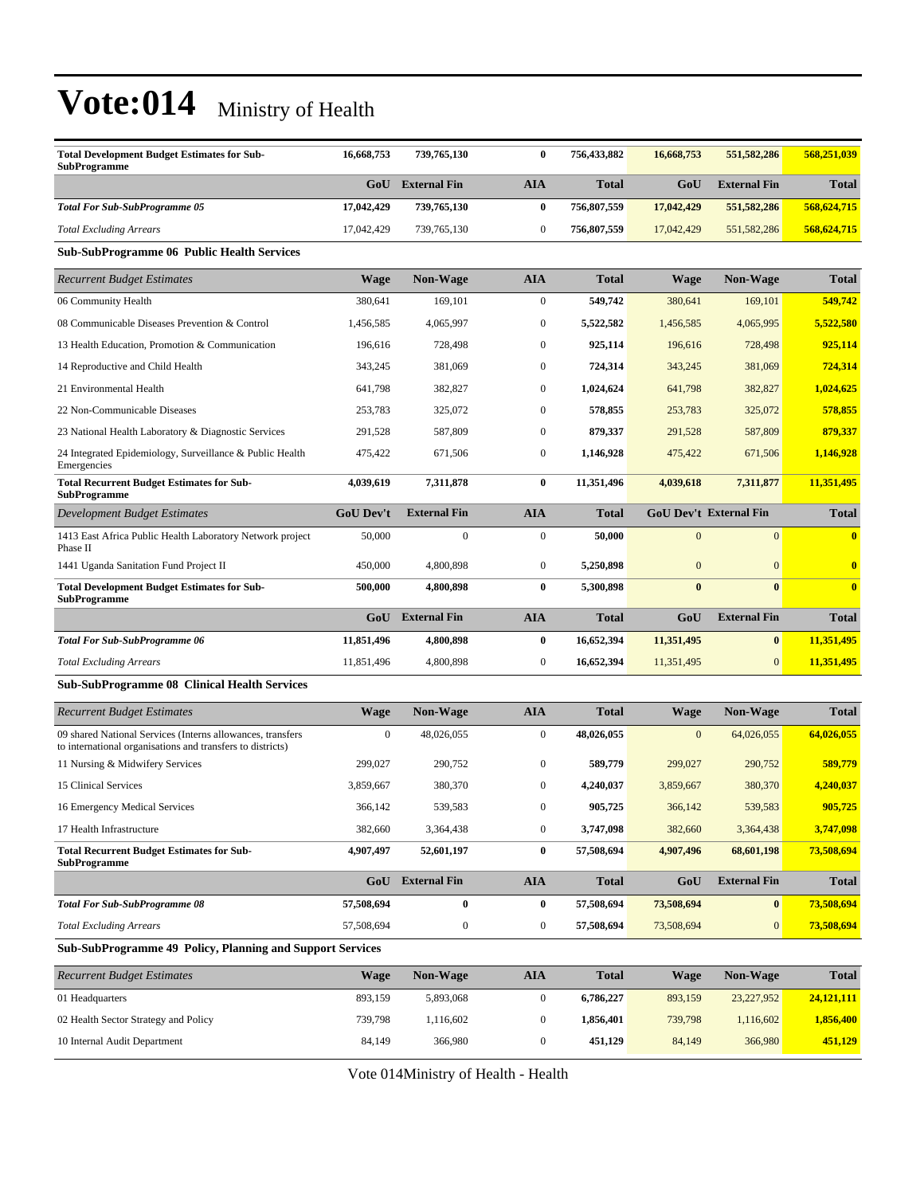# Vote:014 Ministry of Health

| | | | | | | | |
|---|---|---|---|---|---|---|---|
| **Total Development Budget Estimates for Sub-SubProgramme** | **16,668,753** | **739,765,130** | **0** | **756,433,882** | **16,668,753** | **551,582,286** | **568,251,039** |
| | **GoU** | **External Fin** | **AIA** | **Total** | **GoU** | **External Fin** | **Total** |
| ***Total For Sub-SubProgramme 05*** | **17,042,429** | **739,765,130** | **0** | **756,807,559** | **17,042,429** | **551,582,286** | **568,624,715** |
| *Total Excluding Arrears* | 17,042,429 | 739,765,130 | 0 | **756,807,559** | 17,042,429 | 551,582,286 | **568,624,715** |

**Sub-SubProgramme 06 Public Health Services**

| *Recurrent Budget Estimates* | **Wage** | **Non-Wage** | **AIA** | **Total** | **Wage** | **Non-Wage** | **Total** |
|---|---|---|---|---|---|---|---|
| 06 Community Health | 380,641 | 169,101 | 0 | **549,742** | 380,641 | 169,101 | **549,742** |
| 08 Communicable Diseases Prevention & Control | 1,456,585 | 4,065,997 | 0 | **5,522,582** | 1,456,585 | 4,065,995 | **5,522,580** |
| 13 Health Education, Promotion & Communication | 196,616 | 728,498 | 0 | **925,114** | 196,616 | 728,498 | **925,114** |
| 14 Reproductive and Child Health | 343,245 | 381,069 | 0 | **724,314** | 343,245 | 381,069 | **724,314** |
| 21 Environmental Health | 641,798 | 382,827 | 0 | **1,024,624** | 641,798 | 382,827 | **1,024,625** |
| 22 Non-Communicable Diseases | 253,783 | 325,072 | 0 | **578,855** | 253,783 | 325,072 | **578,855** |
| 23 National Health Laboratory & Diagnostic Services | 291,528 | 587,809 | 0 | **879,337** | 291,528 | 587,809 | **879,337** |
| 24 Integrated Epidemiology, Surveillance & Public Health Emergencies | 475,422 | 671,506 | 0 | **1,146,928** | 475,422 | 671,506 | **1,146,928** |
| **Total Recurrent Budget Estimates for Sub-SubProgramme** | **4,039,619** | **7,311,878** | **0** | **11,351,496** | **4,039,618** | **7,311,877** | **11,351,495** |
| *Development Budget Estimates* | **GoU Dev't** | **External Fin** | **AIA** | **Total** | **GoU Dev't** | **External Fin** | **Total** |
| 1413 East Africa Public Health Laboratory Network project Phase II | 50,000 | 0 | 0 | **50,000** | 0 | 0 | **0** |
| 1441 Uganda Sanitation Fund Project II | 450,000 | 4,800,898 | 0 | **5,250,898** | 0 | 0 | **0** |
| **Total Development Budget Estimates for Sub-SubProgramme** | **500,000** | **4,800,898** | **0** | **5,300,898** | **0** | **0** | **0** |
| | **GoU** | **External Fin** | **AIA** | **Total** | **GoU** | **External Fin** | **Total** |
| ***Total For Sub-SubProgramme 06*** | **11,851,496** | **4,800,898** | **0** | **16,652,394** | **11,351,495** | **0** | **11,351,495** |
| *Total Excluding Arrears* | 11,851,496 | 4,800,898 | 0 | **16,652,394** | 11,351,495 | 0 | **11,351,495** |

**Sub-SubProgramme 08 Clinical Health Services**

| *Recurrent Budget Estimates* | **Wage** | **Non-Wage** | **AIA** | **Total** | **Wage** | **Non-Wage** | **Total** |
|---|---|---|---|---|---|---|---|
| 09 shared National Services (Interns allowances, transfers to international organisations and transfers to districts) | 0 | 48,026,055 | 0 | **48,026,055** | 0 | 64,026,055 | **64,026,055** |
| 11 Nursing & Midwifery Services | 299,027 | 290,752 | 0 | **589,779** | 299,027 | 290,752 | **589,779** |
| 15 Clinical Services | 3,859,667 | 380,370 | 0 | **4,240,037** | 3,859,667 | 380,370 | **4,240,037** |
| 16 Emergency Medical Services | 366,142 | 539,583 | 0 | **905,725** | 366,142 | 539,583 | **905,725** |
| 17 Health Infrastructure | 382,660 | 3,364,438 | 0 | **3,747,098** | 382,660 | 3,364,438 | **3,747,098** |
| **Total Recurrent Budget Estimates for Sub-SubProgramme** | **4,907,497** | **52,601,197** | **0** | **57,508,694** | **4,907,496** | **68,601,198** | **73,508,694** |
| | **GoU** | **External Fin** | **AIA** | **Total** | **GoU** | **External Fin** | **Total** |
| ***Total For Sub-SubProgramme 08*** | **57,508,694** | **0** | **0** | **57,508,694** | **73,508,694** | **0** | **73,508,694** |
| *Total Excluding Arrears* | 57,508,694 | 0 | 0 | **57,508,694** | 73,508,694 | 0 | **73,508,694** |

**Sub-SubProgramme 49 Policy, Planning and Support Services**

| *Recurrent Budget Estimates* | **Wage** | **Non-Wage** | **AIA** | **Total** | **Wage** | **Non-Wage** | **Total** |
|---|---|---|---|---|---|---|---|
| 01 Headquarters | 893,159 | 5,893,068 | 0 | **6,786,227** | 893,159 | 23,227,952 | **24,121,111** |
| 02 Health Sector Strategy and Policy | 739,798 | 1,116,602 | 0 | **1,856,401** | 739,798 | 1,116,602 | **1,856,400** |
| 10 Internal Audit Department | 84,149 | 366,980 | 0 | **451,129** | 84,149 | 366,980 | **451,129** |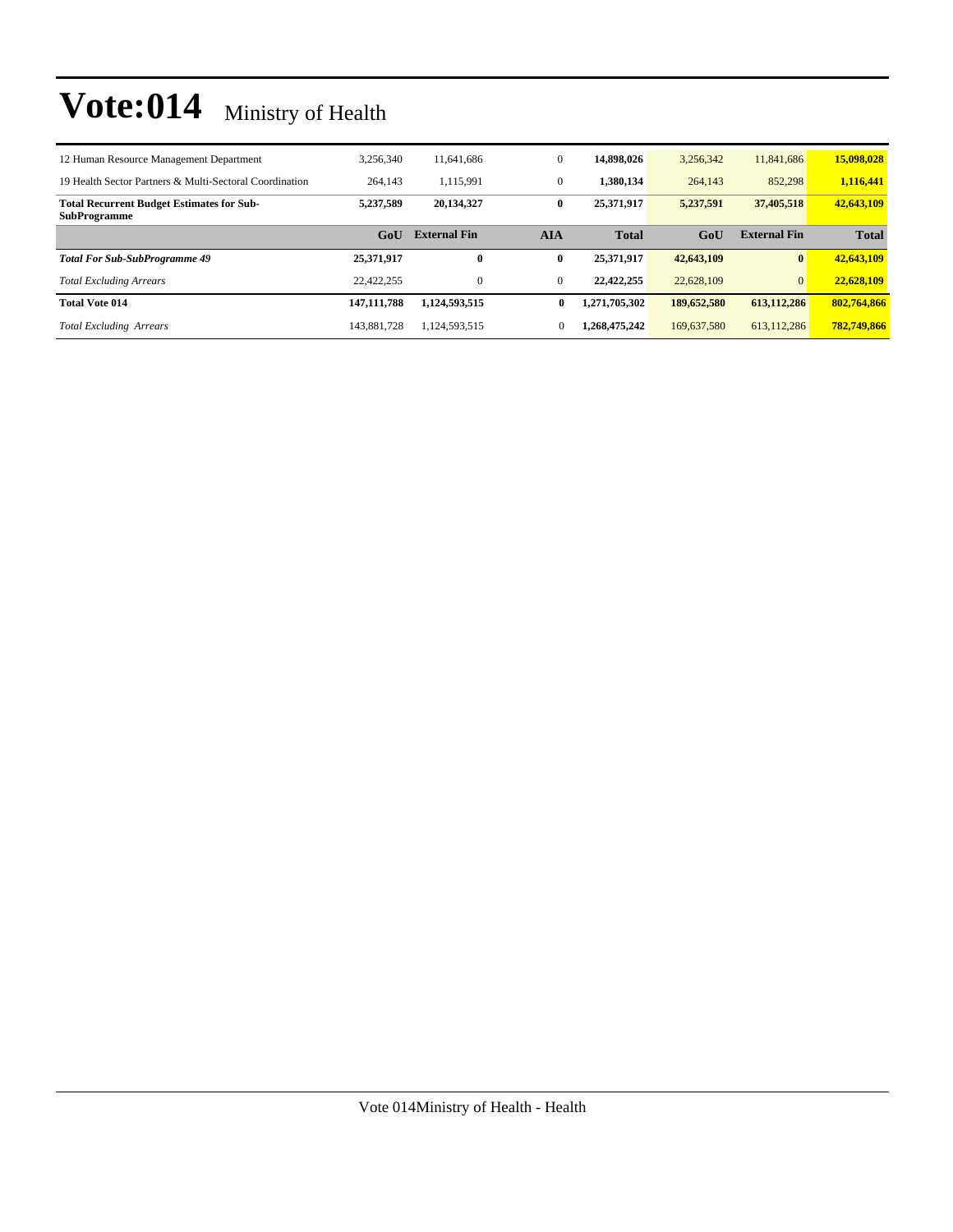# Vote:014 Ministry of Health

| | | | | | | | |
|---|---|---|---|---|---|---|---|
| 12 Human Resource Management Department | 3,256,340 | 11,641,686 | 0 | **14,898,026** | 3,256,342 | 11,841,686 | **15,098,028** |
| 19 Health Sector Partners & Multi-Sectoral Coordination | 264,143 | 1,115,991 | 0 | **1,380,134** | 264,143 | 852,298 | **1,116,441** |
| **Total Recurrent Budget Estimates for Sub-SubProgramme** | **5,237,589** | **20,134,327** | **0** | **25,371,917** | **5,237,591** | **37,405,518** | **42,643,109** |
| | **GoU** | **External Fin** | **AIA** | **Total** | **GoU** | **External Fin** | **Total** |
| ***Total For Sub-SubProgramme 49*** | **25,371,917** | **0** | **0** | **25,371,917** | **42,643,109** | **0** | **42,643,109** |
| *Total Excluding Arrears* | 22,422,255 | 0 | 0 | **22,422,255** | 22,628,109 | 0 | **22,628,109** |
| **Total Vote 014** | **147,111,788** | **1,124,593,515** | **0** | **1,271,705,302** | **189,652,580** | **613,112,286** | **802,764,866** |
| *Total Excluding Arrears* | 143,881,728 | 1,124,593,515 | 0 | **1,268,475,242** | 169,637,580 | 613,112,286 | **782,749,866** |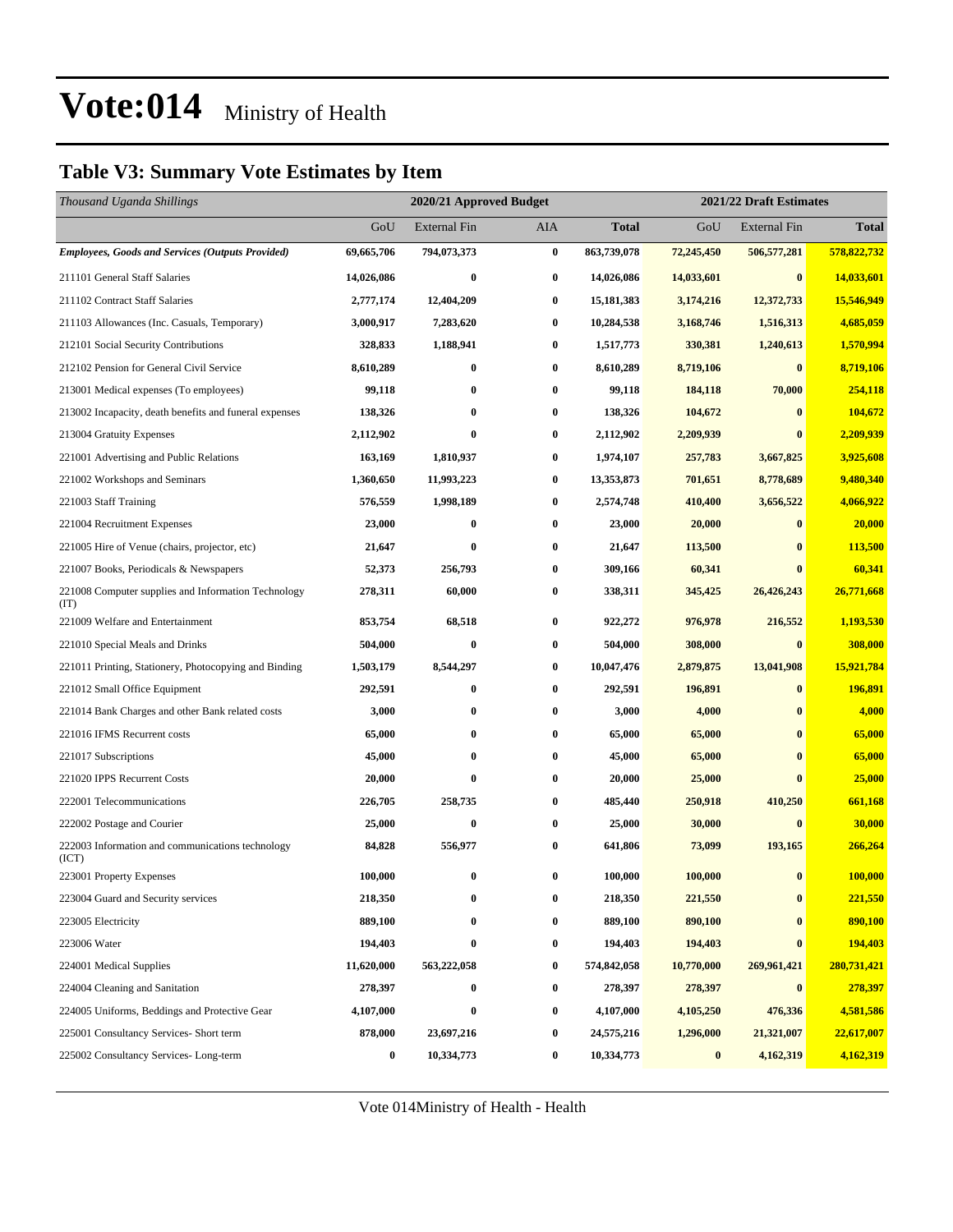# Vote:014 Ministry of Health

## Table V3: Summary Vote Estimates by Item

| *Thousand Uganda Shillings* | 2020/21 Approved Budget | | | | 2021/22 Draft Estimates | | |
|---|---|---|---|---|---|---|---|
| | GoU | External Fin | AIA | **Total** | GoU | External Fin | **Total** |
| ***Employees, Goods and Services (Outputs Provided)*** | **69,665,706** | **794,073,373** | **0** | **863,739,078** | **72,245,450** | **506,577,281** | **578,822,732** |
| 211101 General Staff Salaries | **14,026,086** | **0** | **0** | **14,026,086** | **14,033,601** | **0** | **14,033,601** |
| 211102 Contract Staff Salaries | **2,777,174** | **12,404,209** | **0** | **15,181,383** | **3,174,216** | **12,372,733** | **15,546,949** |
| 211103 Allowances (Inc. Casuals, Temporary) | **3,000,917** | **7,283,620** | **0** | **10,284,538** | **3,168,746** | **1,516,313** | **4,685,059** |
| 212101 Social Security Contributions | **328,833** | **1,188,941** | **0** | **1,517,773** | **330,381** | **1,240,613** | **1,570,994** |
| 212102 Pension for General Civil Service | **8,610,289** | **0** | **0** | **8,610,289** | **8,719,106** | **0** | **8,719,106** |
| 213001 Medical expenses (To employees) | **99,118** | **0** | **0** | **99,118** | **184,118** | **70,000** | **254,118** |
| 213002 Incapacity, death benefits and funeral expenses | **138,326** | **0** | **0** | **138,326** | **104,672** | **0** | **104,672** |
| 213004 Gratuity Expenses | **2,112,902** | **0** | **0** | **2,112,902** | **2,209,939** | **0** | **2,209,939** |
| 221001 Advertising and Public Relations | **163,169** | **1,810,937** | **0** | **1,974,107** | **257,783** | **3,667,825** | **3,925,608** |
| 221002 Workshops and Seminars | **1,360,650** | **11,993,223** | **0** | **13,353,873** | **701,651** | **8,778,689** | **9,480,340** |
| 221003 Staff Training | **576,559** | **1,998,189** | **0** | **2,574,748** | **410,400** | **3,656,522** | **4,066,922** |
| 221004 Recruitment Expenses | **23,000** | **0** | **0** | **23,000** | **20,000** | **0** | **20,000** |
| 221005 Hire of Venue (chairs, projector, etc) | **21,647** | **0** | **0** | **21,647** | **113,500** | **0** | **113,500** |
| 221007 Books, Periodicals & Newspapers | **52,373** | **256,793** | **0** | **309,166** | **60,341** | **0** | **60,341** |
| 221008 Computer supplies and Information Technology (IT) | **278,311** | **60,000** | **0** | **338,311** | **345,425** | **26,426,243** | **26,771,668** |
| 221009 Welfare and Entertainment | **853,754** | **68,518** | **0** | **922,272** | **976,978** | **216,552** | **1,193,530** |
| 221010 Special Meals and Drinks | **504,000** | **0** | **0** | **504,000** | **308,000** | **0** | **308,000** |
| 221011 Printing, Stationery, Photocopying and Binding | **1,503,179** | **8,544,297** | **0** | **10,047,476** | **2,879,875** | **13,041,908** | **15,921,784** |
| 221012 Small Office Equipment | **292,591** | **0** | **0** | **292,591** | **196,891** | **0** | **196,891** |
| 221014 Bank Charges and other Bank related costs | **3,000** | **0** | **0** | **3,000** | **4,000** | **0** | **4,000** |
| 221016 IFMS Recurrent costs | **65,000** | **0** | **0** | **65,000** | **65,000** | **0** | **65,000** |
| 221017 Subscriptions | **45,000** | **0** | **0** | **45,000** | **65,000** | **0** | **65,000** |
| 221020 IPPS Recurrent Costs | **20,000** | **0** | **0** | **20,000** | **25,000** | **0** | **25,000** |
| 222001 Telecommunications | **226,705** | **258,735** | **0** | **485,440** | **250,918** | **410,250** | **661,168** |
| 222002 Postage and Courier | **25,000** | **0** | **0** | **25,000** | **30,000** | **0** | **30,000** |
| 222003 Information and communications technology (ICT) | **84,828** | **556,977** | **0** | **641,806** | **73,099** | **193,165** | **266,264** |
| 223001 Property Expenses | **100,000** | **0** | **0** | **100,000** | **100,000** | **0** | **100,000** |
| 223004 Guard and Security services | **218,350** | **0** | **0** | **218,350** | **221,550** | **0** | **221,550** |
| 223005 Electricity | **889,100** | **0** | **0** | **889,100** | **890,100** | **0** | **890,100** |
| 223006 Water | **194,403** | **0** | **0** | **194,403** | **194,403** | **0** | **194,403** |
| 224001 Medical Supplies | **11,620,000** | **563,222,058** | **0** | **574,842,058** | **10,770,000** | **269,961,421** | **280,731,421** |
| 224004 Cleaning and Sanitation | **278,397** | **0** | **0** | **278,397** | **278,397** | **0** | **278,397** |
| 224005 Uniforms, Beddings and Protective Gear | **4,107,000** | **0** | **0** | **4,107,000** | **4,105,250** | **476,336** | **4,581,586** |
| 225001 Consultancy Services- Short term | **878,000** | **23,697,216** | **0** | **24,575,216** | **1,296,000** | **21,321,007** | **22,617,007** |
| 225002 Consultancy Services- Long-term | **0** | **10,334,773** | **0** | **10,334,773** | **0** | **4,162,319** | **4,162,319** |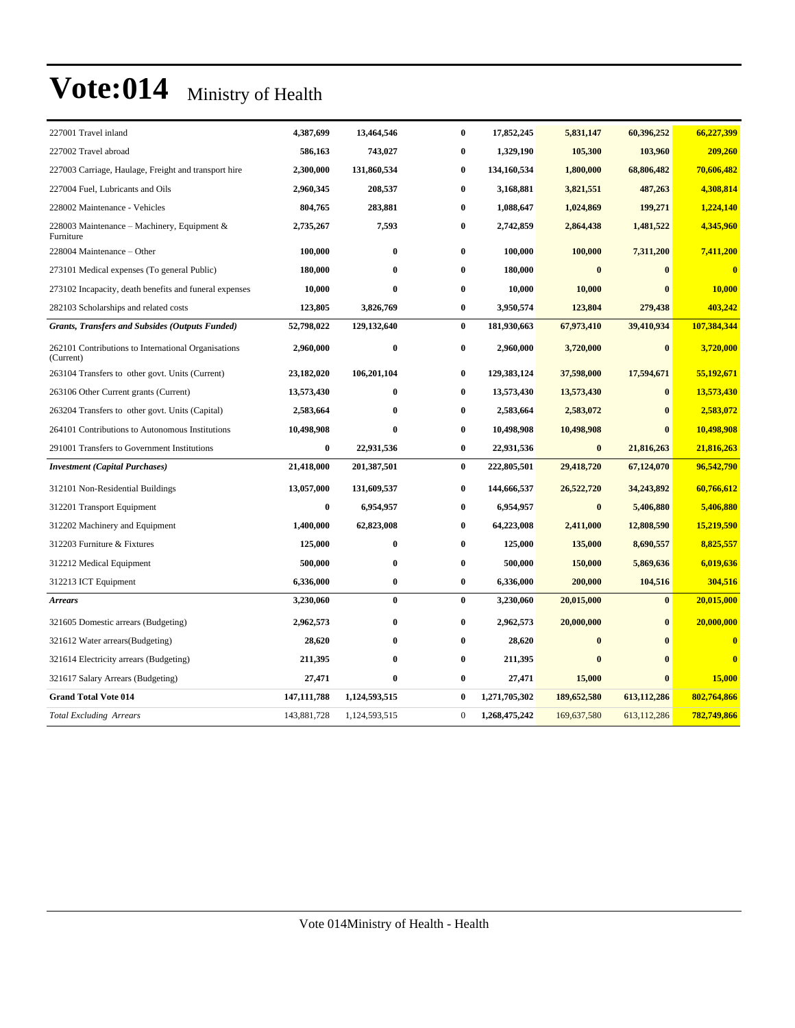# Vote:014 Ministry of Health

| | | | | | | | |
|---|---|---|---|---|---|---|---|
| 227001 Travel inland | 4,387,699 | 13,464,546 | 0 | 17,852,245 | 5,831,147 | 60,396,252 | 66,227,399 |
| 227002 Travel abroad | 586,163 | 743,027 | 0 | 1,329,190 | 105,300 | 103,960 | 209,260 |
| 227003 Carriage, Haulage, Freight and transport hire | 2,300,000 | 131,860,534 | 0 | 134,160,534 | 1,800,000 | 68,806,482 | 70,606,482 |
| 227004 Fuel, Lubricants and Oils | 2,960,345 | 208,537 | 0 | 3,168,881 | 3,821,551 | 487,263 | 4,308,814 |
| 228002 Maintenance - Vehicles | 804,765 | 283,881 | 0 | 1,088,647 | 1,024,869 | 199,271 | 1,224,140 |
| 228003 Maintenance – Machinery, Equipment & Furniture | 2,735,267 | 7,593 | 0 | 2,742,859 | 2,864,438 | 1,481,522 | 4,345,960 |
| 228004 Maintenance – Other | 100,000 | 0 | 0 | 100,000 | 100,000 | 7,311,200 | 7,411,200 |
| 273101 Medical expenses (To general Public) | 180,000 | 0 | 0 | 180,000 | 0 | 0 | 0 |
| 273102 Incapacity, death benefits and funeral expenses | 10,000 | 0 | 0 | 10,000 | 10,000 | 0 | 10,000 |
| 282103 Scholarships and related costs | 123,805 | 3,826,769 | 0 | 3,950,574 | 123,804 | 279,438 | 403,242 |
| ***Grants, Transfers and Subsides (Outputs Funded)*** | **52,798,022** | **129,132,640** | **0** | **181,930,663** | **67,973,410** | **39,410,934** | **107,384,344** |
| 262101 Contributions to International Organisations (Current) | 2,960,000 | 0 | 0 | 2,960,000 | 3,720,000 | 0 | 3,720,000 |
| 263104 Transfers to other govt. Units (Current) | 23,182,020 | 106,201,104 | 0 | 129,383,124 | 37,598,000 | 17,594,671 | 55,192,671 |
| 263106 Other Current grants (Current) | 13,573,430 | 0 | 0 | 13,573,430 | 13,573,430 | 0 | 13,573,430 |
| 263204 Transfers to other govt. Units (Capital) | 2,583,664 | 0 | 0 | 2,583,664 | 2,583,072 | 0 | 2,583,072 |
| 264101 Contributions to Autonomous Institutions | 10,498,908 | 0 | 0 | 10,498,908 | 10,498,908 | 0 | 10,498,908 |
| 291001 Transfers to Government Institutions | 0 | 22,931,536 | 0 | 22,931,536 | 0 | 21,816,263 | 21,816,263 |
| ***Investment (Capital Purchases)*** | **21,418,000** | **201,387,501** | **0** | **222,805,501** | **29,418,720** | **67,124,070** | **96,542,790** |
| 312101 Non-Residential Buildings | 13,057,000 | 131,609,537 | 0 | 144,666,537 | 26,522,720 | 34,243,892 | 60,766,612 |
| 312201 Transport Equipment | 0 | 6,954,957 | 0 | 6,954,957 | 0 | 5,406,880 | 5,406,880 |
| 312202 Machinery and Equipment | 1,400,000 | 62,823,008 | 0 | 64,223,008 | 2,411,000 | 12,808,590 | 15,219,590 |
| 312203 Furniture & Fixtures | 125,000 | 0 | 0 | 125,000 | 135,000 | 8,690,557 | 8,825,557 |
| 312212 Medical Equipment | 500,000 | 0 | 0 | 500,000 | 150,000 | 5,869,636 | 6,019,636 |
| 312213 ICT Equipment | 6,336,000 | 0 | 0 | 6,336,000 | 200,000 | 104,516 | 304,516 |
| ***Arrears*** | **3,230,060** | **0** | **0** | **3,230,060** | **20,015,000** | **0** | **20,015,000** |
| 321605 Domestic arrears (Budgeting) | 2,962,573 | 0 | 0 | 2,962,573 | 20,000,000 | 0 | 20,000,000 |
| 321612 Water arrears(Budgeting) | 28,620 | 0 | 0 | 28,620 | 0 | 0 | 0 |
| 321614 Electricity arrears (Budgeting) | 211,395 | 0 | 0 | 211,395 | 0 | 0 | 0 |
| 321617 Salary Arrears (Budgeting) | 27,471 | 0 | 0 | 27,471 | 15,000 | 0 | 15,000 |
| **Grand Total Vote 014** | **147,111,788** | **1,124,593,515** | **0** | **1,271,705,302** | **189,652,580** | **613,112,286** | **802,764,866** |
| *Total Excluding Arrears* | 143,881,728 | 1,124,593,515 | 0 | 1,268,475,242 | 169,637,580 | 613,112,286 | 782,749,866 |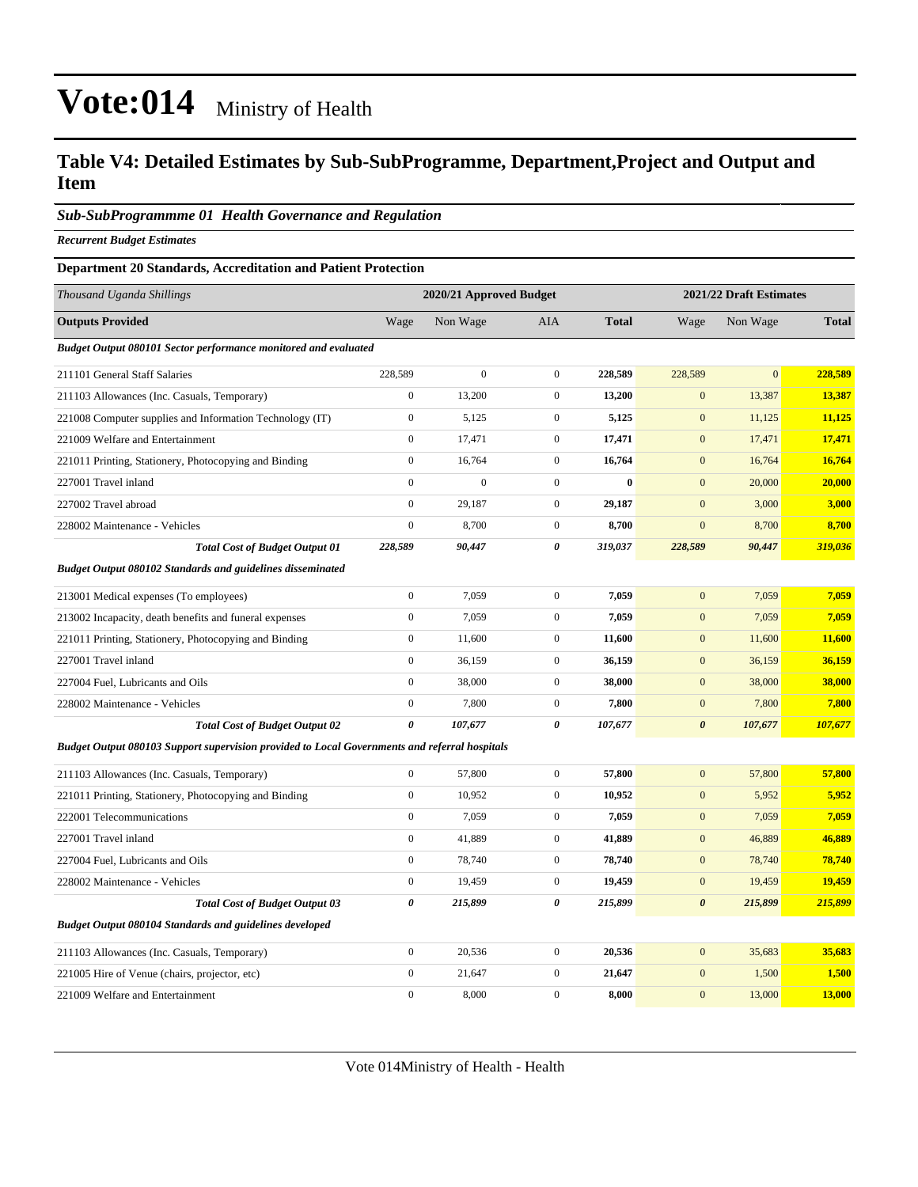# Vote:014 Ministry of Health

## Table V4: Detailed Estimates by Sub-SubProgramme, Department,Project and Output and Item

### *Sub-SubProgrammme 01 Health Governance and Regulation*

***Recurrent Budget Estimates***

**Department 20 Standards, Accreditation and Patient Protection**

| *Thousand Uganda Shillings* | 2020/21 Approved Budget | | | | 2021/22 Draft Estimates | | |
|---|---|---|---|---|---|---|---|
| **Outputs Provided** | Wage | Non Wage | AIA | **Total** | Wage | Non Wage | **Total** |
| ***Budget Output 080101 Sector performance monitored and evaluated*** | | | | | | | |
| 211101 General Staff Salaries | 228,589 | 0 | 0 | **228,589** | 228,589 | 0 | **228,589** |
| 211103 Allowances (Inc. Casuals, Temporary) | 0 | 13,200 | 0 | **13,200** | 0 | 13,387 | **13,387** |
| 221008 Computer supplies and Information Technology (IT) | 0 | 5,125 | 0 | **5,125** | 0 | 11,125 | **11,125** |
| 221009 Welfare and Entertainment | 0 | 17,471 | 0 | **17,471** | 0 | 17,471 | **17,471** |
| 221011 Printing, Stationery, Photocopying and Binding | 0 | 16,764 | 0 | **16,764** | 0 | 16,764 | **16,764** |
| 227001 Travel inland | 0 | 0 | 0 | **0** | 0 | 20,000 | **20,000** |
| 227002 Travel abroad | 0 | 29,187 | 0 | **29,187** | 0 | 3,000 | **3,000** |
| 228002 Maintenance - Vehicles | 0 | 8,700 | 0 | **8,700** | 0 | 8,700 | **8,700** |
| ***Total Cost of Budget Output 01*** | ***228,589*** | ***90,447*** | ***0*** | ***319,037*** | ***228,589*** | ***90,447*** | ***319,036*** |
| ***Budget Output 080102 Standards and guidelines disseminated*** | | | | | | | |
| 213001 Medical expenses (To employees) | 0 | 7,059 | 0 | **7,059** | 0 | 7,059 | **7,059** |
| 213002 Incapacity, death benefits and funeral expenses | 0 | 7,059 | 0 | **7,059** | 0 | 7,059 | **7,059** |
| 221011 Printing, Stationery, Photocopying and Binding | 0 | 11,600 | 0 | **11,600** | 0 | 11,600 | **11,600** |
| 227001 Travel inland | 0 | 36,159 | 0 | **36,159** | 0 | 36,159 | **36,159** |
| 227004 Fuel, Lubricants and Oils | 0 | 38,000 | 0 | **38,000** | 0 | 38,000 | **38,000** |
| 228002 Maintenance - Vehicles | 0 | 7,800 | 0 | **7,800** | 0 | 7,800 | **7,800** |
| ***Total Cost of Budget Output 02*** | ***0*** | ***107,677*** | ***0*** | ***107,677*** | ***0*** | ***107,677*** | ***107,677*** |
| ***Budget Output 080103 Support supervision provided to Local Governments and referral hospitals*** | | | | | | | |
| 211103 Allowances (Inc. Casuals, Temporary) | 0 | 57,800 | 0 | **57,800** | 0 | 57,800 | **57,800** |
| 221011 Printing, Stationery, Photocopying and Binding | 0 | 10,952 | 0 | **10,952** | 0 | 5,952 | **5,952** |
| 222001 Telecommunications | 0 | 7,059 | 0 | **7,059** | 0 | 7,059 | **7,059** |
| 227001 Travel inland | 0 | 41,889 | 0 | **41,889** | 0 | 46,889 | **46,889** |
| 227004 Fuel, Lubricants and Oils | 0 | 78,740 | 0 | **78,740** | 0 | 78,740 | **78,740** |
| 228002 Maintenance - Vehicles | 0 | 19,459 | 0 | **19,459** | 0 | 19,459 | **19,459** |
| ***Total Cost of Budget Output 03*** | ***0*** | ***215,899*** | ***0*** | ***215,899*** | ***0*** | ***215,899*** | ***215,899*** |
| ***Budget Output 080104 Standards and guidelines developed*** | | | | | | | |
| 211103 Allowances (Inc. Casuals, Temporary) | 0 | 20,536 | 0 | **20,536** | 0 | 35,683 | **35,683** |
| 221005 Hire of Venue (chairs, projector, etc) | 0 | 21,647 | 0 | **21,647** | 0 | 1,500 | **1,500** |
| 221009 Welfare and Entertainment | 0 | 8,000 | 0 | **8,000** | 0 | 13,000 | **13,000** |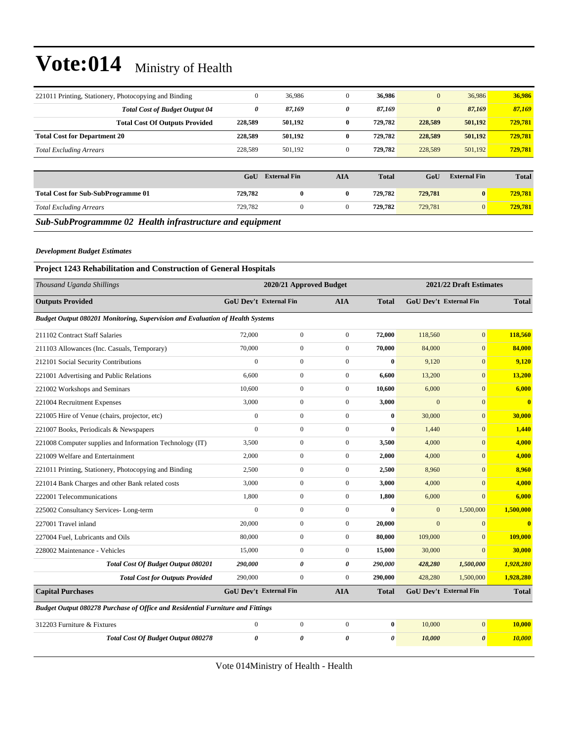# Vote:014 Ministry of Health

| | | | | | | | |
|---|---|---|---|---|---|---|---|
| 221011 Printing, Stationery, Photocopying and Binding | 0 | 36,986 | 0 | **36,986** | 0 | 36,986 | **36,986** |
| ***Total Cost of Budget Output 04*** | ***0*** | ***87,169*** | ***0*** | ***87,169*** | ***0*** | ***87,169*** | ***87,169*** |
| **Total Cost Of Outputs Provided** | **228,589** | **501,192** | **0** | **729,782** | **228,589** | **501,192** | **729,781** |
| **Total Cost for Department 20** | **228,589** | **501,192** | **0** | **729,782** | **228,589** | **501,192** | **729,781** |
| *Total Excluding Arrears* | 228,589 | 501,192 | 0 | **729,782** | 228,589 | 501,192 | **729,781** |

| | GoU | External Fin | AIA | Total | GoU | External Fin | Total |
|---|---|---|---|---|---|---|---|
| **Total Cost for Sub-SubProgramme 01** | **729,782** | **0** | **0** | **729,782** | **729,781** | **0** | **729,781** |
| *Total Excluding Arrears* | 729,782 | 0 | 0 | **729,782** | 729,781 | 0 | **729,781** |

## *Sub-SubProgrammme 02 Health infrastructure and equipment*

***Development Budget Estimates***

### Project 1243 Rehabilitation and Construction of General Hospitals

| *Thousand Uganda Shillings* | 2020/21 Approved Budget | | | | 2021/22 Draft Estimates | | |
|---|---|---|---|---|---|---|---|
| **Outputs Provided** | **GoU Dev't** | **External Fin** | **AIA** | **Total** | **GoU Dev't** | **External Fin** | **Total** |
| ***Budget Output 080201 Monitoring, Supervision and Evaluation of Health Systems*** | | | | | | | |
| 211102 Contract Staff Salaries | 72,000 | 0 | 0 | **72,000** | 118,560 | 0 | **118,560** |
| 211103 Allowances (Inc. Casuals, Temporary) | 70,000 | 0 | 0 | **70,000** | 84,000 | 0 | **84,000** |
| 212101 Social Security Contributions | 0 | 0 | 0 | **0** | 9,120 | 0 | **9,120** |
| 221001 Advertising and Public Relations | 6,600 | 0 | 0 | **6,600** | 13,200 | 0 | **13,200** |
| 221002 Workshops and Seminars | 10,600 | 0 | 0 | **10,600** | 6,000 | 0 | **6,000** |
| 221004 Recruitment Expenses | 3,000 | 0 | 0 | **3,000** | 0 | 0 | **0** |
| 221005 Hire of Venue (chairs, projector, etc) | 0 | 0 | 0 | **0** | 30,000 | 0 | **30,000** |
| 221007 Books, Periodicals & Newspapers | 0 | 0 | 0 | **0** | 1,440 | 0 | **1,440** |
| 221008 Computer supplies and Information Technology (IT) | 3,500 | 0 | 0 | **3,500** | 4,000 | 0 | **4,000** |
| 221009 Welfare and Entertainment | 2,000 | 0 | 0 | **2,000** | 4,000 | 0 | **4,000** |
| 221011 Printing, Stationery, Photocopying and Binding | 2,500 | 0 | 0 | **2,500** | 8,960 | 0 | **8,960** |
| 221014 Bank Charges and other Bank related costs | 3,000 | 0 | 0 | **3,000** | 4,000 | 0 | **4,000** |
| 222001 Telecommunications | 1,800 | 0 | 0 | **1,800** | 6,000 | 0 | **6,000** |
| 225002 Consultancy Services- Long-term | 0 | 0 | 0 | **0** | 0 | 1,500,000 | **1,500,000** |
| 227001 Travel inland | 20,000 | 0 | 0 | **20,000** | 0 | 0 | **0** |
| 227004 Fuel, Lubricants and Oils | 80,000 | 0 | 0 | **80,000** | 109,000 | 0 | **109,000** |
| 228002 Maintenance - Vehicles | 15,000 | 0 | 0 | **15,000** | 30,000 | 0 | **30,000** |
| ***Total Cost Of Budget Output 080201*** | ***290,000*** | ***0*** | ***0*** | ***290,000*** | ***428,280*** | ***1,500,000*** | ***1,928,280*** |
| ***Total Cost for Outputs Provided*** | 290,000 | 0 | 0 | **290,000** | 428,280 | 1,500,000 | **1,928,280** |
| **Capital Purchases** | **GoU Dev't** | **External Fin** | **AIA** | **Total** | **GoU Dev't** | **External Fin** | **Total** |
| ***Budget Output 080278 Purchase of Office and Residential Furniture and Fittings*** | | | | | | | |
| 312203 Furniture & Fixtures | 0 | 0 | 0 | **0** | 10,000 | 0 | **10,000** |
| ***Total Cost Of Budget Output 080278*** | ***0*** | ***0*** | ***0*** | ***0*** | ***10,000*** | ***0*** | ***10,000*** |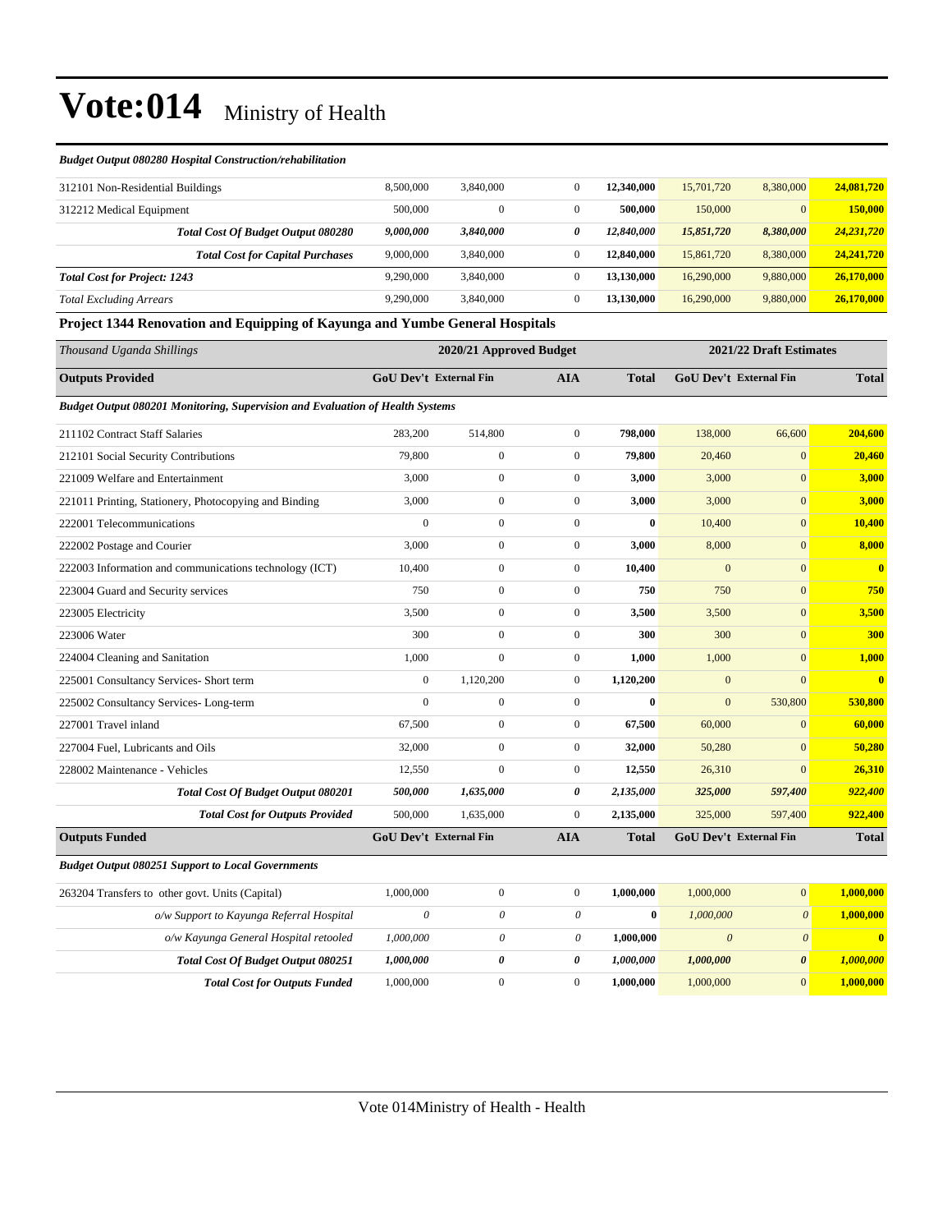*Budget Output 080280 Hospital Construction/rehabilitation*

| | | | | | | | |
|---|---|---|---|---|---|---|---|
| 312101 Non-Residential Buildings | 8,500,000 | 3,840,000 | 0 | **12,340,000** | 15,701,720 | 8,380,000 | **24,081,720** |
| 312212 Medical Equipment | 500,000 | 0 | 0 | **500,000** | 150,000 | 0 | **150,000** |
| ***Total Cost Of Budget Output 080280*** | ***9,000,000*** | ***3,840,000*** | ***0*** | ***12,840,000*** | ***15,851,720*** | ***8,380,000*** | ***24,231,720*** |
| ***Total Cost for Capital Purchases*** | 9,000,000 | 3,840,000 | 0 | **12,840,000** | 15,861,720 | 8,380,000 | **24,241,720** |
| ***Total Cost for Project: 1243*** | 9,290,000 | 3,840,000 | 0 | **13,130,000** | 16,290,000 | 9,880,000 | **26,170,000** |
| *Total Excluding Arrears* | 9,290,000 | 3,840,000 | 0 | **13,130,000** | 16,290,000 | 9,880,000 | **26,170,000** |

**Project 1344 Renovation and Equipping of Kayunga and Yumbe General Hospitals**

| *Thousand Uganda Shillings* | 2020/21 Approved Budget | | | | 2021/22 Draft Estimates | | |
|---|---|---|---|---|---|---|---|
| **Outputs Provided** | **GoU Dev't** | **External Fin** | **AIA** | **Total** | **GoU Dev't** | **External Fin** | **Total** |
| ***Budget Output 080201 Monitoring, Supervision and Evaluation of Health Systems*** | | | | | | | |
| 211102 Contract Staff Salaries | 283,200 | 514,800 | 0 | **798,000** | 138,000 | 66,600 | **204,600** |
| 212101 Social Security Contributions | 79,800 | 0 | 0 | **79,800** | 20,460 | 0 | **20,460** |
| 221009 Welfare and Entertainment | 3,000 | 0 | 0 | **3,000** | 3,000 | 0 | **3,000** |
| 221011 Printing, Stationery, Photocopying and Binding | 3,000 | 0 | 0 | **3,000** | 3,000 | 0 | **3,000** |
| 222001 Telecommunications | 0 | 0 | 0 | **0** | 10,400 | 0 | **10,400** |
| 222002 Postage and Courier | 3,000 | 0 | 0 | **3,000** | 8,000 | 0 | **8,000** |
| 222003 Information and communications technology (ICT) | 10,400 | 0 | 0 | **10,400** | 0 | 0 | **0** |
| 223004 Guard and Security services | 750 | 0 | 0 | **750** | 750 | 0 | **750** |
| 223005 Electricity | 3,500 | 0 | 0 | **3,500** | 3,500 | 0 | **3,500** |
| 223006 Water | 300 | 0 | 0 | **300** | 300 | 0 | **300** |
| 224004 Cleaning and Sanitation | 1,000 | 0 | 0 | **1,000** | 1,000 | 0 | **1,000** |
| 225001 Consultancy Services- Short term | 0 | 1,120,200 | 0 | **1,120,200** | 0 | 0 | **0** |
| 225002 Consultancy Services- Long-term | 0 | 0 | 0 | **0** | 0 | 530,800 | **530,800** |
| 227001 Travel inland | 67,500 | 0 | 0 | **67,500** | 60,000 | 0 | **60,000** |
| 227004 Fuel, Lubricants and Oils | 32,000 | 0 | 0 | **32,000** | 50,280 | 0 | **50,280** |
| 228002 Maintenance - Vehicles | 12,550 | 0 | 0 | **12,550** | 26,310 | 0 | **26,310** |
| ***Total Cost Of Budget Output 080201*** | ***500,000*** | ***1,635,000*** | ***0*** | ***2,135,000*** | ***325,000*** | ***597,400*** | ***922,400*** |
| ***Total Cost for Outputs Provided*** | 500,000 | 1,635,000 | 0 | **2,135,000** | 325,000 | 597,400 | **922,400** |
| **Outputs Funded** | **GoU Dev't** | **External Fin** | **AIA** | **Total** | **GoU Dev't** | **External Fin** | **Total** |
| ***Budget Output 080251 Support to Local Governments*** | | | | | | | |
| 263204 Transfers to other govt. Units (Capital) | 1,000,000 | 0 | 0 | **1,000,000** | 1,000,000 | 0 | **1,000,000** |
| *o/w Support to Kayunga Referral Hospital* | *0* | *0* | *0* | **0** | *1,000,000* | *0* | **1,000,000** |
| *o/w Kayunga General Hospital retooled* | *1,000,000* | *0* | *0* | **1,000,000** | *0* | *0* | **0** |
| ***Total Cost Of Budget Output 080251*** | ***1,000,000*** | ***0*** | ***0*** | ***1,000,000*** | ***1,000,000*** | ***0*** | ***1,000,000*** |
| ***Total Cost for Outputs Funded*** | 1,000,000 | 0 | 0 | **1,000,000** | 1,000,000 | 0 | **1,000,000** |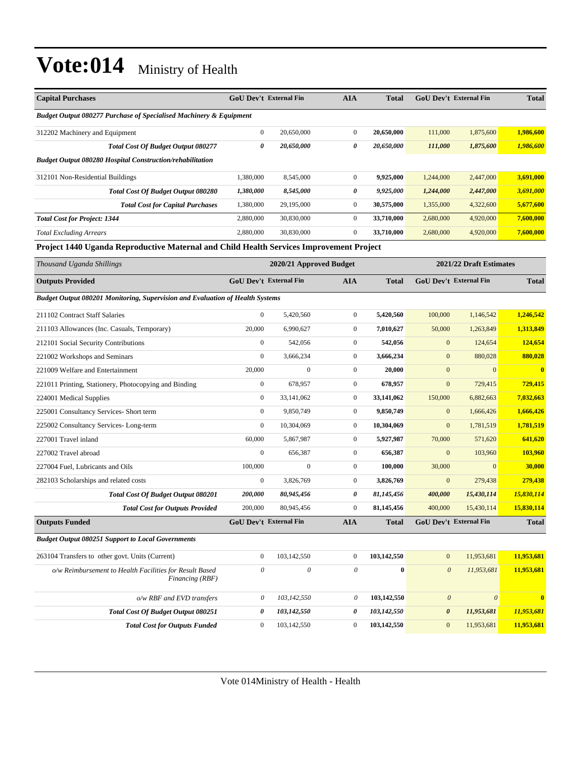# Vote:014 Ministry of Health

| Capital Purchases | GoU Dev't | External Fin | AIA | Total | GoU Dev't | External Fin | Total |
|---|---|---|---|---|---|---|---|
| ***Budget Output 080277 Purchase of Specialised Machinery & Equipment*** | | | | | | | |
| 312202 Machinery and Equipment | 0 | 20,650,000 | 0 | **20,650,000** | 111,000 | 1,875,600 | **1,986,600** |
| ***Total Cost Of Budget Output 080277*** | ***0*** | ***20,650,000*** | ***0*** | ***20,650,000*** | ***111,000*** | ***1,875,600*** | ***1,986,600*** |
| ***Budget Output 080280 Hospital Construction/rehabilitation*** | | | | | | | |
| 312101 Non-Residential Buildings | 1,380,000 | 8,545,000 | 0 | **9,925,000** | 1,244,000 | 2,447,000 | **3,691,000** |
| ***Total Cost Of Budget Output 080280*** | ***1,380,000*** | ***8,545,000*** | ***0*** | ***9,925,000*** | ***1,244,000*** | ***2,447,000*** | ***3,691,000*** |
| ***Total Cost for Capital Purchases*** | 1,380,000 | 29,195,000 | 0 | **30,575,000** | 1,355,000 | 4,322,600 | **5,677,600** |
| ***Total Cost for Project: 1344*** | 2,880,000 | 30,830,000 | 0 | **33,710,000** | 2,680,000 | 4,920,000 | **7,600,000** |
| *Total Excluding Arrears* | 2,880,000 | 30,830,000 | 0 | **33,710,000** | 2,680,000 | 4,920,000 | **7,600,000** |

### Project 1440 Uganda Reproductive Maternal and Child Health Services Improvement Project

| *Thousand Uganda Shillings* | 2020/21 Approved Budget | | | | 2021/22 Draft Estimates | | |
|---|---|---|---|---|---|---|---|
| **Outputs Provided** | **GoU Dev't** | **External Fin** | **AIA** | **Total** | **GoU Dev't** | **External Fin** | **Total** |
| ***Budget Output 080201 Monitoring, Supervision and Evaluation of Health Systems*** | | | | | | | |
| 211102 Contract Staff Salaries | 0 | 5,420,560 | 0 | **5,420,560** | 100,000 | 1,146,542 | **1,246,542** |
| 211103 Allowances (Inc. Casuals, Temporary) | 20,000 | 6,990,627 | 0 | **7,010,627** | 50,000 | 1,263,849 | **1,313,849** |
| 212101 Social Security Contributions | 0 | 542,056 | 0 | **542,056** | 0 | 124,654 | **124,654** |
| 221002 Workshops and Seminars | 0 | 3,666,234 | 0 | **3,666,234** | 0 | 880,028 | **880,028** |
| 221009 Welfare and Entertainment | 20,000 | 0 | 0 | **20,000** | 0 | 0 | **0** |
| 221011 Printing, Stationery, Photocopying and Binding | 0 | 678,957 | 0 | **678,957** | 0 | 729,415 | **729,415** |
| 224001 Medical Supplies | 0 | 33,141,062 | 0 | **33,141,062** | 150,000 | 6,882,663 | **7,032,663** |
| 225001 Consultancy Services- Short term | 0 | 9,850,749 | 0 | **9,850,749** | 0 | 1,666,426 | **1,666,426** |
| 225002 Consultancy Services- Long-term | 0 | 10,304,069 | 0 | **10,304,069** | 0 | 1,781,519 | **1,781,519** |
| 227001 Travel inland | 60,000 | 5,867,987 | 0 | **5,927,987** | 70,000 | 571,620 | **641,620** |
| 227002 Travel abroad | 0 | 656,387 | 0 | **656,387** | 0 | 103,960 | **103,960** |
| 227004 Fuel, Lubricants and Oils | 100,000 | 0 | 0 | **100,000** | 30,000 | 0 | **30,000** |
| 282103 Scholarships and related costs | 0 | 3,826,769 | 0 | **3,826,769** | 0 | 279,438 | **279,438** |
| ***Total Cost Of Budget Output 080201*** | ***200,000*** | ***80,945,456*** | ***0*** | ***81,145,456*** | ***400,000*** | ***15,430,114*** | ***15,830,114*** |
| ***Total Cost for Outputs Provided*** | 200,000 | 80,945,456 | 0 | **81,145,456** | 400,000 | 15,430,114 | **15,830,114** |
| **Outputs Funded** | **GoU Dev't** | **External Fin** | **AIA** | **Total** | **GoU Dev't** | **External Fin** | **Total** |
| ***Budget Output 080251 Support to Local Governments*** | | | | | | | |
| 263104 Transfers to other govt. Units (Current) | 0 | 103,142,550 | 0 | **103,142,550** | 0 | 11,953,681 | **11,953,681** |
| *o/w Reimbursement to Health Facilities for Result Based Financing (RBF)* | *0* | *0* | *0* | **0** | *0* | *11,953,681* | **11,953,681** |
| *o/w RBF and EVD transfers* | *0* | *103,142,550* | *0* | **103,142,550** | *0* | *0* | **0** |
| ***Total Cost Of Budget Output 080251*** | ***0*** | ***103,142,550*** | ***0*** | ***103,142,550*** | ***0*** | ***11,953,681*** | ***11,953,681*** |
| ***Total Cost for Outputs Funded*** | 0 | 103,142,550 | 0 | **103,142,550** | 0 | 11,953,681 | **11,953,681** |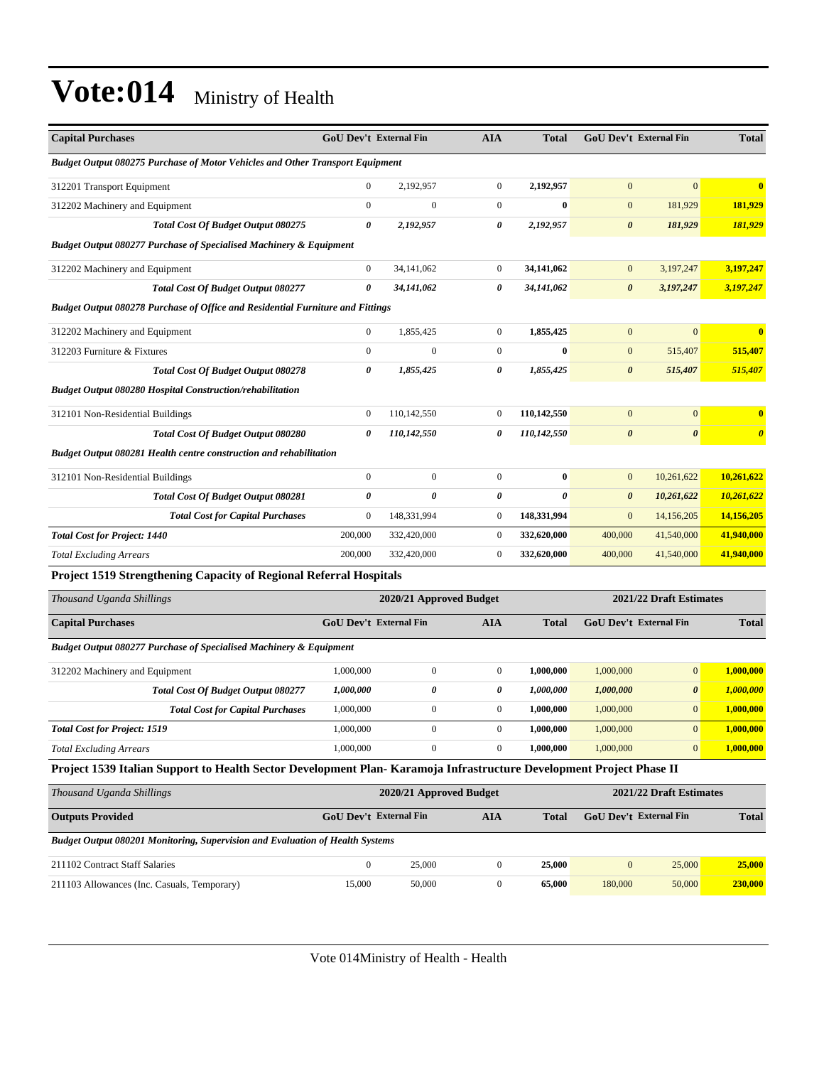# Vote:014 Ministry of Health

| Capital Purchases | GoU Dev't | External Fin | AIA | Total | GoU Dev't | External Fin | Total |
|---|---|---|---|---|---|---|---|
| ***Budget Output 080275 Purchase of Motor Vehicles and Other Transport Equipment*** | | | | | | | |
| 312201 Transport Equipment | 0 | 2,192,957 | 0 | **2,192,957** | 0 | 0 | **0** |
| 312202 Machinery and Equipment | 0 | 0 | 0 | **0** | 0 | 181,929 | **181,929** |
| ***Total Cost Of Budget Output 080275*** | ***0*** | ***2,192,957*** | ***0*** | ***2,192,957*** | ***0*** | ***181,929*** | ***181,929*** |
| ***Budget Output 080277 Purchase of Specialised Machinery & Equipment*** | | | | | | | |
| 312202 Machinery and Equipment | 0 | 34,141,062 | 0 | **34,141,062** | 0 | 3,197,247 | **3,197,247** |
| ***Total Cost Of Budget Output 080277*** | ***0*** | ***34,141,062*** | ***0*** | ***34,141,062*** | ***0*** | ***3,197,247*** | ***3,197,247*** |
| ***Budget Output 080278 Purchase of Office and Residential Furniture and Fittings*** | | | | | | | |
| 312202 Machinery and Equipment | 0 | 1,855,425 | 0 | **1,855,425** | 0 | 0 | **0** |
| 312203 Furniture & Fixtures | 0 | 0 | 0 | **0** | 0 | 515,407 | **515,407** |
| ***Total Cost Of Budget Output 080278*** | ***0*** | ***1,855,425*** | ***0*** | ***1,855,425*** | ***0*** | ***515,407*** | ***515,407*** |
| ***Budget Output 080280 Hospital Construction/rehabilitation*** | | | | | | | |
| 312101 Non-Residential Buildings | 0 | 110,142,550 | 0 | **110,142,550** | 0 | 0 | **0** |
| ***Total Cost Of Budget Output 080280*** | ***0*** | ***110,142,550*** | ***0*** | ***110,142,550*** | ***0*** | ***0*** | ***0*** |
| ***Budget Output 080281 Health centre construction and rehabilitation*** | | | | | | | |
| 312101 Non-Residential Buildings | 0 | 0 | 0 | **0** | 0 | 10,261,622 | **10,261,622** |
| ***Total Cost Of Budget Output 080281*** | ***0*** | ***0*** | ***0*** | ***0*** | ***0*** | ***10,261,622*** | ***10,261,622*** |
| ***Total Cost for Capital Purchases*** | 0 | 148,331,994 | 0 | **148,331,994** | 0 | 14,156,205 | **14,156,205** |
| ***Total Cost for Project: 1440*** | 200,000 | 332,420,000 | 0 | **332,620,000** | 400,000 | 41,540,000 | **41,940,000** |
| *Total Excluding Arrears* | 200,000 | 332,420,000 | 0 | **332,620,000** | 400,000 | 41,540,000 | **41,940,000** |

**Project 1519 Strengthening Capacity of Regional Referral Hospitals**

| *Thousand Uganda Shillings* | 2020/21 Approved Budget | | | | 2021/22 Draft Estimates | | |
|---|---|---|---|---|---|---|---|
| **Capital Purchases** | **GoU Dev't** | **External Fin** | **AIA** | **Total** | **GoU Dev't** | **External Fin** | **Total** |
| ***Budget Output 080277 Purchase of Specialised Machinery & Equipment*** | | | | | | | |
| 312202 Machinery and Equipment | 1,000,000 | 0 | 0 | **1,000,000** | 1,000,000 | 0 | **1,000,000** |
| ***Total Cost Of Budget Output 080277*** | ***1,000,000*** | ***0*** | ***0*** | ***1,000,000*** | ***1,000,000*** | ***0*** | ***1,000,000*** |
| ***Total Cost for Capital Purchases*** | 1,000,000 | 0 | 0 | **1,000,000** | 1,000,000 | 0 | **1,000,000** |
| ***Total Cost for Project: 1519*** | 1,000,000 | 0 | 0 | **1,000,000** | 1,000,000 | 0 | **1,000,000** |
| *Total Excluding Arrears* | 1,000,000 | 0 | 0 | **1,000,000** | 1,000,000 | 0 | **1,000,000** |

**Project 1539 Italian Support to Health Sector Development Plan- Karamoja Infrastructure Development Project Phase II**

| *Thousand Uganda Shillings* | 2020/21 Approved Budget | | | | 2021/22 Draft Estimates | | |
|---|---|---|---|---|---|---|---|
| **Outputs Provided** | **GoU Dev't** | **External Fin** | **AIA** | **Total** | **GoU Dev't** | **External Fin** | **Total** |
| ***Budget Output 080201 Monitoring, Supervision and Evaluation of Health Systems*** | | | | | | | |
| 211102 Contract Staff Salaries | 0 | 25,000 | 0 | **25,000** | 0 | 25,000 | **25,000** |
| 211103 Allowances (Inc. Casuals, Temporary) | 15,000 | 50,000 | 0 | **65,000** | 180,000 | 50,000 | **230,000** |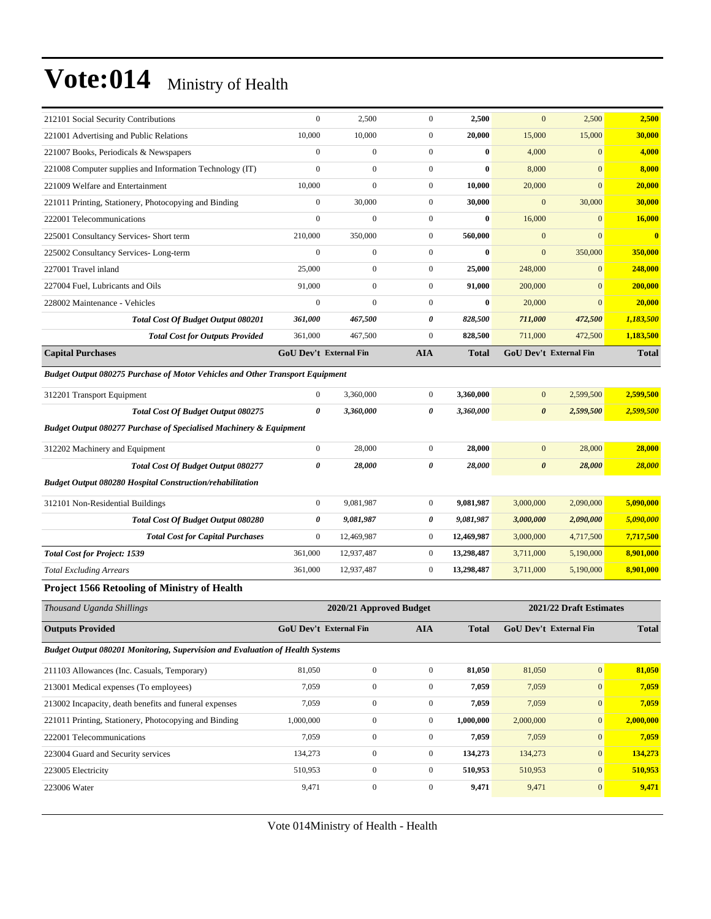# Vote:014 Ministry of Health

| | | | | | | | |
|---|---|---|---|---|---|---|---|
| 212101 Social Security Contributions | 0 | 2,500 | 0 | **2,500** | 0 | 2,500 | **2,500** |
| 221001 Advertising and Public Relations | 10,000 | 10,000 | 0 | **20,000** | 15,000 | 15,000 | **30,000** |
| 221007 Books, Periodicals & Newspapers | 0 | 0 | 0 | **0** | 4,000 | 0 | **4,000** |
| 221008 Computer supplies and Information Technology (IT) | 0 | 0 | 0 | **0** | 8,000 | 0 | **8,000** |
| 221009 Welfare and Entertainment | 10,000 | 0 | 0 | **10,000** | 20,000 | 0 | **20,000** |
| 221011 Printing, Stationery, Photocopying and Binding | 0 | 30,000 | 0 | **30,000** | 0 | 30,000 | **30,000** |
| 222001 Telecommunications | 0 | 0 | 0 | **0** | 16,000 | 0 | **16,000** |
| 225001 Consultancy Services- Short term | 210,000 | 350,000 | 0 | **560,000** | 0 | 0 | **0** |
| 225002 Consultancy Services- Long-term | 0 | 0 | 0 | **0** | 0 | 350,000 | **350,000** |
| 227001 Travel inland | 25,000 | 0 | 0 | **25,000** | 248,000 | 0 | **248,000** |
| 227004 Fuel, Lubricants and Oils | 91,000 | 0 | 0 | **91,000** | 200,000 | 0 | **200,000** |
| 228002 Maintenance - Vehicles | 0 | 0 | 0 | **0** | 20,000 | 0 | **20,000** |
| ***Total Cost Of Budget Output 080201*** | ***361,000*** | ***467,500*** | ***0*** | ***828,500*** | ***711,000*** | ***472,500*** | ***1,183,500*** |
| ***Total Cost for Outputs Provided*** | 361,000 | 467,500 | 0 | **828,500** | 711,000 | 472,500 | **1,183,500** |
| **Capital Purchases** | **GoU Dev't** | **External Fin** | **AIA** | **Total** | **GoU Dev't** | **External Fin** | **Total** |
| ***Budget Output 080275 Purchase of Motor Vehicles and Other Transport Equipment*** | | | | | | | |
| 312201 Transport Equipment | 0 | 3,360,000 | 0 | **3,360,000** | 0 | 2,599,500 | **2,599,500** |
| ***Total Cost Of Budget Output 080275*** | ***0*** | ***3,360,000*** | ***0*** | ***3,360,000*** | ***0*** | ***2,599,500*** | ***2,599,500*** |
| ***Budget Output 080277 Purchase of Specialised Machinery & Equipment*** | | | | | | | |
| 312202 Machinery and Equipment | 0 | 28,000 | 0 | **28,000** | 0 | 28,000 | **28,000** |
| ***Total Cost Of Budget Output 080277*** | ***0*** | ***28,000*** | ***0*** | ***28,000*** | ***0*** | ***28,000*** | ***28,000*** |
| ***Budget Output 080280 Hospital Construction/rehabilitation*** | | | | | | | |
| 312101 Non-Residential Buildings | 0 | 9,081,987 | 0 | **9,081,987** | 3,000,000 | 2,090,000 | **5,090,000** |
| ***Total Cost Of Budget Output 080280*** | ***0*** | ***9,081,987*** | ***0*** | ***9,081,987*** | ***3,000,000*** | ***2,090,000*** | ***5,090,000*** |
| ***Total Cost for Capital Purchases*** | 0 | 12,469,987 | 0 | **12,469,987** | 3,000,000 | 4,717,500 | **7,717,500** |
| ***Total Cost for Project: 1539*** | 361,000 | 12,937,487 | 0 | **13,298,487** | 3,711,000 | 5,190,000 | **8,901,000** |
| *Total Excluding Arrears* | 361,000 | 12,937,487 | 0 | **13,298,487** | 3,711,000 | 5,190,000 | **8,901,000** |

### Project 1566 Retooling of Ministry of Health

| *Thousand Uganda Shillings* | 2020/21 Approved Budget | | | | 2021/22 Draft Estimates | | |
|---|---|---|---|---|---|---|---|
| **Outputs Provided** | **GoU Dev't** | **External Fin** | **AIA** | **Total** | **GoU Dev't** | **External Fin** | **Total** |
| ***Budget Output 080201 Monitoring, Supervision and Evaluation of Health Systems*** | | | | | | | |
| 211103 Allowances (Inc. Casuals, Temporary) | 81,050 | 0 | 0 | **81,050** | 81,050 | 0 | **81,050** |
| 213001 Medical expenses (To employees) | 7,059 | 0 | 0 | **7,059** | 7,059 | 0 | **7,059** |
| 213002 Incapacity, death benefits and funeral expenses | 7,059 | 0 | 0 | **7,059** | 7,059 | 0 | **7,059** |
| 221011 Printing, Stationery, Photocopying and Binding | 1,000,000 | 0 | 0 | **1,000,000** | 2,000,000 | 0 | **2,000,000** |
| 222001 Telecommunications | 7,059 | 0 | 0 | **7,059** | 7,059 | 0 | **7,059** |
| 223004 Guard and Security services | 134,273 | 0 | 0 | **134,273** | 134,273 | 0 | **134,273** |
| 223005 Electricity | 510,953 | 0 | 0 | **510,953** | 510,953 | 0 | **510,953** |
| 223006 Water | 9,471 | 0 | 0 | **9,471** | 9,471 | 0 | **9,471** |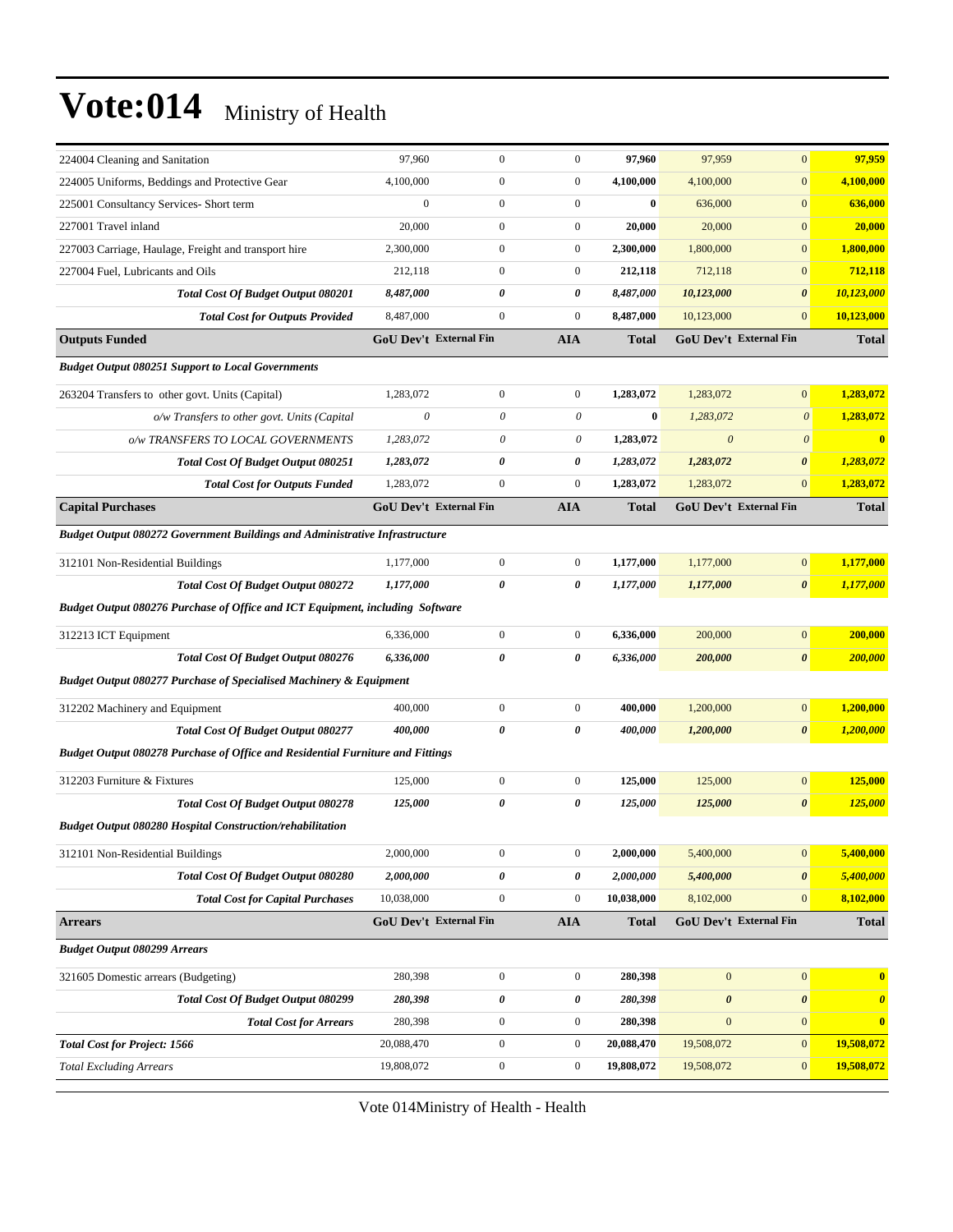# Vote:014 Ministry of Health

| | | | | | | | |
|---|---|---|---|---|---|---|---|
| 224004 Cleaning and Sanitation | 97,960 | 0 | 0 | **97,960** | 97,959 | 0 | **97,959** |
| 224005 Uniforms, Beddings and Protective Gear | 4,100,000 | 0 | 0 | **4,100,000** | 4,100,000 | 0 | **4,100,000** |
| 225001 Consultancy Services- Short term | 0 | 0 | 0 | **0** | 636,000 | 0 | **636,000** |
| 227001 Travel inland | 20,000 | 0 | 0 | **20,000** | 20,000 | 0 | **20,000** |
| 227003 Carriage, Haulage, Freight and transport hire | 2,300,000 | 0 | 0 | **2,300,000** | 1,800,000 | 0 | **1,800,000** |
| 227004 Fuel, Lubricants and Oils | 212,118 | 0 | 0 | **212,118** | 712,118 | 0 | **712,118** |
| ***Total Cost Of Budget Output 080201*** | ***8,487,000*** | ***0*** | ***0*** | ***8,487,000*** | ***10,123,000*** | ***0*** | ***10,123,000*** |
| ***Total Cost for Outputs Provided*** | 8,487,000 | 0 | 0 | **8,487,000** | 10,123,000 | 0 | **10,123,000** |
| **Outputs Funded** | **GoU Dev't** | **External Fin** | **AIA** | **Total** | **GoU Dev't** | **External Fin** | **Total** |
| ***Budget Output 080251 Support to Local Governments*** | | | | | | | |
| 263204 Transfers to other govt. Units (Capital) | 1,283,072 | 0 | 0 | **1,283,072** | 1,283,072 | 0 | **1,283,072** |
| *o/w Transfers to other govt. Units (Capital* | *0* | *0* | *0* | **0** | *1,283,072* | *0* | **1,283,072** |
| *o/w TRANSFERS TO LOCAL GOVERNMENTS* | *1,283,072* | *0* | *0* | **1,283,072** | *0* | *0* | **0** |
| ***Total Cost Of Budget Output 080251*** | ***1,283,072*** | ***0*** | ***0*** | ***1,283,072*** | ***1,283,072*** | ***0*** | ***1,283,072*** |
| ***Total Cost for Outputs Funded*** | 1,283,072 | 0 | 0 | **1,283,072** | 1,283,072 | 0 | **1,283,072** |
| **Capital Purchases** | **GoU Dev't** | **External Fin** | **AIA** | **Total** | **GoU Dev't** | **External Fin** | **Total** |
| ***Budget Output 080272 Government Buildings and Administrative Infrastructure*** | | | | | | | |
| 312101 Non-Residential Buildings | 1,177,000 | 0 | 0 | **1,177,000** | 1,177,000 | 0 | **1,177,000** |
| ***Total Cost Of Budget Output 080272*** | ***1,177,000*** | ***0*** | ***0*** | ***1,177,000*** | ***1,177,000*** | ***0*** | ***1,177,000*** |
| ***Budget Output 080276 Purchase of Office and ICT Equipment, including Software*** | | | | | | | |
| 312213 ICT Equipment | 6,336,000 | 0 | 0 | **6,336,000** | 200,000 | 0 | **200,000** |
| ***Total Cost Of Budget Output 080276*** | ***6,336,000*** | ***0*** | ***0*** | ***6,336,000*** | ***200,000*** | ***0*** | ***200,000*** |
| ***Budget Output 080277 Purchase of Specialised Machinery & Equipment*** | | | | | | | |
| 312202 Machinery and Equipment | 400,000 | 0 | 0 | **400,000** | 1,200,000 | 0 | **1,200,000** |
| ***Total Cost Of Budget Output 080277*** | ***400,000*** | ***0*** | ***0*** | ***400,000*** | ***1,200,000*** | ***0*** | ***1,200,000*** |
| ***Budget Output 080278 Purchase of Office and Residential Furniture and Fittings*** | | | | | | | |
| 312203 Furniture & Fixtures | 125,000 | 0 | 0 | **125,000** | 125,000 | 0 | **125,000** |
| ***Total Cost Of Budget Output 080278*** | ***125,000*** | ***0*** | ***0*** | ***125,000*** | ***125,000*** | ***0*** | ***125,000*** |
| ***Budget Output 080280 Hospital Construction/rehabilitation*** | | | | | | | |
| 312101 Non-Residential Buildings | 2,000,000 | 0 | 0 | **2,000,000** | 5,400,000 | 0 | **5,400,000** |
| ***Total Cost Of Budget Output 080280*** | ***2,000,000*** | ***0*** | ***0*** | ***2,000,000*** | ***5,400,000*** | ***0*** | ***5,400,000*** |
| ***Total Cost for Capital Purchases*** | 10,038,000 | 0 | 0 | **10,038,000** | 8,102,000 | 0 | **8,102,000** |
| **Arrears** | **GoU Dev't** | **External Fin** | **AIA** | **Total** | **GoU Dev't** | **External Fin** | **Total** |
| ***Budget Output 080299 Arrears*** | | | | | | | |
| 321605 Domestic arrears (Budgeting) | 280,398 | 0 | 0 | **280,398** | 0 | 0 | **0** |
| ***Total Cost Of Budget Output 080299*** | ***280,398*** | ***0*** | ***0*** | ***280,398*** | ***0*** | ***0*** | ***0*** |
| ***Total Cost for Arrears*** | 280,398 | 0 | 0 | **280,398** | 0 | 0 | **0** |
| ***Total Cost for Project: 1566*** | 20,088,470 | 0 | 0 | **20,088,470** | 19,508,072 | 0 | **19,508,072** |
| *Total Excluding Arrears* | 19,808,072 | 0 | 0 | **19,808,072** | 19,508,072 | 0 | **19,508,072** |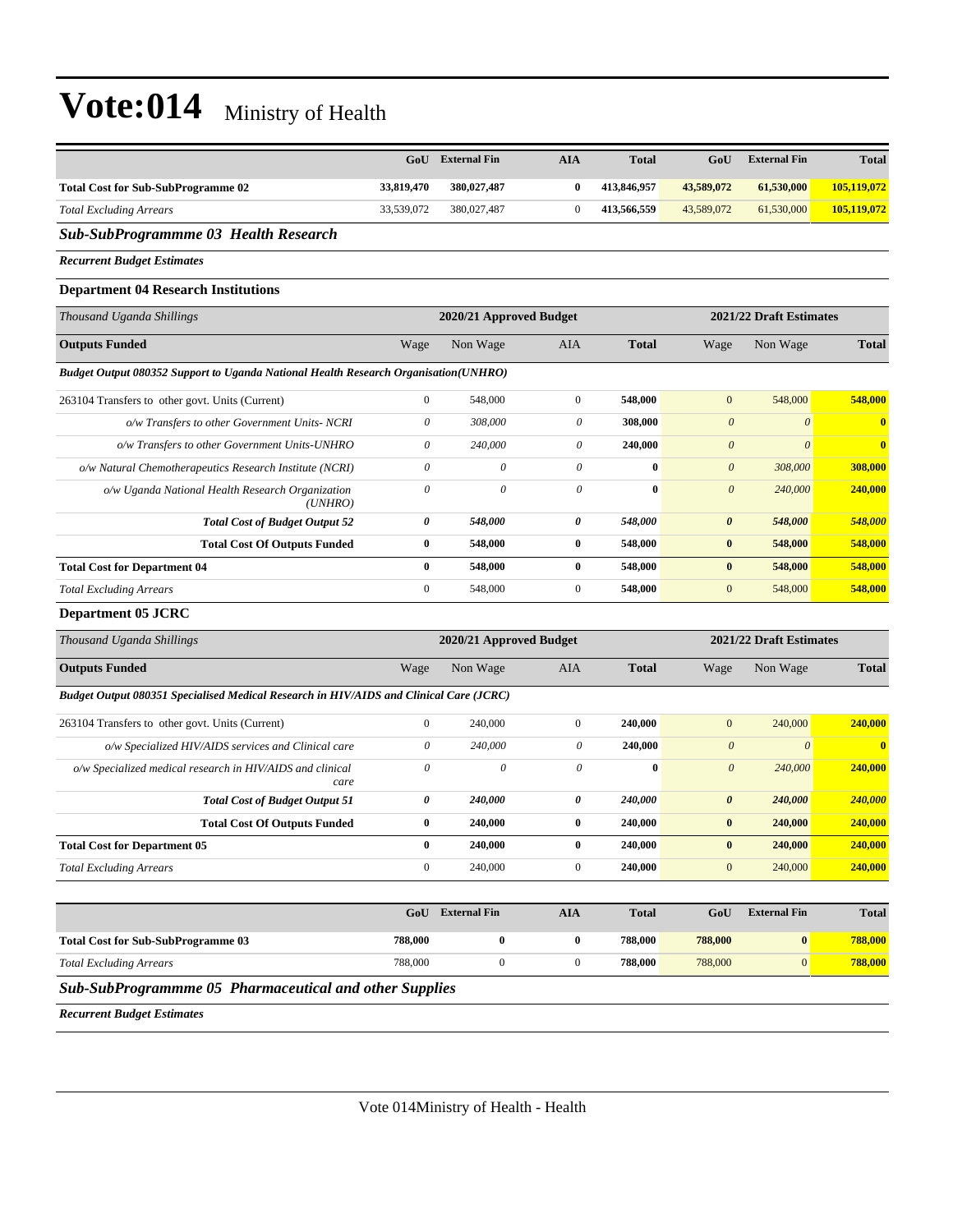# Vote:014 Ministry of Health

| | GoU | External Fin | AIA | Total | GoU | External Fin | Total |
|---|---|---|---|---|---|---|---|
| **Total Cost for Sub-SubProgramme 02** | **33,819,470** | **380,027,487** | **0** | **413,846,957** | **43,589,072** | **61,530,000** | **105,119,072** |
| *Total Excluding Arrears* | 33,539,072 | 380,027,487 | 0 | **413,566,559** | 43,589,072 | 61,530,000 | **105,119,072** |

### *Sub-SubProgrammme 03 Health Research*

***Recurrent Budget Estimates***

**Department 04 Research Institutions**

| *Thousand Uganda Shillings* | 2020/21 Approved Budget | | | | 2021/22 Draft Estimates | | |
|---|---|---|---|---|---|---|---|
| **Outputs Funded** | Wage | Non Wage | AIA | **Total** | Wage | Non Wage | **Total** |
| ***Budget Output 080352 Support to Uganda National Health Research Organisation(UNHRO)*** | | | | | | | |
| 263104 Transfers to other govt. Units (Current) | 0 | 548,000 | 0 | **548,000** | 0 | 548,000 | **548,000** |
| *o/w Transfers to other Government Units- NCRI* | *0* | *308,000* | *0* | **308,000** | *0* | *0* | **0** |
| *o/w Transfers to other Government Units-UNHRO* | *0* | *240,000* | *0* | **240,000** | *0* | *0* | **0** |
| *o/w Natural Chemotherapeutics Research Institute (NCRI)* | *0* | *0* | *0* | **0** | *0* | *308,000* | **308,000** |
| *o/w Uganda National Health Research Organization (UNHRO)* | *0* | *0* | *0* | **0** | *0* | *240,000* | **240,000** |
| ***Total Cost of Budget Output 52*** | ***0*** | ***548,000*** | ***0*** | ***548,000*** | ***0*** | ***548,000*** | ***548,000*** |
| **Total Cost Of Outputs Funded** | **0** | **548,000** | **0** | **548,000** | **0** | **548,000** | **548,000** |
| **Total Cost for Department 04** | **0** | **548,000** | **0** | **548,000** | **0** | **548,000** | **548,000** |
| *Total Excluding Arrears* | 0 | 548,000 | 0 | **548,000** | 0 | 548,000 | **548,000** |

**Department 05 JCRC**

| *Thousand Uganda Shillings* | 2020/21 Approved Budget | | | | 2021/22 Draft Estimates | | |
|---|---|---|---|---|---|---|---|
| **Outputs Funded** | Wage | Non Wage | AIA | **Total** | Wage | Non Wage | **Total** |
| ***Budget Output 080351 Specialised Medical Research in HIV/AIDS and Clinical Care (JCRC)*** | | | | | | | |
| 263104 Transfers to other govt. Units (Current) | 0 | 240,000 | 0 | **240,000** | 0 | 240,000 | **240,000** |
| *o/w Specialized HIV/AIDS services and Clinical care* | *0* | *240,000* | *0* | **240,000** | *0* | *0* | **0** |
| *o/w Specialized medical research in HIV/AIDS and clinical care* | *0* | *0* | *0* | **0** | *0* | *240,000* | **240,000** |
| ***Total Cost of Budget Output 51*** | ***0*** | ***240,000*** | ***0*** | ***240,000*** | ***0*** | ***240,000*** | ***240,000*** |
| **Total Cost Of Outputs Funded** | **0** | **240,000** | **0** | **240,000** | **0** | **240,000** | **240,000** |
| **Total Cost for Department 05** | **0** | **240,000** | **0** | **240,000** | **0** | **240,000** | **240,000** |
| *Total Excluding Arrears* | 0 | 240,000 | 0 | **240,000** | 0 | 240,000 | **240,000** |

| | GoU | External Fin | AIA | Total | GoU | External Fin | Total |
|---|---|---|---|---|---|---|---|
| **Total Cost for Sub-SubProgramme 03** | **788,000** | **0** | **0** | **788,000** | **788,000** | **0** | **788,000** |
| *Total Excluding Arrears* | 788,000 | 0 | 0 | **788,000** | 788,000 | 0 | **788,000** |

### *Sub-SubProgrammme 05 Pharmaceutical and other Supplies*

***Recurrent Budget Estimates***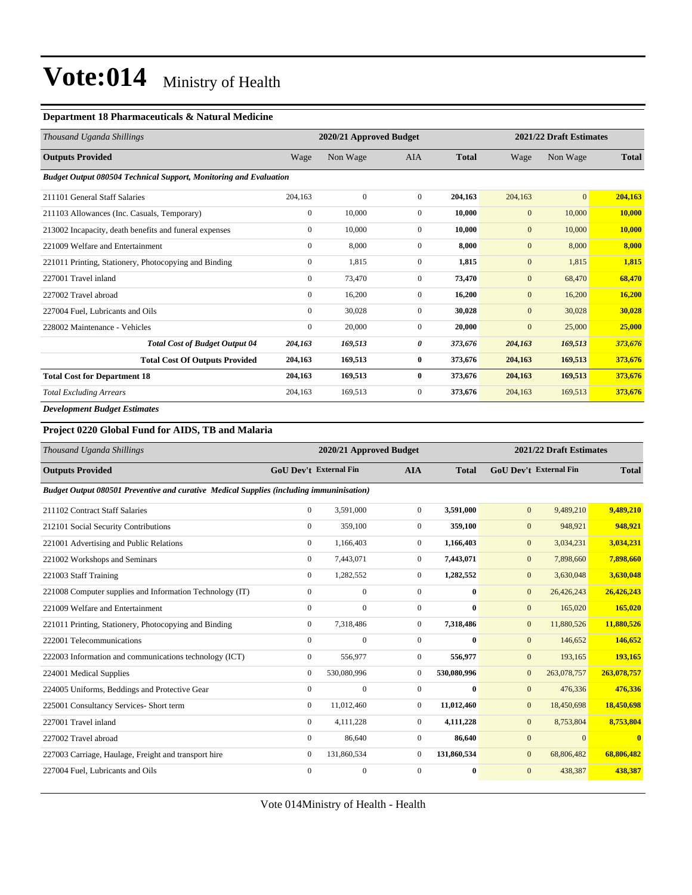# Vote:014 Ministry of Health

### Department 18 Pharmaceuticals & Natural Medicine

| *Thousand Uganda Shillings* | 2020/21 Approved Budget | | | | 2021/22 Draft Estimates | | |
|---|---|---|---|---|---|---|---|
| **Outputs Provided** | Wage | Non Wage | AIA | **Total** | Wage | Non Wage | **Total** |
| ***Budget Output 080504 Technical Support, Monitoring and Evaluation*** | | | | | | | |
| 211101 General Staff Salaries | 204,163 | 0 | 0 | **204,163** | 204,163 | 0 | **204,163** |
| 211103 Allowances (Inc. Casuals, Temporary) | 0 | 10,000 | 0 | **10,000** | 0 | 10,000 | **10,000** |
| 213002 Incapacity, death benefits and funeral expenses | 0 | 10,000 | 0 | **10,000** | 0 | 10,000 | **10,000** |
| 221009 Welfare and Entertainment | 0 | 8,000 | 0 | **8,000** | 0 | 8,000 | **8,000** |
| 221011 Printing, Stationery, Photocopying and Binding | 0 | 1,815 | 0 | **1,815** | 0 | 1,815 | **1,815** |
| 227001 Travel inland | 0 | 73,470 | 0 | **73,470** | 0 | 68,470 | **68,470** |
| 227002 Travel abroad | 0 | 16,200 | 0 | **16,200** | 0 | 16,200 | **16,200** |
| 227004 Fuel, Lubricants and Oils | 0 | 30,028 | 0 | **30,028** | 0 | 30,028 | **30,028** |
| 228002 Maintenance - Vehicles | 0 | 20,000 | 0 | **20,000** | 0 | 25,000 | **25,000** |
| ***Total Cost of Budget Output 04*** | ***204,163*** | ***169,513*** | ***0*** | ***373,676*** | ***204,163*** | ***169,513*** | ***373,676*** |
| **Total Cost Of Outputs Provided** | **204,163** | **169,513** | **0** | **373,676** | **204,163** | **169,513** | **373,676** |
| **Total Cost for Department 18** | **204,163** | **169,513** | **0** | **373,676** | **204,163** | **169,513** | **373,676** |
| *Total Excluding Arrears* | 204,163 | 169,513 | 0 | **373,676** | 204,163 | 169,513 | **373,676** |

***Development Budget Estimates***

### Project 0220 Global Fund for AIDS, TB and Malaria

| *Thousand Uganda Shillings* | 2020/21 Approved Budget | | | | 2021/22 Draft Estimates | | |
|---|---|---|---|---|---|---|---|
| **Outputs Provided** | **GoU Dev't** | **External Fin** | **AIA** | **Total** | **GoU Dev't** | **External Fin** | **Total** |
| ***Budget Output 080501 Preventive and curative Medical Supplies (including immuninisation)*** | | | | | | | |
| 211102 Contract Staff Salaries | 0 | 3,591,000 | 0 | **3,591,000** | 0 | 9,489,210 | **9,489,210** |
| 212101 Social Security Contributions | 0 | 359,100 | 0 | **359,100** | 0 | 948,921 | **948,921** |
| 221001 Advertising and Public Relations | 0 | 1,166,403 | 0 | **1,166,403** | 0 | 3,034,231 | **3,034,231** |
| 221002 Workshops and Seminars | 0 | 7,443,071 | 0 | **7,443,071** | 0 | 7,898,660 | **7,898,660** |
| 221003 Staff Training | 0 | 1,282,552 | 0 | **1,282,552** | 0 | 3,630,048 | **3,630,048** |
| 221008 Computer supplies and Information Technology (IT) | 0 | 0 | 0 | **0** | 0 | 26,426,243 | **26,426,243** |
| 221009 Welfare and Entertainment | 0 | 0 | 0 | **0** | 0 | 165,020 | **165,020** |
| 221011 Printing, Stationery, Photocopying and Binding | 0 | 7,318,486 | 0 | **7,318,486** | 0 | 11,880,526 | **11,880,526** |
| 222001 Telecommunications | 0 | 0 | 0 | **0** | 0 | 146,652 | **146,652** |
| 222003 Information and communications technology (ICT) | 0 | 556,977 | 0 | **556,977** | 0 | 193,165 | **193,165** |
| 224001 Medical Supplies | 0 | 530,080,996 | 0 | **530,080,996** | 0 | 263,078,757 | **263,078,757** |
| 224005 Uniforms, Beddings and Protective Gear | 0 | 0 | 0 | **0** | 0 | 476,336 | **476,336** |
| 225001 Consultancy Services- Short term | 0 | 11,012,460 | 0 | **11,012,460** | 0 | 18,450,698 | **18,450,698** |
| 227001 Travel inland | 0 | 4,111,228 | 0 | **4,111,228** | 0 | 8,753,804 | **8,753,804** |
| 227002 Travel abroad | 0 | 86,640 | 0 | **86,640** | 0 | 0 | **0** |
| 227003 Carriage, Haulage, Freight and transport hire | 0 | 131,860,534 | 0 | **131,860,534** | 0 | 68,806,482 | **68,806,482** |
| 227004 Fuel, Lubricants and Oils | 0 | 0 | 0 | **0** | 0 | 438,387 | **438,387** |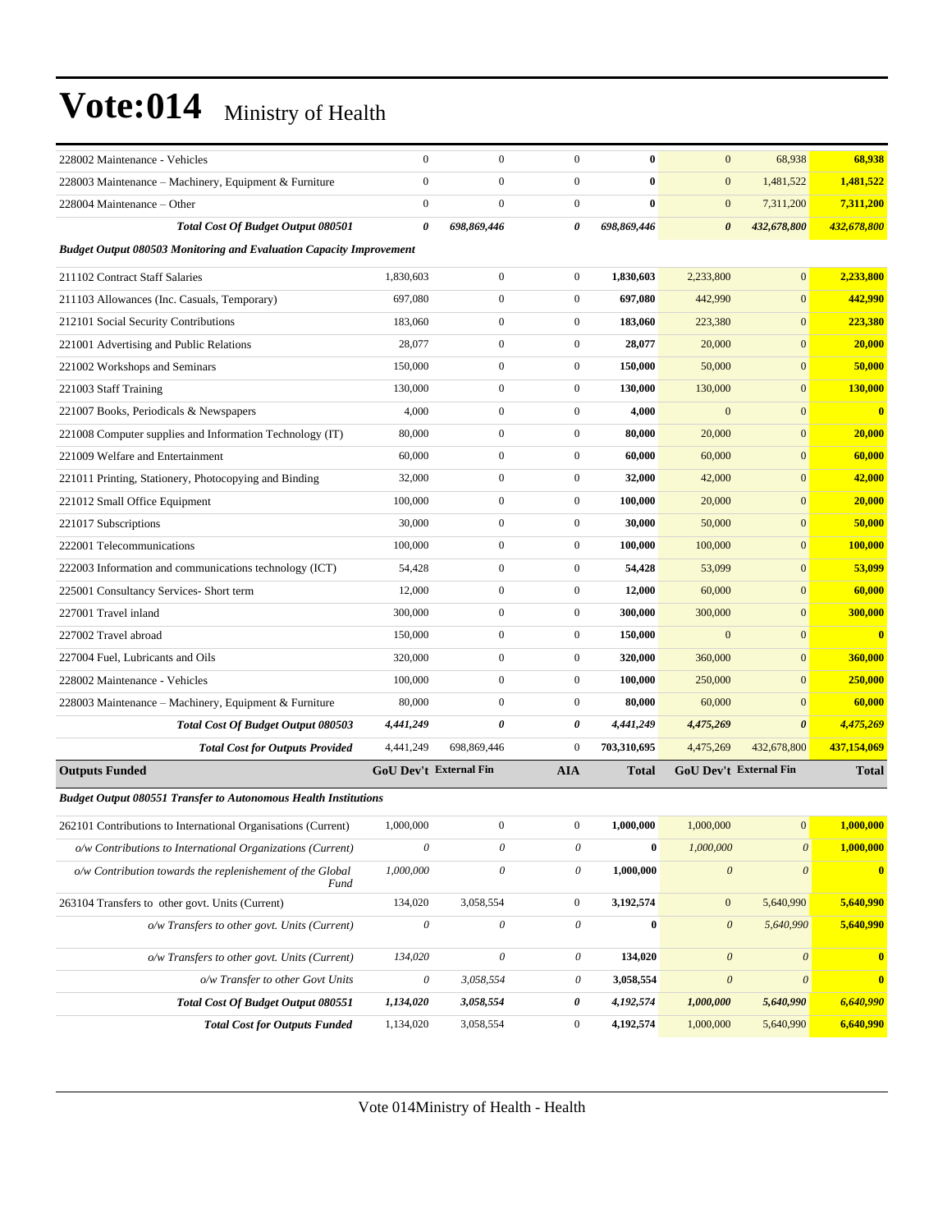# Vote:014 Ministry of Health

| | | | | | | | |
|---|---|---|---|---|---|---|---|
| 228002 Maintenance - Vehicles | 0 | 0 | 0 | **0** | 0 | 68,938 | **68,938** |
| 228003 Maintenance – Machinery, Equipment & Furniture | 0 | 0 | 0 | **0** | 0 | 1,481,522 | **1,481,522** |
| 228004 Maintenance – Other | 0 | 0 | 0 | **0** | 0 | 7,311,200 | **7,311,200** |
| ***Total Cost Of Budget Output 080501*** | ***0*** | ***698,869,446*** | ***0*** | ***698,869,446*** | ***0*** | ***432,678,800*** | ***432,678,800*** |
| ***Budget Output 080503 Monitoring and Evaluation Capacity Improvement*** | | | | | | | |
| 211102 Contract Staff Salaries | 1,830,603 | 0 | 0 | **1,830,603** | 2,233,800 | 0 | **2,233,800** |
| 211103 Allowances (Inc. Casuals, Temporary) | 697,080 | 0 | 0 | **697,080** | 442,990 | 0 | **442,990** |
| 212101 Social Security Contributions | 183,060 | 0 | 0 | **183,060** | 223,380 | 0 | **223,380** |
| 221001 Advertising and Public Relations | 28,077 | 0 | 0 | **28,077** | 20,000 | 0 | **20,000** |
| 221002 Workshops and Seminars | 150,000 | 0 | 0 | **150,000** | 50,000 | 0 | **50,000** |
| 221003 Staff Training | 130,000 | 0 | 0 | **130,000** | 130,000 | 0 | **130,000** |
| 221007 Books, Periodicals & Newspapers | 4,000 | 0 | 0 | **4,000** | 0 | 0 | **0** |
| 221008 Computer supplies and Information Technology (IT) | 80,000 | 0 | 0 | **80,000** | 20,000 | 0 | **20,000** |
| 221009 Welfare and Entertainment | 60,000 | 0 | 0 | **60,000** | 60,000 | 0 | **60,000** |
| 221011 Printing, Stationery, Photocopying and Binding | 32,000 | 0 | 0 | **32,000** | 42,000 | 0 | **42,000** |
| 221012 Small Office Equipment | 100,000 | 0 | 0 | **100,000** | 20,000 | 0 | **20,000** |
| 221017 Subscriptions | 30,000 | 0 | 0 | **30,000** | 50,000 | 0 | **50,000** |
| 222001 Telecommunications | 100,000 | 0 | 0 | **100,000** | 100,000 | 0 | **100,000** |
| 222003 Information and communications technology (ICT) | 54,428 | 0 | 0 | **54,428** | 53,099 | 0 | **53,099** |
| 225001 Consultancy Services- Short term | 12,000 | 0 | 0 | **12,000** | 60,000 | 0 | **60,000** |
| 227001 Travel inland | 300,000 | 0 | 0 | **300,000** | 300,000 | 0 | **300,000** |
| 227002 Travel abroad | 150,000 | 0 | 0 | **150,000** | 0 | 0 | **0** |
| 227004 Fuel, Lubricants and Oils | 320,000 | 0 | 0 | **320,000** | 360,000 | 0 | **360,000** |
| 228002 Maintenance - Vehicles | 100,000 | 0 | 0 | **100,000** | 250,000 | 0 | **250,000** |
| 228003 Maintenance – Machinery, Equipment & Furniture | 80,000 | 0 | 0 | **80,000** | 60,000 | 0 | **60,000** |
| ***Total Cost Of Budget Output 080503*** | ***4,441,249*** | ***0*** | ***0*** | ***4,441,249*** | ***4,475,269*** | ***0*** | ***4,475,269*** |
| ***Total Cost for Outputs Provided*** | 4,441,249 | 698,869,446 | 0 | **703,310,695** | 4,475,269 | 432,678,800 | **437,154,069** |
| **Outputs Funded** | **GoU Dev't** | **External Fin** | **AIA** | **Total** | **GoU Dev't** | **External Fin** | **Total** |
| ***Budget Output 080551 Transfer to Autonomous Health Institutions*** | | | | | | | |
| 262101 Contributions to International Organisations (Current) | 1,000,000 | 0 | 0 | **1,000,000** | 1,000,000 | 0 | **1,000,000** |
| *o/w Contributions to International Organizations (Current)* | *0* | *0* | *0* | **0** | *1,000,000* | *0* | **1,000,000** |
| *o/w Contribution towards the replenishement of the Global Fund* | *1,000,000* | *0* | *0* | **1,000,000** | *0* | *0* | **0** |
| 263104 Transfers to other govt. Units (Current) | 134,020 | 3,058,554 | 0 | **3,192,574** | 0 | 5,640,990 | **5,640,990** |
| *o/w Transfers to other govt. Units (Current)* | *0* | *0* | *0* | **0** | *0* | *5,640,990* | **5,640,990** |
| *o/w Transfers to other govt. Units (Current)* | *134,020* | *0* | *0* | **134,020** | *0* | *0* | **0** |
| *o/w Transfer to other Govt Units* | *0* | *3,058,554* | *0* | **3,058,554** | *0* | *0* | **0** |
| ***Total Cost Of Budget Output 080551*** | ***1,134,020*** | ***3,058,554*** | ***0*** | ***4,192,574*** | ***1,000,000*** | ***5,640,990*** | ***6,640,990*** |
| ***Total Cost for Outputs Funded*** | 1,134,020 | 3,058,554 | 0 | **4,192,574** | 1,000,000 | 5,640,990 | **6,640,990** |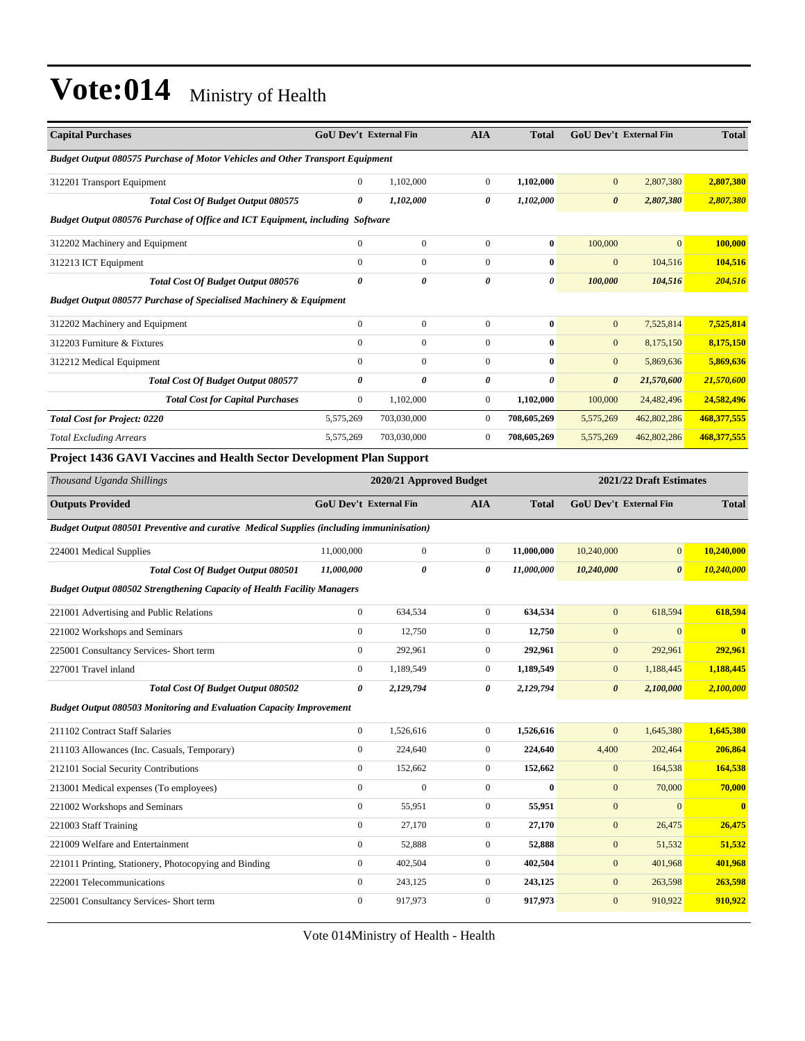# Vote:014 Ministry of Health

| Capital Purchases | GoU Dev't | External Fin | AIA | Total | GoU Dev't | External Fin | Total |
|---|---|---|---|---|---|---|---|
| ***Budget Output 080575 Purchase of Motor Vehicles and Other Transport Equipment*** | | | | | | | |
| 312201 Transport Equipment | 0 | 1,102,000 | 0 | **1,102,000** | 0 | 2,807,380 | **2,807,380** |
| ***Total Cost Of Budget Output 080575*** | ***0*** | ***1,102,000*** | ***0*** | ***1,102,000*** | ***0*** | ***2,807,380*** | ***2,807,380*** |
| ***Budget Output 080576 Purchase of Office and ICT Equipment, including Software*** | | | | | | | |
| 312202 Machinery and Equipment | 0 | 0 | 0 | **0** | 100,000 | 0 | **100,000** |
| 312213 ICT Equipment | 0 | 0 | 0 | **0** | 0 | 104,516 | **104,516** |
| ***Total Cost Of Budget Output 080576*** | ***0*** | ***0*** | ***0*** | ***0*** | ***100,000*** | ***104,516*** | ***204,516*** |
| ***Budget Output 080577 Purchase of Specialised Machinery & Equipment*** | | | | | | | |
| 312202 Machinery and Equipment | 0 | 0 | 0 | **0** | 0 | 7,525,814 | **7,525,814** |
| 312203 Furniture & Fixtures | 0 | 0 | 0 | **0** | 0 | 8,175,150 | **8,175,150** |
| 312212 Medical Equipment | 0 | 0 | 0 | **0** | 0 | 5,869,636 | **5,869,636** |
| ***Total Cost Of Budget Output 080577*** | ***0*** | ***0*** | ***0*** | ***0*** | ***0*** | ***21,570,600*** | ***21,570,600*** |
| ***Total Cost for Capital Purchases*** | 0 | 1,102,000 | 0 | **1,102,000** | 100,000 | 24,482,496 | **24,582,496** |
| ***Total Cost for Project: 0220*** | 5,575,269 | 703,030,000 | 0 | **708,605,269** | 5,575,269 | 462,802,286 | **468,377,555** |
| *Total Excluding Arrears* | 5,575,269 | 703,030,000 | 0 | **708,605,269** | 5,575,269 | 462,802,286 | **468,377,555** |

**Project 1436 GAVI Vaccines and Health Sector Development Plan Support**

| *Thousand Uganda Shillings* | 2020/21 Approved Budget | | | | 2021/22 Draft Estimates | | |
|---|---|---|---|---|---|---|---|
| **Outputs Provided** | **GoU Dev't** | **External Fin** | **AIA** | **Total** | **GoU Dev't** | **External Fin** | **Total** |
| ***Budget Output 080501 Preventive and curative Medical Supplies (including immuninisation)*** | | | | | | | |
| 224001 Medical Supplies | 11,000,000 | 0 | 0 | **11,000,000** | 10,240,000 | 0 | **10,240,000** |
| ***Total Cost Of Budget Output 080501*** | ***11,000,000*** | ***0*** | ***0*** | ***11,000,000*** | ***10,240,000*** | ***0*** | ***10,240,000*** |
| ***Budget Output 080502 Strengthening Capacity of Health Facility Managers*** | | | | | | | |
| 221001 Advertising and Public Relations | 0 | 634,534 | 0 | **634,534** | 0 | 618,594 | **618,594** |
| 221002 Workshops and Seminars | 0 | 12,750 | 0 | **12,750** | 0 | 0 | **0** |
| 225001 Consultancy Services- Short term | 0 | 292,961 | 0 | **292,961** | 0 | 292,961 | **292,961** |
| 227001 Travel inland | 0 | 1,189,549 | 0 | **1,189,549** | 0 | 1,188,445 | **1,188,445** |
| ***Total Cost Of Budget Output 080502*** | ***0*** | ***2,129,794*** | ***0*** | ***2,129,794*** | ***0*** | ***2,100,000*** | ***2,100,000*** |
| ***Budget Output 080503 Monitoring and Evaluation Capacity Improvement*** | | | | | | | |
| 211102 Contract Staff Salaries | 0 | 1,526,616 | 0 | **1,526,616** | 0 | 1,645,380 | **1,645,380** |
| 211103 Allowances (Inc. Casuals, Temporary) | 0 | 224,640 | 0 | **224,640** | 4,400 | 202,464 | **206,864** |
| 212101 Social Security Contributions | 0 | 152,662 | 0 | **152,662** | 0 | 164,538 | **164,538** |
| 213001 Medical expenses (To employees) | 0 | 0 | 0 | **0** | 0 | 70,000 | **70,000** |
| 221002 Workshops and Seminars | 0 | 55,951 | 0 | **55,951** | 0 | 0 | **0** |
| 221003 Staff Training | 0 | 27,170 | 0 | **27,170** | 0 | 26,475 | **26,475** |
| 221009 Welfare and Entertainment | 0 | 52,888 | 0 | **52,888** | 0 | 51,532 | **51,532** |
| 221011 Printing, Stationery, Photocopying and Binding | 0 | 402,504 | 0 | **402,504** | 0 | 401,968 | **401,968** |
| 222001 Telecommunications | 0 | 243,125 | 0 | **243,125** | 0 | 263,598 | **263,598** |
| 225001 Consultancy Services- Short term | 0 | 917,973 | 0 | **917,973** | 0 | 910,922 | **910,922** |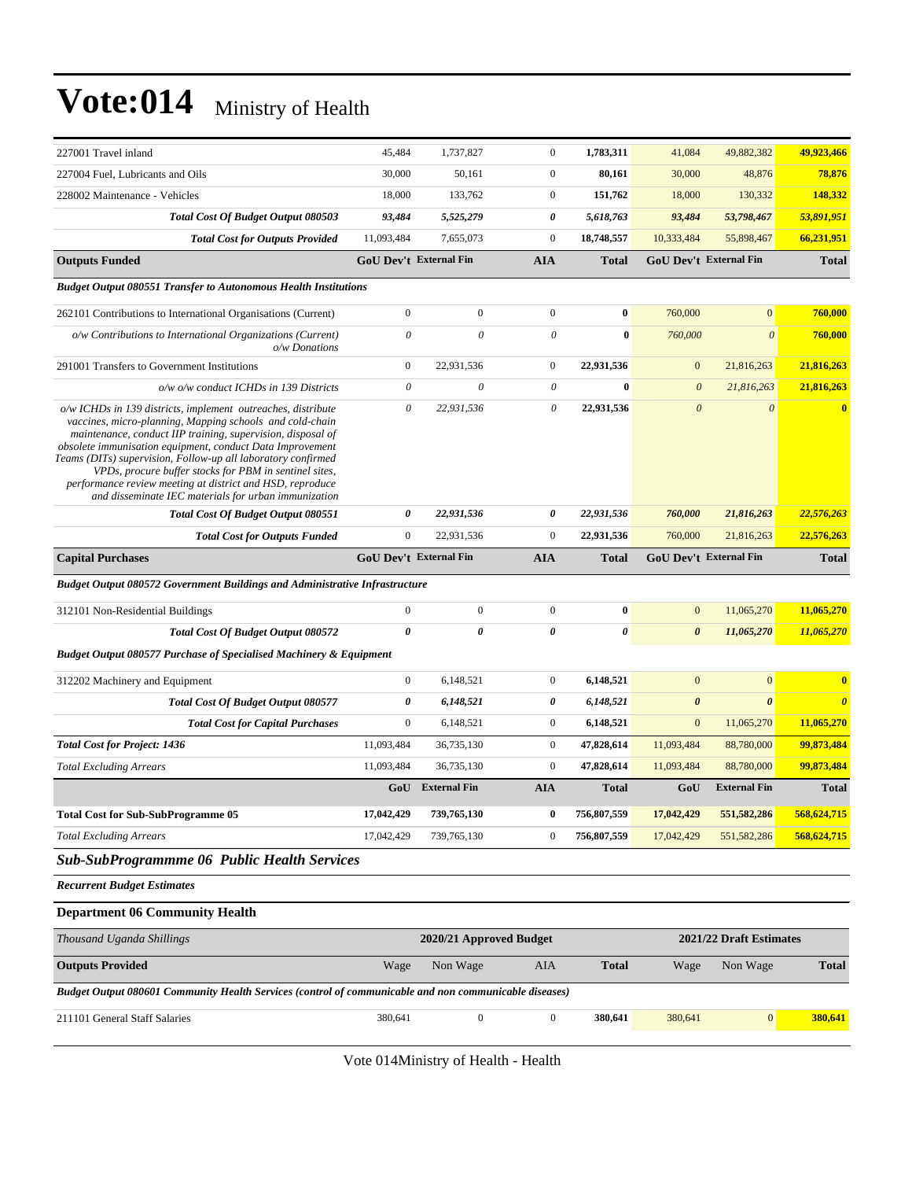# Vote:014 Ministry of Health

| | | | | | | | |
|---|---|---|---|---|---|---|---|
| 227001 Travel inland | 45,484 | 1,737,827 | 0 | **1,783,311** | 41,084 | 49,882,382 | **49,923,466** |
| 227004 Fuel, Lubricants and Oils | 30,000 | 50,161 | 0 | **80,161** | 30,000 | 48,876 | **78,876** |
| 228002 Maintenance - Vehicles | 18,000 | 133,762 | 0 | **151,762** | 18,000 | 130,332 | **148,332** |
| ***Total Cost Of Budget Output 080503*** | ***93,484*** | ***5,525,279*** | ***0*** | ***5,618,763*** | ***93,484*** | ***53,798,467*** | ***53,891,951*** |
| ***Total Cost for Outputs Provided*** | 11,093,484 | 7,655,073 | 0 | **18,748,557** | 10,333,484 | 55,898,467 | **66,231,951** |
| **Outputs Funded** | **GoU Dev't** | **External Fin** | **AIA** | **Total** | **GoU Dev't** | **External Fin** | **Total** |
| ***Budget Output 080551 Transfer to Autonomous Health Institutions*** | | | | | | | |
| 262101 Contributions to International Organisations (Current) | 0 | 0 | 0 | **0** | 760,000 | 0 | **760,000** |
| *o/w Contributions to International Organizations (Current) o/w Donations* | *0* | *0* | *0* | **0** | *760,000* | *0* | **760,000** |
| 291001 Transfers to Government Institutions | 0 | 22,931,536 | 0 | **22,931,536** | 0 | 21,816,263 | **21,816,263** |
| *o/w o/w conduct ICHDs in 139 Districts* | *0* | *0* | *0* | **0** | *0* | *21,816,263* | **21,816,263** |
| *o/w ICHDs in 139 districts, implement outreaches, distribute vaccines, micro-planning, Mapping schools and cold-chain maintenance, conduct IIP training, supervision, disposal of obsolete immunisation equipment, conduct Data Improvement Teams (DITs) supervision, Follow-up all laboratory confirmed VPDs, procure buffer stocks for PBM in sentinel sites, performance review meeting at district and HSD, reproduce and disseminate IEC materials for urban immunization* | *0* | *22,931,536* | *0* | **22,931,536** | *0* | *0* | **0** |
| ***Total Cost Of Budget Output 080551*** | ***0*** | ***22,931,536*** | ***0*** | ***22,931,536*** | ***760,000*** | ***21,816,263*** | ***22,576,263*** |
| ***Total Cost for Outputs Funded*** | 0 | 22,931,536 | 0 | **22,931,536** | 760,000 | 21,816,263 | **22,576,263** |
| **Capital Purchases** | **GoU Dev't** | **External Fin** | **AIA** | **Total** | **GoU Dev't** | **External Fin** | **Total** |
| ***Budget Output 080572 Government Buildings and Administrative Infrastructure*** | | | | | | | |
| 312101 Non-Residential Buildings | 0 | 0 | 0 | **0** | 0 | 11,065,270 | **11,065,270** |
| ***Total Cost Of Budget Output 080572*** | ***0*** | ***0*** | ***0*** | ***0*** | ***0*** | ***11,065,270*** | ***11,065,270*** |
| ***Budget Output 080577 Purchase of Specialised Machinery & Equipment*** | | | | | | | |
| 312202 Machinery and Equipment | 0 | 6,148,521 | 0 | **6,148,521** | 0 | 0 | **0** |
| ***Total Cost Of Budget Output 080577*** | ***0*** | ***6,148,521*** | ***0*** | ***6,148,521*** | ***0*** | ***0*** | ***0*** |
| ***Total Cost for Capital Purchases*** | 0 | 6,148,521 | 0 | **6,148,521** | 0 | 11,065,270 | **11,065,270** |
| ***Total Cost for Project: 1436*** | 11,093,484 | 36,735,130 | 0 | **47,828,614** | 11,093,484 | 88,780,000 | **99,873,484** |
| *Total Excluding Arrears* | 11,093,484 | 36,735,130 | 0 | **47,828,614** | 11,093,484 | 88,780,000 | **99,873,484** |
| | **GoU** | **External Fin** | **AIA** | **Total** | **GoU** | **External Fin** | **Total** |
| **Total Cost for Sub-SubProgramme 05** | **17,042,429** | **739,765,130** | **0** | **756,807,559** | **17,042,429** | **551,582,286** | **568,624,715** |
| *Total Excluding Arrears* | 17,042,429 | 739,765,130 | 0 | **756,807,559** | 17,042,429 | 551,582,286 | **568,624,715** |

## *Sub-SubProgrammme 06 Public Health Services*

***Recurrent Budget Estimates***

### Department 06 Community Health

| *Thousand Uganda Shillings* | 2020/21 Approved Budget | | | | 2021/22 Draft Estimates | | |
|---|---|---|---|---|---|---|---|
| **Outputs Provided** | Wage | Non Wage | AIA | **Total** | Wage | Non Wage | **Total** |
| ***Budget Output 080601 Community Health Services (control of communicable and non communicable diseases)*** | | | | | | | |
| 211101 General Staff Salaries | 380,641 | 0 | 0 | **380,641** | 380,641 | 0 | **380,641** |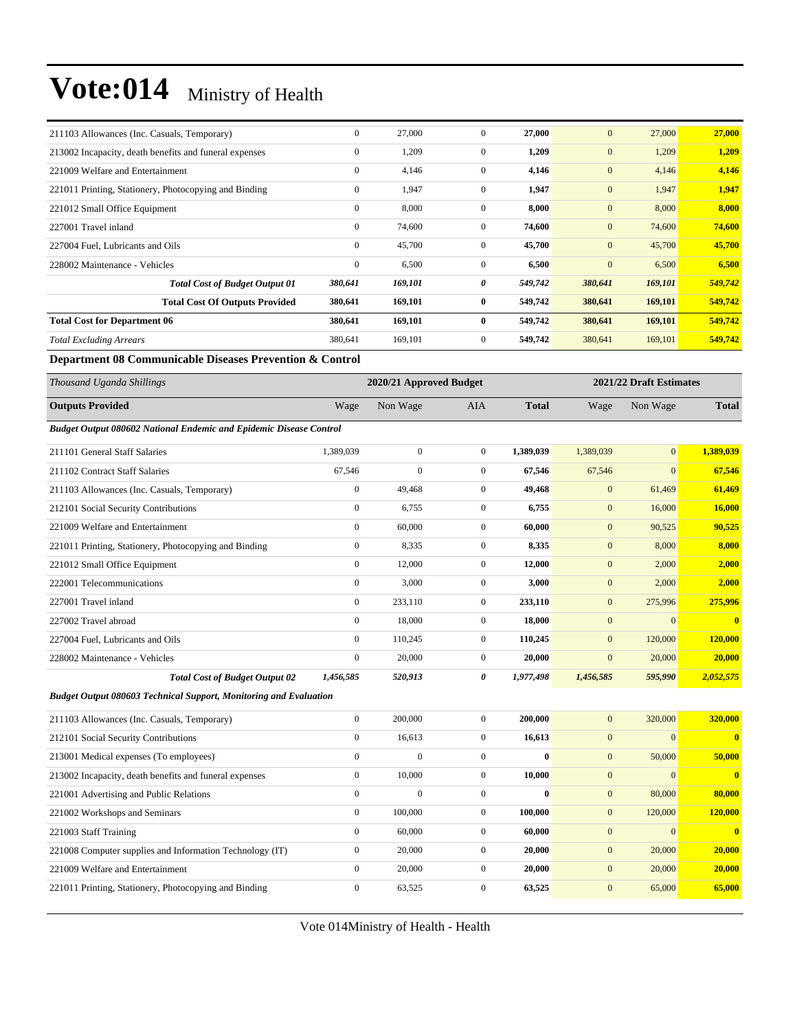# Vote:014 Ministry of Health

| | | | | | | | |
|---|---|---|---|---|---|---|---|
| 211103 Allowances (Inc. Casuals, Temporary) | 0 | 27,000 | 0 | **27,000** | 0 | 27,000 | **27,000** |
| 213002 Incapacity, death benefits and funeral expenses | 0 | 1,209 | 0 | **1,209** | 0 | 1,209 | **1,209** |
| 221009 Welfare and Entertainment | 0 | 4,146 | 0 | **4,146** | 0 | 4,146 | **4,146** |
| 221011 Printing, Stationery, Photocopying and Binding | 0 | 1,947 | 0 | **1,947** | 0 | 1,947 | **1,947** |
| 221012 Small Office Equipment | 0 | 8,000 | 0 | **8,000** | 0 | 8,000 | **8,000** |
| 227001 Travel inland | 0 | 74,600 | 0 | **74,600** | 0 | 74,600 | **74,600** |
| 227004 Fuel, Lubricants and Oils | 0 | 45,700 | 0 | **45,700** | 0 | 45,700 | **45,700** |
| 228002 Maintenance - Vehicles | 0 | 6,500 | 0 | **6,500** | 0 | 6,500 | **6,500** |
| ***Total Cost of Budget Output 01*** | ***380,641*** | ***169,101*** | ***0*** | ***549,742*** | ***380,641*** | ***169,101*** | ***549,742*** |
| **Total Cost Of Outputs Provided** | **380,641** | **169,101** | **0** | **549,742** | **380,641** | **169,101** | **549,742** |
| **Total Cost for Department 06** | **380,641** | **169,101** | **0** | **549,742** | **380,641** | **169,101** | **549,742** |
| *Total Excluding Arrears* | 380,641 | 169,101 | 0 | **549,742** | 380,641 | 169,101 | **549,742** |

**Department 08 Communicable Diseases Prevention & Control**

| *Thousand Uganda Shillings* | | 2020/21 Approved Budget | | | | 2021/22 Draft Estimates | |
|---|---|---|---|---|---|---|---|
| **Outputs Provided** | Wage | Non Wage | AIA | **Total** | Wage | Non Wage | **Total** |
| ***Budget Output 080602 National Endemic and Epidemic Disease Control*** | | | | | | | |
| 211101 General Staff Salaries | 1,389,039 | 0 | 0 | **1,389,039** | 1,389,039 | 0 | **1,389,039** |
| 211102 Contract Staff Salaries | 67,546 | 0 | 0 | **67,546** | 67,546 | 0 | **67,546** |
| 211103 Allowances (Inc. Casuals, Temporary) | 0 | 49,468 | 0 | **49,468** | 0 | 61,469 | **61,469** |
| 212101 Social Security Contributions | 0 | 6,755 | 0 | **6,755** | 0 | 16,000 | **16,000** |
| 221009 Welfare and Entertainment | 0 | 60,000 | 0 | **60,000** | 0 | 90,525 | **90,525** |
| 221011 Printing, Stationery, Photocopying and Binding | 0 | 8,335 | 0 | **8,335** | 0 | 8,000 | **8,000** |
| 221012 Small Office Equipment | 0 | 12,000 | 0 | **12,000** | 0 | 2,000 | **2,000** |
| 222001 Telecommunications | 0 | 3,000 | 0 | **3,000** | 0 | 2,000 | **2,000** |
| 227001 Travel inland | 0 | 233,110 | 0 | **233,110** | 0 | 275,996 | **275,996** |
| 227002 Travel abroad | 0 | 18,000 | 0 | **18,000** | 0 | 0 | **0** |
| 227004 Fuel, Lubricants and Oils | 0 | 110,245 | 0 | **110,245** | 0 | 120,000 | **120,000** |
| 228002 Maintenance - Vehicles | 0 | 20,000 | 0 | **20,000** | 0 | 20,000 | **20,000** |
| ***Total Cost of Budget Output 02*** | ***1,456,585*** | ***520,913*** | ***0*** | ***1,977,498*** | ***1,456,585*** | ***595,990*** | ***2,052,575*** |
| ***Budget Output 080603 Technical Support, Monitoring and Evaluation*** | | | | | | | |
| 211103 Allowances (Inc. Casuals, Temporary) | 0 | 200,000 | 0 | **200,000** | 0 | 320,000 | **320,000** |
| 212101 Social Security Contributions | 0 | 16,613 | 0 | **16,613** | 0 | 0 | **0** |
| 213001 Medical expenses (To employees) | 0 | 0 | 0 | **0** | 0 | 50,000 | **50,000** |
| 213002 Incapacity, death benefits and funeral expenses | 0 | 10,000 | 0 | **10,000** | 0 | 0 | **0** |
| 221001 Advertising and Public Relations | 0 | 0 | 0 | **0** | 0 | 80,000 | **80,000** |
| 221002 Workshops and Seminars | 0 | 100,000 | 0 | **100,000** | 0 | 120,000 | **120,000** |
| 221003 Staff Training | 0 | 60,000 | 0 | **60,000** | 0 | 0 | **0** |
| 221008 Computer supplies and Information Technology (IT) | 0 | 20,000 | 0 | **20,000** | 0 | 20,000 | **20,000** |
| 221009 Welfare and Entertainment | 0 | 20,000 | 0 | **20,000** | 0 | 20,000 | **20,000** |
| 221011 Printing, Stationery, Photocopying and Binding | 0 | 63,525 | 0 | **63,525** | 0 | 65,000 | **65,000** |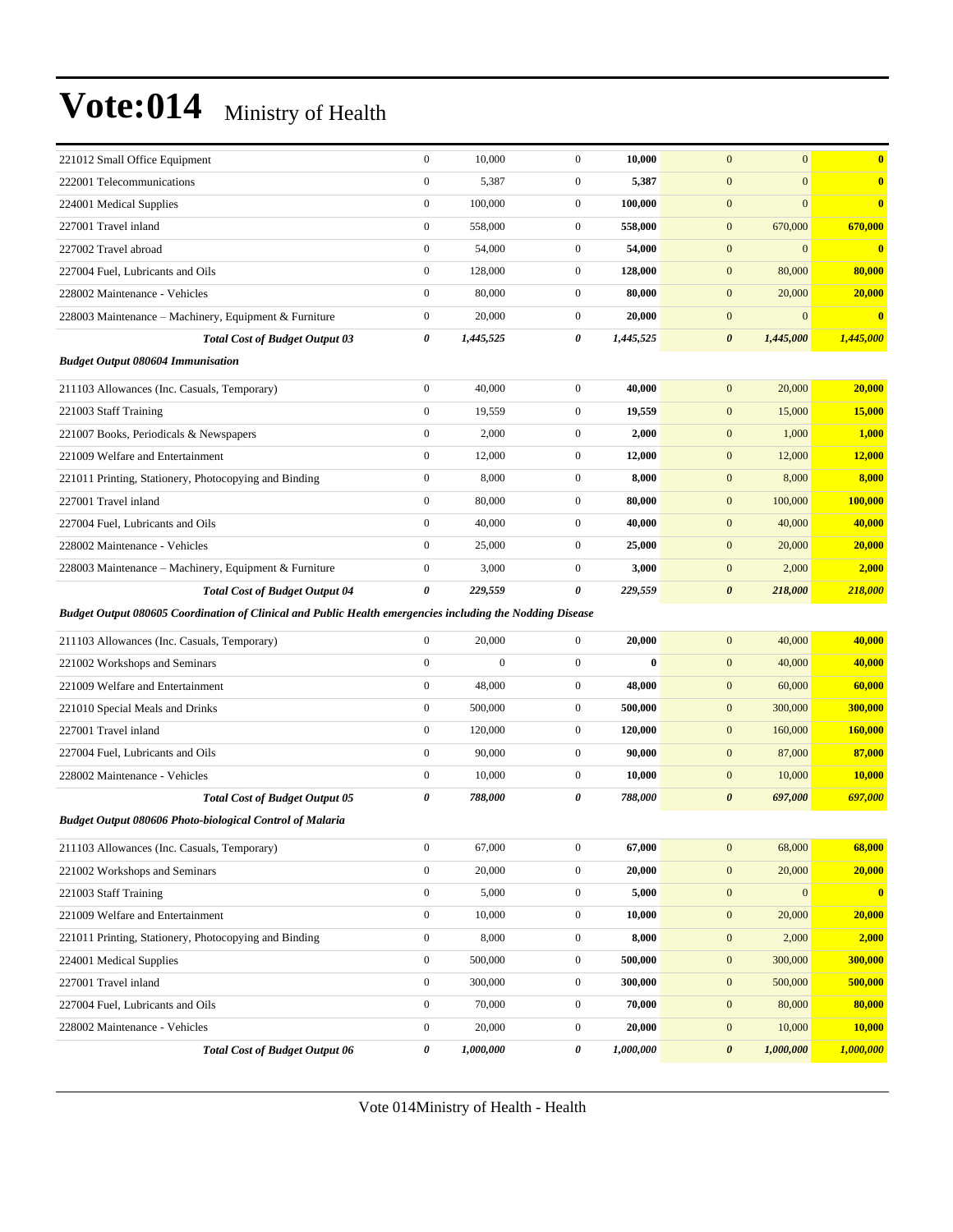# Vote:014 Ministry of Health

| | | | | | | | |
|---|---|---|---|---|---|---|---|
| 221012 Small Office Equipment | 0 | 10,000 | 0 | **10,000** | 0 | 0 | **0** |
| 222001 Telecommunications | 0 | 5,387 | 0 | **5,387** | 0 | 0 | **0** |
| 224001 Medical Supplies | 0 | 100,000 | 0 | **100,000** | 0 | 0 | **0** |
| 227001 Travel inland | 0 | 558,000 | 0 | **558,000** | 0 | 670,000 | **670,000** |
| 227002 Travel abroad | 0 | 54,000 | 0 | **54,000** | 0 | 0 | **0** |
| 227004 Fuel, Lubricants and Oils | 0 | 128,000 | 0 | **128,000** | 0 | 80,000 | **80,000** |
| 228002 Maintenance - Vehicles | 0 | 80,000 | 0 | **80,000** | 0 | 20,000 | **20,000** |
| 228003 Maintenance – Machinery, Equipment & Furniture | 0 | 20,000 | 0 | **20,000** | 0 | 0 | **0** |
| ***Total Cost of Budget Output 03*** | ***0*** | ***1,445,525*** | ***0*** | ***1,445,525*** | ***0*** | ***1,445,000*** | ***1,445,000*** |
| ***Budget Output 080604 Immunisation*** | | | | | | | |
| 211103 Allowances (Inc. Casuals, Temporary) | 0 | 40,000 | 0 | **40,000** | 0 | 20,000 | **20,000** |
| 221003 Staff Training | 0 | 19,559 | 0 | **19,559** | 0 | 15,000 | **15,000** |
| 221007 Books, Periodicals & Newspapers | 0 | 2,000 | 0 | **2,000** | 0 | 1,000 | **1,000** |
| 221009 Welfare and Entertainment | 0 | 12,000 | 0 | **12,000** | 0 | 12,000 | **12,000** |
| 221011 Printing, Stationery, Photocopying and Binding | 0 | 8,000 | 0 | **8,000** | 0 | 8,000 | **8,000** |
| 227001 Travel inland | 0 | 80,000 | 0 | **80,000** | 0 | 100,000 | **100,000** |
| 227004 Fuel, Lubricants and Oils | 0 | 40,000 | 0 | **40,000** | 0 | 40,000 | **40,000** |
| 228002 Maintenance - Vehicles | 0 | 25,000 | 0 | **25,000** | 0 | 20,000 | **20,000** |
| 228003 Maintenance – Machinery, Equipment & Furniture | 0 | 3,000 | 0 | **3,000** | 0 | 2,000 | **2,000** |
| ***Total Cost of Budget Output 04*** | ***0*** | ***229,559*** | ***0*** | ***229,559*** | ***0*** | ***218,000*** | ***218,000*** |
| ***Budget Output 080605 Coordination of Clinical and Public Health emergencies including the Nodding Disease*** | | | | | | | |
| 211103 Allowances (Inc. Casuals, Temporary) | 0 | 20,000 | 0 | **20,000** | 0 | 40,000 | **40,000** |
| 221002 Workshops and Seminars | 0 | 0 | 0 | **0** | 0 | 40,000 | **40,000** |
| 221009 Welfare and Entertainment | 0 | 48,000 | 0 | **48,000** | 0 | 60,000 | **60,000** |
| 221010 Special Meals and Drinks | 0 | 500,000 | 0 | **500,000** | 0 | 300,000 | **300,000** |
| 227001 Travel inland | 0 | 120,000 | 0 | **120,000** | 0 | 160,000 | **160,000** |
| 227004 Fuel, Lubricants and Oils | 0 | 90,000 | 0 | **90,000** | 0 | 87,000 | **87,000** |
| 228002 Maintenance - Vehicles | 0 | 10,000 | 0 | **10,000** | 0 | 10,000 | **10,000** |
| ***Total Cost of Budget Output 05*** | ***0*** | ***788,000*** | ***0*** | ***788,000*** | ***0*** | ***697,000*** | ***697,000*** |
| ***Budget Output 080606 Photo-biological Control of Malaria*** | | | | | | | |
| 211103 Allowances (Inc. Casuals, Temporary) | 0 | 67,000 | 0 | **67,000** | 0 | 68,000 | **68,000** |
| 221002 Workshops and Seminars | 0 | 20,000 | 0 | **20,000** | 0 | 20,000 | **20,000** |
| 221003 Staff Training | 0 | 5,000 | 0 | **5,000** | 0 | 0 | **0** |
| 221009 Welfare and Entertainment | 0 | 10,000 | 0 | **10,000** | 0 | 20,000 | **20,000** |
| 221011 Printing, Stationery, Photocopying and Binding | 0 | 8,000 | 0 | **8,000** | 0 | 2,000 | **2,000** |
| 224001 Medical Supplies | 0 | 500,000 | 0 | **500,000** | 0 | 300,000 | **300,000** |
| 227001 Travel inland | 0 | 300,000 | 0 | **300,000** | 0 | 500,000 | **500,000** |
| 227004 Fuel, Lubricants and Oils | 0 | 70,000 | 0 | **70,000** | 0 | 80,000 | **80,000** |
| 228002 Maintenance - Vehicles | 0 | 20,000 | 0 | **20,000** | 0 | 10,000 | **10,000** |
| ***Total Cost of Budget Output 06*** | ***0*** | ***1,000,000*** | ***0*** | ***1,000,000*** | ***0*** | ***1,000,000*** | ***1,000,000*** |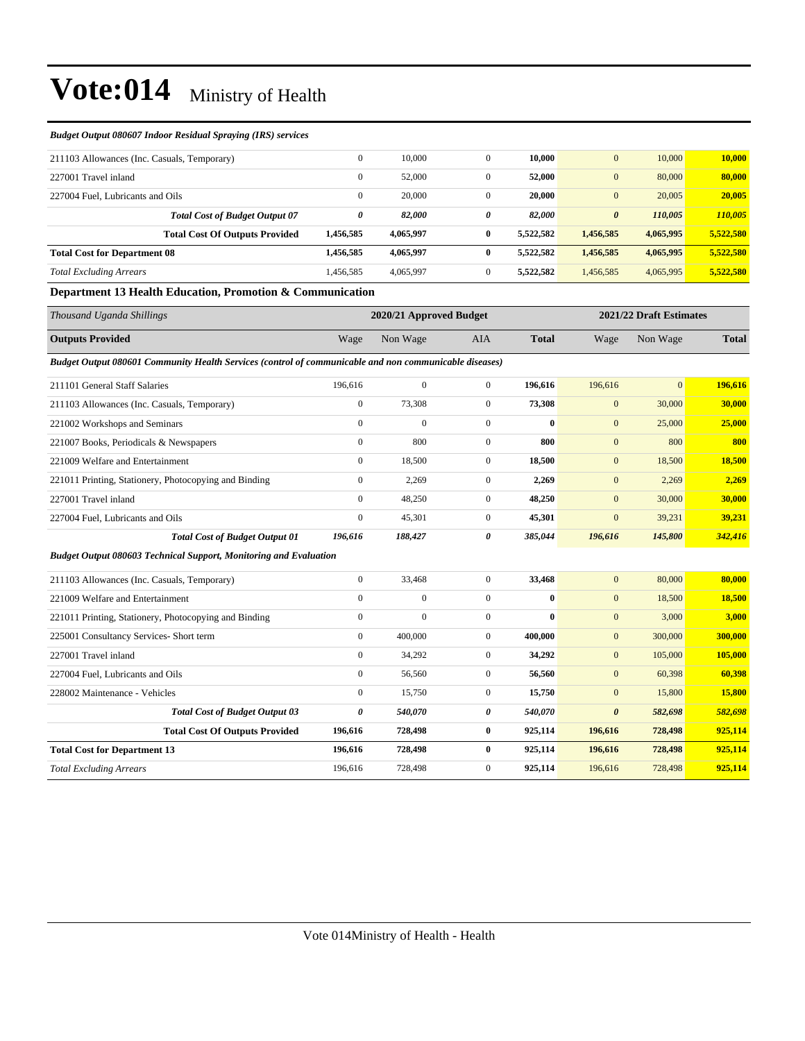# Vote:014 Ministry of Health

*Budget Output 080607 Indoor Residual Spraying (IRS) services*

| | | | | | | | |
|---|---|---|---|---|---|---|---|
| 211103 Allowances (Inc. Casuals, Temporary) | 0 | 10,000 | 0 | **10,000** | 0 | 10,000 | **10,000** |
| 227001 Travel inland | 0 | 52,000 | 0 | **52,000** | 0 | 80,000 | **80,000** |
| 227004 Fuel, Lubricants and Oils | 0 | 20,000 | 0 | **20,000** | 0 | 20,005 | **20,005** |
| ***Total Cost of Budget Output 07*** | ***0*** | ***82,000*** | ***0*** | ***82,000*** | ***0*** | ***110,005*** | ***110,005*** |
| **Total Cost Of Outputs Provided** | **1,456,585** | **4,065,997** | **0** | **5,522,582** | **1,456,585** | **4,065,995** | **5,522,580** |
| **Total Cost for Department 08** | **1,456,585** | **4,065,997** | **0** | **5,522,582** | **1,456,585** | **4,065,995** | **5,522,580** |
| *Total Excluding Arrears* | 1,456,585 | 4,065,997 | 0 | **5,522,582** | 1,456,585 | 4,065,995 | **5,522,580** |

### Department 13 Health Education, Promotion & Communication

| *Thousand Uganda Shillings* | 2020/21 Approved Budget | | | | 2021/22 Draft Estimates | | |
|---|---|---|---|---|---|---|---|
| **Outputs Provided** | Wage | Non Wage | AIA | **Total** | Wage | Non Wage | **Total** |
| ***Budget Output 080601 Community Health Services (control of communicable and non communicable diseases)*** | | | | | | | |
| 211101 General Staff Salaries | 196,616 | 0 | 0 | **196,616** | 196,616 | 0 | **196,616** |
| 211103 Allowances (Inc. Casuals, Temporary) | 0 | 73,308 | 0 | **73,308** | 0 | 30,000 | **30,000** |
| 221002 Workshops and Seminars | 0 | 0 | 0 | **0** | 0 | 25,000 | **25,000** |
| 221007 Books, Periodicals & Newspapers | 0 | 800 | 0 | **800** | 0 | 800 | **800** |
| 221009 Welfare and Entertainment | 0 | 18,500 | 0 | **18,500** | 0 | 18,500 | **18,500** |
| 221011 Printing, Stationery, Photocopying and Binding | 0 | 2,269 | 0 | **2,269** | 0 | 2,269 | **2,269** |
| 227001 Travel inland | 0 | 48,250 | 0 | **48,250** | 0 | 30,000 | **30,000** |
| 227004 Fuel, Lubricants and Oils | 0 | 45,301 | 0 | **45,301** | 0 | 39,231 | **39,231** |
| ***Total Cost of Budget Output 01*** | ***196,616*** | ***188,427*** | ***0*** | ***385,044*** | ***196,616*** | ***145,800*** | ***342,416*** |
| ***Budget Output 080603 Technical Support, Monitoring and Evaluation*** | | | | | | | |
| 211103 Allowances (Inc. Casuals, Temporary) | 0 | 33,468 | 0 | **33,468** | 0 | 80,000 | **80,000** |
| 221009 Welfare and Entertainment | 0 | 0 | 0 | **0** | 0 | 18,500 | **18,500** |
| 221011 Printing, Stationery, Photocopying and Binding | 0 | 0 | 0 | **0** | 0 | 3,000 | **3,000** |
| 225001 Consultancy Services- Short term | 0 | 400,000 | 0 | **400,000** | 0 | 300,000 | **300,000** |
| 227001 Travel inland | 0 | 34,292 | 0 | **34,292** | 0 | 105,000 | **105,000** |
| 227004 Fuel, Lubricants and Oils | 0 | 56,560 | 0 | **56,560** | 0 | 60,398 | **60,398** |
| 228002 Maintenance - Vehicles | 0 | 15,750 | 0 | **15,750** | 0 | 15,800 | **15,800** |
| ***Total Cost of Budget Output 03*** | ***0*** | ***540,070*** | ***0*** | ***540,070*** | ***0*** | ***582,698*** | ***582,698*** |
| **Total Cost Of Outputs Provided** | **196,616** | **728,498** | **0** | **925,114** | **196,616** | **728,498** | **925,114** |
| **Total Cost for Department 13** | **196,616** | **728,498** | **0** | **925,114** | **196,616** | **728,498** | **925,114** |
| *Total Excluding Arrears* | 196,616 | 728,498 | 0 | **925,114** | 196,616 | 728,498 | **925,114** |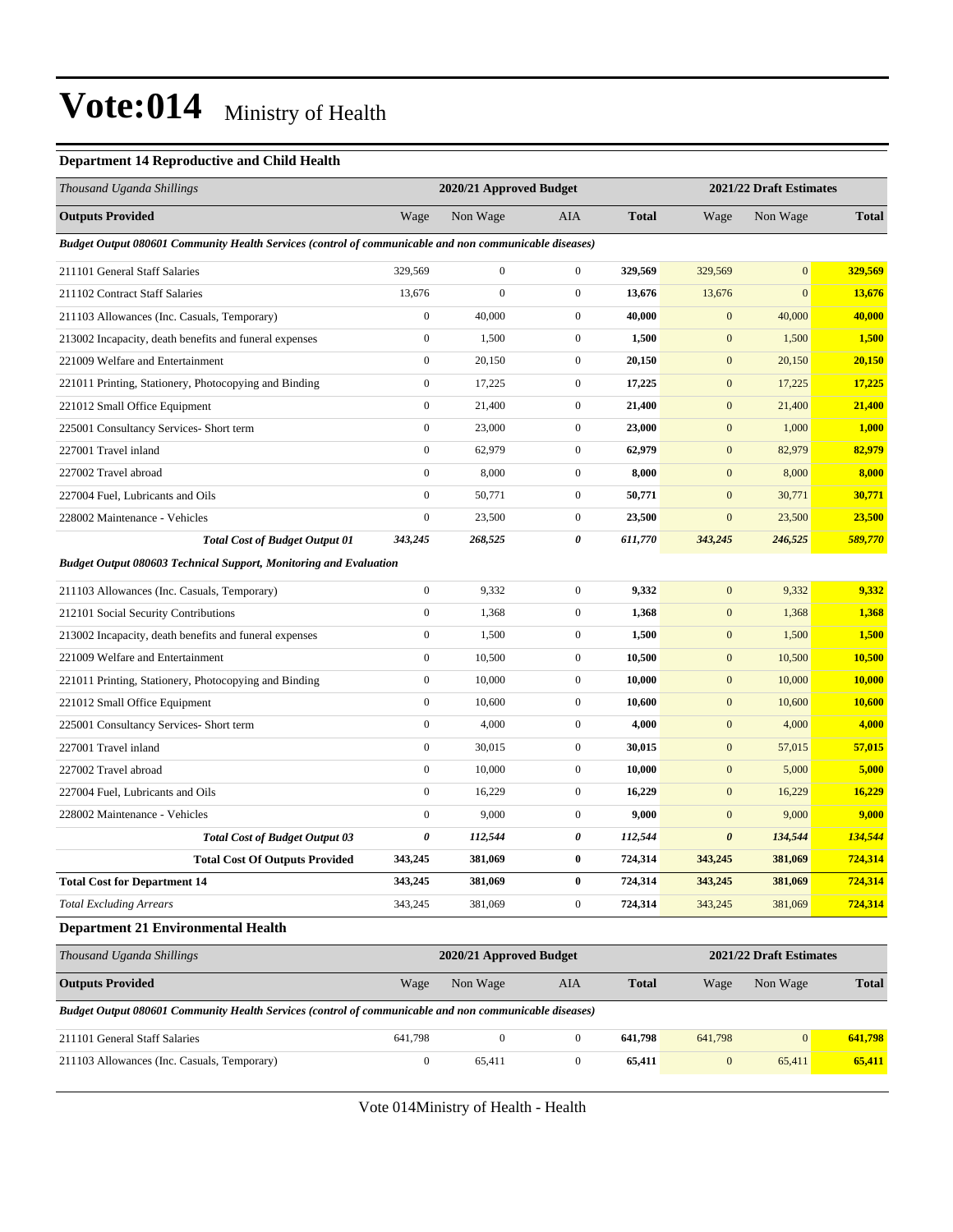# Vote:014 Ministry of Health

### Department 14 Reproductive and Child Health

| *Thousand Uganda Shillings* | 2020/21 Approved Budget | | | | 2021/22 Draft Estimates | | |
|---|---|---|---|---|---|---|---|
| **Outputs Provided** | Wage | Non Wage | AIA | **Total** | Wage | Non Wage | **Total** |
| ***Budget Output 080601 Community Health Services (control of communicable and non communicable diseases)*** | | | | | | | |
| 211101 General Staff Salaries | 329,569 | 0 | 0 | **329,569** | 329,569 | 0 | **329,569** |
| 211102 Contract Staff Salaries | 13,676 | 0 | 0 | **13,676** | 13,676 | 0 | **13,676** |
| 211103 Allowances (Inc. Casuals, Temporary) | 0 | 40,000 | 0 | **40,000** | 0 | 40,000 | **40,000** |
| 213002 Incapacity, death benefits and funeral expenses | 0 | 1,500 | 0 | **1,500** | 0 | 1,500 | **1,500** |
| 221009 Welfare and Entertainment | 0 | 20,150 | 0 | **20,150** | 0 | 20,150 | **20,150** |
| 221011 Printing, Stationery, Photocopying and Binding | 0 | 17,225 | 0 | **17,225** | 0 | 17,225 | **17,225** |
| 221012 Small Office Equipment | 0 | 21,400 | 0 | **21,400** | 0 | 21,400 | **21,400** |
| 225001 Consultancy Services- Short term | 0 | 23,000 | 0 | **23,000** | 0 | 1,000 | **1,000** |
| 227001 Travel inland | 0 | 62,979 | 0 | **62,979** | 0 | 82,979 | **82,979** |
| 227002 Travel abroad | 0 | 8,000 | 0 | **8,000** | 0 | 8,000 | **8,000** |
| 227004 Fuel, Lubricants and Oils | 0 | 50,771 | 0 | **50,771** | 0 | 30,771 | **30,771** |
| 228002 Maintenance - Vehicles | 0 | 23,500 | 0 | **23,500** | 0 | 23,500 | **23,500** |
| ***Total Cost of Budget Output 01*** | ***343,245*** | ***268,525*** | ***0*** | ***611,770*** | ***343,245*** | ***246,525*** | ***589,770*** |
| ***Budget Output 080603 Technical Support, Monitoring and Evaluation*** | | | | | | | |
| 211103 Allowances (Inc. Casuals, Temporary) | 0 | 9,332 | 0 | **9,332** | 0 | 9,332 | **9,332** |
| 212101 Social Security Contributions | 0 | 1,368 | 0 | **1,368** | 0 | 1,368 | **1,368** |
| 213002 Incapacity, death benefits and funeral expenses | 0 | 1,500 | 0 | **1,500** | 0 | 1,500 | **1,500** |
| 221009 Welfare and Entertainment | 0 | 10,500 | 0 | **10,500** | 0 | 10,500 | **10,500** |
| 221011 Printing, Stationery, Photocopying and Binding | 0 | 10,000 | 0 | **10,000** | 0 | 10,000 | **10,000** |
| 221012 Small Office Equipment | 0 | 10,600 | 0 | **10,600** | 0 | 10,600 | **10,600** |
| 225001 Consultancy Services- Short term | 0 | 4,000 | 0 | **4,000** | 0 | 4,000 | **4,000** |
| 227001 Travel inland | 0 | 30,015 | 0 | **30,015** | 0 | 57,015 | **57,015** |
| 227002 Travel abroad | 0 | 10,000 | 0 | **10,000** | 0 | 5,000 | **5,000** |
| 227004 Fuel, Lubricants and Oils | 0 | 16,229 | 0 | **16,229** | 0 | 16,229 | **16,229** |
| 228002 Maintenance - Vehicles | 0 | 9,000 | 0 | **9,000** | 0 | 9,000 | **9,000** |
| ***Total Cost of Budget Output 03*** | ***0*** | ***112,544*** | ***0*** | ***112,544*** | ***0*** | ***134,544*** | ***134,544*** |
| **Total Cost Of Outputs Provided** | **343,245** | **381,069** | **0** | **724,314** | **343,245** | **381,069** | **724,314** |
| **Total Cost for Department 14** | **343,245** | **381,069** | **0** | **724,314** | **343,245** | **381,069** | **724,314** |
| *Total Excluding Arrears* | 343,245 | 381,069 | 0 | **724,314** | 343,245 | 381,069 | **724,314** |

### Department 21 Environmental Health

| *Thousand Uganda Shillings* | 2020/21 Approved Budget | | | | 2021/22 Draft Estimates | | |
|---|---|---|---|---|---|---|---|
| **Outputs Provided** | Wage | Non Wage | AIA | **Total** | Wage | Non Wage | **Total** |
| ***Budget Output 080601 Community Health Services (control of communicable and non communicable diseases)*** | | | | | | | |
| 211101 General Staff Salaries | 641,798 | 0 | 0 | **641,798** | 641,798 | 0 | **641,798** |
| 211103 Allowances (Inc. Casuals, Temporary) | 0 | 65,411 | 0 | **65,411** | 0 | 65,411 | **65,411** |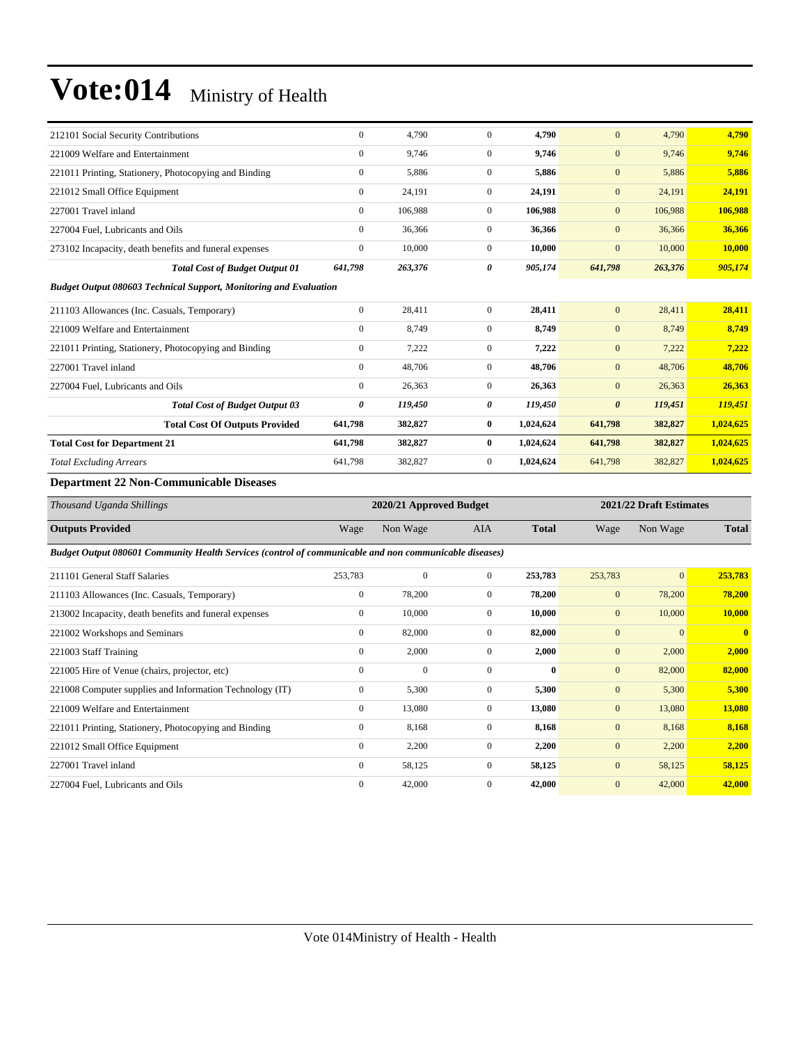# Vote:014 Ministry of Health

| | | | | | | | |
|---|---|---|---|---|---|---|---|
| 212101 Social Security Contributions | 0 | 4,790 | 0 | **4,790** | 0 | 4,790 | **4,790** |
| 221009 Welfare and Entertainment | 0 | 9,746 | 0 | **9,746** | 0 | 9,746 | **9,746** |
| 221011 Printing, Stationery, Photocopying and Binding | 0 | 5,886 | 0 | **5,886** | 0 | 5,886 | **5,886** |
| 221012 Small Office Equipment | 0 | 24,191 | 0 | **24,191** | 0 | 24,191 | **24,191** |
| 227001 Travel inland | 0 | 106,988 | 0 | **106,988** | 0 | 106,988 | **106,988** |
| 227004 Fuel, Lubricants and Oils | 0 | 36,366 | 0 | **36,366** | 0 | 36,366 | **36,366** |
| 273102 Incapacity, death benefits and funeral expenses | 0 | 10,000 | 0 | **10,000** | 0 | 10,000 | **10,000** |
| ***Total Cost of Budget Output 01*** | ***641,798*** | ***263,376*** | ***0*** | ***905,174*** | ***641,798*** | ***263,376*** | ***905,174*** |
| ***Budget Output 080603 Technical Support, Monitoring and Evaluation*** | | | | | | | |
| 211103 Allowances (Inc. Casuals, Temporary) | 0 | 28,411 | 0 | **28,411** | 0 | 28,411 | **28,411** |
| 221009 Welfare and Entertainment | 0 | 8,749 | 0 | **8,749** | 0 | 8,749 | **8,749** |
| 221011 Printing, Stationery, Photocopying and Binding | 0 | 7,222 | 0 | **7,222** | 0 | 7,222 | **7,222** |
| 227001 Travel inland | 0 | 48,706 | 0 | **48,706** | 0 | 48,706 | **48,706** |
| 227004 Fuel, Lubricants and Oils | 0 | 26,363 | 0 | **26,363** | 0 | 26,363 | **26,363** |
| ***Total Cost of Budget Output 03*** | ***0*** | ***119,450*** | ***0*** | ***119,450*** | ***0*** | ***119,451*** | ***119,451*** |
| **Total Cost Of Outputs Provided** | **641,798** | **382,827** | **0** | **1,024,624** | **641,798** | **382,827** | **1,024,625** |
| **Total Cost for Department 21** | **641,798** | **382,827** | **0** | **1,024,624** | **641,798** | **382,827** | **1,024,625** |
| *Total Excluding Arrears* | 641,798 | 382,827 | 0 | **1,024,624** | 641,798 | 382,827 | **1,024,625** |

### Department 22 Non-Communicable Diseases

| *Thousand Uganda Shillings* | 2020/21 Approved Budget | | | | 2021/22 Draft Estimates | | |
|---|---|---|---|---|---|---|---|
| **Outputs Provided** | Wage | Non Wage | AIA | **Total** | Wage | Non Wage | **Total** |
| ***Budget Output 080601 Community Health Services (control of communicable and non communicable diseases)*** | | | | | | | |
| 211101 General Staff Salaries | 253,783 | 0 | 0 | **253,783** | 253,783 | 0 | **253,783** |
| 211103 Allowances (Inc. Casuals, Temporary) | 0 | 78,200 | 0 | **78,200** | 0 | 78,200 | **78,200** |
| 213002 Incapacity, death benefits and funeral expenses | 0 | 10,000 | 0 | **10,000** | 0 | 10,000 | **10,000** |
| 221002 Workshops and Seminars | 0 | 82,000 | 0 | **82,000** | 0 | 0 | **0** |
| 221003 Staff Training | 0 | 2,000 | 0 | **2,000** | 0 | 2,000 | **2,000** |
| 221005 Hire of Venue (chairs, projector, etc) | 0 | 0 | 0 | **0** | 0 | 82,000 | **82,000** |
| 221008 Computer supplies and Information Technology (IT) | 0 | 5,300 | 0 | **5,300** | 0 | 5,300 | **5,300** |
| 221009 Welfare and Entertainment | 0 | 13,080 | 0 | **13,080** | 0 | 13,080 | **13,080** |
| 221011 Printing, Stationery, Photocopying and Binding | 0 | 8,168 | 0 | **8,168** | 0 | 8,168 | **8,168** |
| 221012 Small Office Equipment | 0 | 2,200 | 0 | **2,200** | 0 | 2,200 | **2,200** |
| 227001 Travel inland | 0 | 58,125 | 0 | **58,125** | 0 | 58,125 | **58,125** |
| 227004 Fuel, Lubricants and Oils | 0 | 42,000 | 0 | **42,000** | 0 | 42,000 | **42,000** |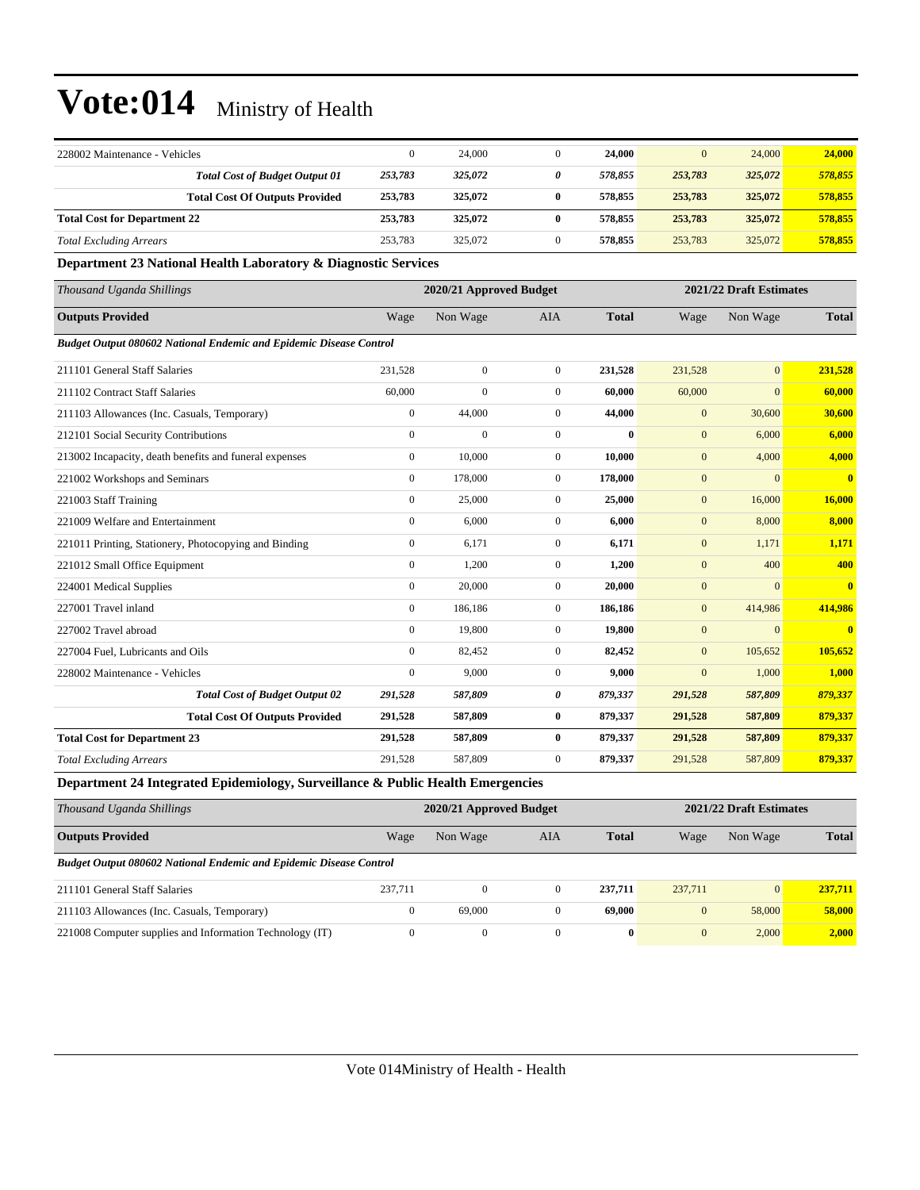| | | | | | | | |
|---|---|---|---|---|---|---|---|
| 228002 Maintenance - Vehicles | 0 | 24,000 | 0 | **24,000** | 0 | 24,000 | **24,000** |
| ***Total Cost of Budget Output 01*** | ***253,783*** | ***325,072*** | ***0*** | ***578,855*** | ***253,783*** | ***325,072*** | ***578,855*** |
| **Total Cost Of Outputs Provided** | **253,783** | **325,072** | **0** | **578,855** | **253,783** | **325,072** | **578,855** |
| **Total Cost for Department 22** | **253,783** | **325,072** | **0** | **578,855** | **253,783** | **325,072** | **578,855** |
| *Total Excluding Arrears* | 253,783 | 325,072 | 0 | **578,855** | 253,783 | 325,072 | **578,855** |

### Department 23 National Health Laboratory & Diagnostic Services

| *Thousand Uganda Shillings* | 2020/21 Approved Budget | | | | 2021/22 Draft Estimates | | |
|---|---|---|---|---|---|---|---|
| **Outputs Provided** | Wage | Non Wage | AIA | **Total** | Wage | Non Wage | **Total** |
| ***Budget Output 080602 National Endemic and Epidemic Disease Control*** | | | | | | | |
| 211101 General Staff Salaries | 231,528 | 0 | 0 | **231,528** | 231,528 | 0 | **231,528** |
| 211102 Contract Staff Salaries | 60,000 | 0 | 0 | **60,000** | 60,000 | 0 | **60,000** |
| 211103 Allowances (Inc. Casuals, Temporary) | 0 | 44,000 | 0 | **44,000** | 0 | 30,600 | **30,600** |
| 212101 Social Security Contributions | 0 | 0 | 0 | **0** | 0 | 6,000 | **6,000** |
| 213002 Incapacity, death benefits and funeral expenses | 0 | 10,000 | 0 | **10,000** | 0 | 4,000 | **4,000** |
| 221002 Workshops and Seminars | 0 | 178,000 | 0 | **178,000** | 0 | 0 | **0** |
| 221003 Staff Training | 0 | 25,000 | 0 | **25,000** | 0 | 16,000 | **16,000** |
| 221009 Welfare and Entertainment | 0 | 6,000 | 0 | **6,000** | 0 | 8,000 | **8,000** |
| 221011 Printing, Stationery, Photocopying and Binding | 0 | 6,171 | 0 | **6,171** | 0 | 1,171 | **1,171** |
| 221012 Small Office Equipment | 0 | 1,200 | 0 | **1,200** | 0 | 400 | **400** |
| 224001 Medical Supplies | 0 | 20,000 | 0 | **20,000** | 0 | 0 | **0** |
| 227001 Travel inland | 0 | 186,186 | 0 | **186,186** | 0 | 414,986 | **414,986** |
| 227002 Travel abroad | 0 | 19,800 | 0 | **19,800** | 0 | 0 | **0** |
| 227004 Fuel, Lubricants and Oils | 0 | 82,452 | 0 | **82,452** | 0 | 105,652 | **105,652** |
| 228002 Maintenance - Vehicles | 0 | 9,000 | 0 | **9,000** | 0 | 1,000 | **1,000** |
| ***Total Cost of Budget Output 02*** | ***291,528*** | ***587,809*** | ***0*** | ***879,337*** | ***291,528*** | ***587,809*** | ***879,337*** |
| **Total Cost Of Outputs Provided** | **291,528** | **587,809** | **0** | **879,337** | **291,528** | **587,809** | **879,337** |
| **Total Cost for Department 23** | **291,528** | **587,809** | **0** | **879,337** | **291,528** | **587,809** | **879,337** |
| *Total Excluding Arrears* | 291,528 | 587,809 | 0 | **879,337** | 291,528 | 587,809 | **879,337** |

### Department 24 Integrated Epidemiology, Surveillance & Public Health Emergencies

| *Thousand Uganda Shillings* | 2020/21 Approved Budget | | | | 2021/22 Draft Estimates | | |
|---|---|---|---|---|---|---|---|
| **Outputs Provided** | Wage | Non Wage | AIA | **Total** | Wage | Non Wage | **Total** |
| ***Budget Output 080602 National Endemic and Epidemic Disease Control*** | | | | | | | |
| 211101 General Staff Salaries | 237,711 | 0 | 0 | **237,711** | 237,711 | 0 | **237,711** |
| 211103 Allowances (Inc. Casuals, Temporary) | 0 | 69,000 | 0 | **69,000** | 0 | 58,000 | **58,000** |
| 221008 Computer supplies and Information Technology (IT) | 0 | 0 | 0 | **0** | 0 | 2,000 | **2,000** |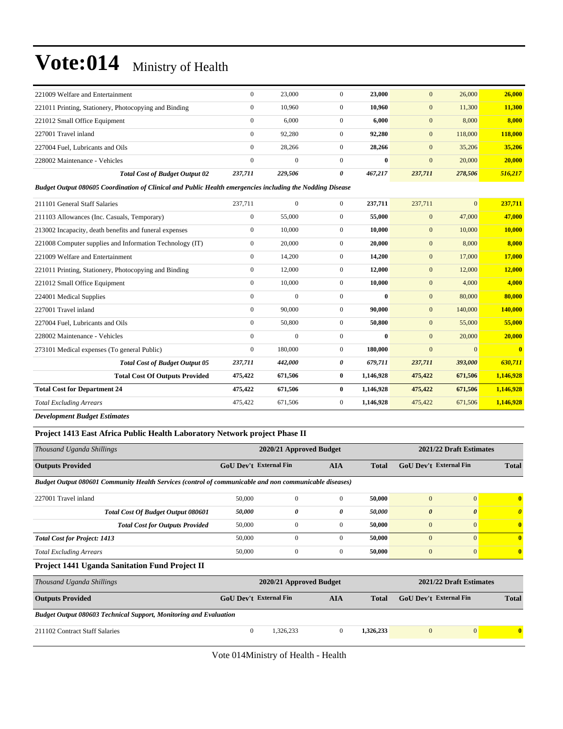# Vote:014 Ministry of Health

| | | | | | | | |
|---|---|---|---|---|---|---|---|
| 221009 Welfare and Entertainment | 0 | 23,000 | 0 | **23,000** | 0 | 26,000 | **26,000** |
| 221011 Printing, Stationery, Photocopying and Binding | 0 | 10,960 | 0 | **10,960** | 0 | 11,300 | **11,300** |
| 221012 Small Office Equipment | 0 | 6,000 | 0 | **6,000** | 0 | 8,000 | **8,000** |
| 227001 Travel inland | 0 | 92,280 | 0 | **92,280** | 0 | 118,000 | **118,000** |
| 227004 Fuel, Lubricants and Oils | 0 | 28,266 | 0 | **28,266** | 0 | 35,206 | **35,206** |
| 228002 Maintenance - Vehicles | 0 | 0 | 0 | **0** | 0 | 20,000 | **20,000** |
| ***Total Cost of Budget Output 02*** | ***237,711*** | ***229,506*** | ***0*** | ***467,217*** | ***237,711*** | ***278,506*** | ***516,217*** |
| ***Budget Output 080605 Coordination of Clinical and Public Health emergencies including the Nodding Disease*** | | | | | | | |
| 211101 General Staff Salaries | 237,711 | 0 | 0 | **237,711** | 237,711 | 0 | **237,711** |
| 211103 Allowances (Inc. Casuals, Temporary) | 0 | 55,000 | 0 | **55,000** | 0 | 47,000 | **47,000** |
| 213002 Incapacity, death benefits and funeral expenses | 0 | 10,000 | 0 | **10,000** | 0 | 10,000 | **10,000** |
| 221008 Computer supplies and Information Technology (IT) | 0 | 20,000 | 0 | **20,000** | 0 | 8,000 | **8,000** |
| 221009 Welfare and Entertainment | 0 | 14,200 | 0 | **14,200** | 0 | 17,000 | **17,000** |
| 221011 Printing, Stationery, Photocopying and Binding | 0 | 12,000 | 0 | **12,000** | 0 | 12,000 | **12,000** |
| 221012 Small Office Equipment | 0 | 10,000 | 0 | **10,000** | 0 | 4,000 | **4,000** |
| 224001 Medical Supplies | 0 | 0 | 0 | **0** | 0 | 80,000 | **80,000** |
| 227001 Travel inland | 0 | 90,000 | 0 | **90,000** | 0 | 140,000 | **140,000** |
| 227004 Fuel, Lubricants and Oils | 0 | 50,800 | 0 | **50,800** | 0 | 55,000 | **55,000** |
| 228002 Maintenance - Vehicles | 0 | 0 | 0 | **0** | 0 | 20,000 | **20,000** |
| 273101 Medical expenses (To general Public) | 0 | 180,000 | 0 | **180,000** | 0 | 0 | **0** |
| ***Total Cost of Budget Output 05*** | ***237,711*** | ***442,000*** | ***0*** | ***679,711*** | ***237,711*** | ***393,000*** | ***630,711*** |
| **Total Cost Of Outputs Provided** | **475,422** | **671,506** | **0** | **1,146,928** | **475,422** | **671,506** | **1,146,928** |
| **Total Cost for Department 24** | **475,422** | **671,506** | **0** | **1,146,928** | **475,422** | **671,506** | **1,146,928** |
| *Total Excluding Arrears* | 475,422 | 671,506 | 0 | **1,146,928** | 475,422 | 671,506 | **1,146,928** |

***Development Budget Estimates***

### Project 1413 East Africa Public Health Laboratory Network project Phase II

| *Thousand Uganda Shillings* | 2020/21 Approved Budget | | | | 2021/22 Draft Estimates | | |
|---|---|---|---|---|---|---|---|
| **Outputs Provided** | **GoU Dev't** | **External Fin** | **AIA** | **Total** | **GoU Dev't** | **External Fin** | **Total** |
| ***Budget Output 080601 Community Health Services (control of communicable and non communicable diseases)*** | | | | | | | |
| 227001 Travel inland | 50,000 | 0 | 0 | **50,000** | 0 | 0 | **0** |
| ***Total Cost Of Budget Output 080601*** | ***50,000*** | ***0*** | ***0*** | ***50,000*** | ***0*** | ***0*** | ***0*** |
| ***Total Cost for Outputs Provided*** | 50,000 | 0 | 0 | **50,000** | 0 | 0 | **0** |
| ***Total Cost for Project: 1413*** | 50,000 | 0 | 0 | **50,000** | 0 | 0 | **0** |
| *Total Excluding Arrears* | 50,000 | 0 | 0 | **50,000** | 0 | 0 | **0** |

### Project 1441 Uganda Sanitation Fund Project II

| *Thousand Uganda Shillings* | 2020/21 Approved Budget | | | | 2021/22 Draft Estimates | | |
|---|---|---|---|---|---|---|---|
| **Outputs Provided** | **GoU Dev't** | **External Fin** | **AIA** | **Total** | **GoU Dev't** | **External Fin** | **Total** |
| ***Budget Output 080603 Technical Support, Monitoring and Evaluation*** | | | | | | | |
| 211102 Contract Staff Salaries | 0 | 1,326,233 | 0 | **1,326,233** | 0 | 0 | **0** |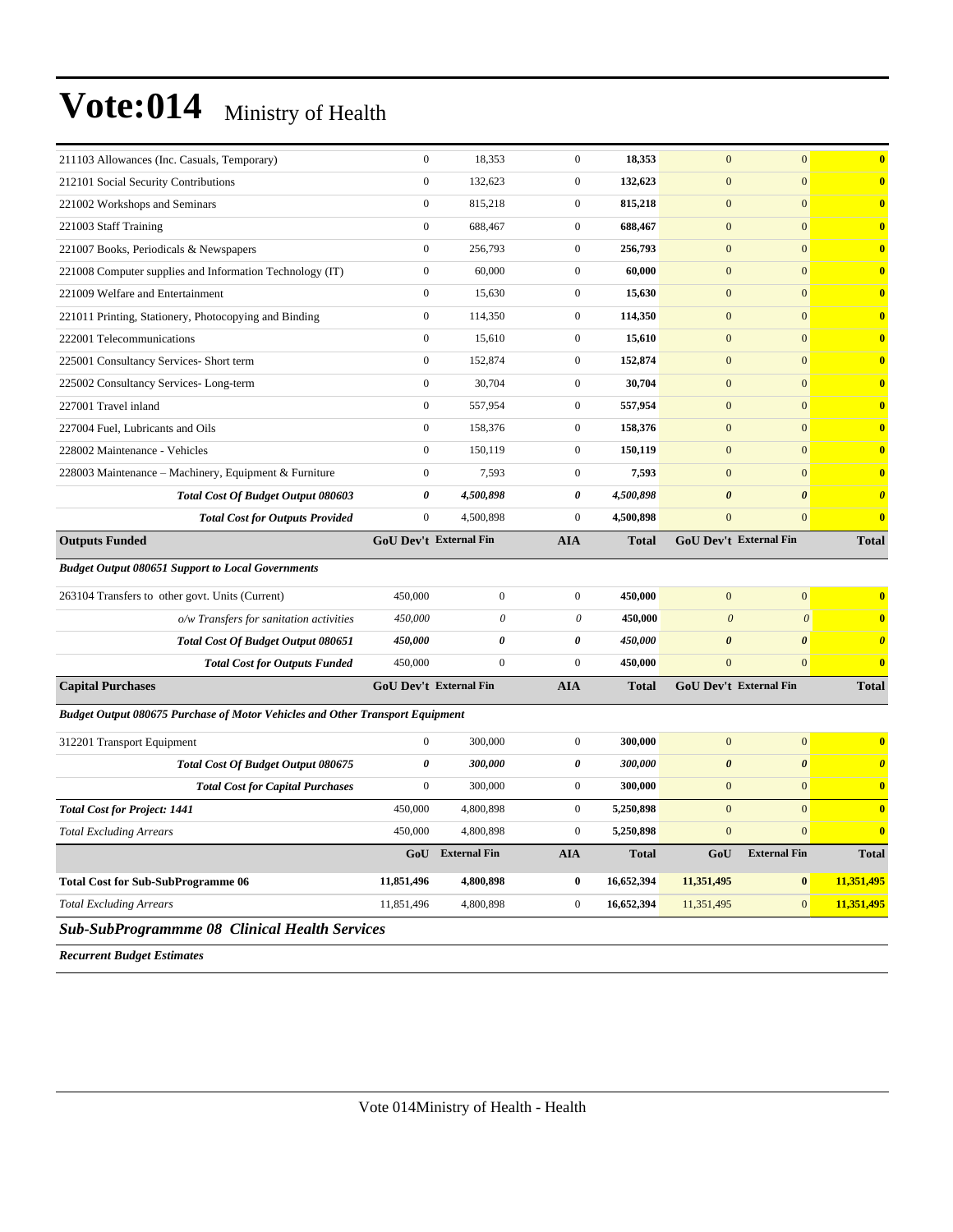# Vote:014 Ministry of Health

| | | | | | | | |
|---|---|---|---|---|---|---|---|
| 211103 Allowances (Inc. Casuals, Temporary) | 0 | 18,353 | 0 | **18,353** | 0 | 0 | **0** |
| 212101 Social Security Contributions | 0 | 132,623 | 0 | **132,623** | 0 | 0 | **0** |
| 221002 Workshops and Seminars | 0 | 815,218 | 0 | **815,218** | 0 | 0 | **0** |
| 221003 Staff Training | 0 | 688,467 | 0 | **688,467** | 0 | 0 | **0** |
| 221007 Books, Periodicals & Newspapers | 0 | 256,793 | 0 | **256,793** | 0 | 0 | **0** |
| 221008 Computer supplies and Information Technology (IT) | 0 | 60,000 | 0 | **60,000** | 0 | 0 | **0** |
| 221009 Welfare and Entertainment | 0 | 15,630 | 0 | **15,630** | 0 | 0 | **0** |
| 221011 Printing, Stationery, Photocopying and Binding | 0 | 114,350 | 0 | **114,350** | 0 | 0 | **0** |
| 222001 Telecommunications | 0 | 15,610 | 0 | **15,610** | 0 | 0 | **0** |
| 225001 Consultancy Services- Short term | 0 | 152,874 | 0 | **152,874** | 0 | 0 | **0** |
| 225002 Consultancy Services- Long-term | 0 | 30,704 | 0 | **30,704** | 0 | 0 | **0** |
| 227001 Travel inland | 0 | 557,954 | 0 | **557,954** | 0 | 0 | **0** |
| 227004 Fuel, Lubricants and Oils | 0 | 158,376 | 0 | **158,376** | 0 | 0 | **0** |
| 228002 Maintenance - Vehicles | 0 | 150,119 | 0 | **150,119** | 0 | 0 | **0** |
| 228003 Maintenance – Machinery, Equipment & Furniture | 0 | 7,593 | 0 | **7,593** | 0 | 0 | **0** |
| ***Total Cost Of Budget Output 080603*** | ***0*** | ***4,500,898*** | ***0*** | ***4,500,898*** | ***0*** | ***0*** | ***0*** |
| ***Total Cost for Outputs Provided*** | 0 | 4,500,898 | 0 | **4,500,898** | 0 | 0 | **0** |
| **Outputs Funded** | **GoU Dev't** | **External Fin** | **AIA** | **Total** | **GoU Dev't** | **External Fin** | **Total** |
| ***Budget Output 080651 Support to Local Governments*** | | | | | | | |
| 263104 Transfers to other govt. Units (Current) | 450,000 | 0 | 0 | **450,000** | 0 | 0 | **0** |
| *o/w Transfers for sanitation activities* | *450,000* | *0* | *0* | **450,000** | *0* | *0* | **0** |
| ***Total Cost Of Budget Output 080651*** | ***450,000*** | ***0*** | ***0*** | ***450,000*** | ***0*** | ***0*** | ***0*** |
| ***Total Cost for Outputs Funded*** | 450,000 | 0 | 0 | **450,000** | 0 | 0 | **0** |
| **Capital Purchases** | **GoU Dev't** | **External Fin** | **AIA** | **Total** | **GoU Dev't** | **External Fin** | **Total** |
| ***Budget Output 080675 Purchase of Motor Vehicles and Other Transport Equipment*** | | | | | | | |
| 312201 Transport Equipment | 0 | 300,000 | 0 | **300,000** | 0 | 0 | **0** |
| ***Total Cost Of Budget Output 080675*** | ***0*** | ***300,000*** | ***0*** | ***300,000*** | ***0*** | ***0*** | ***0*** |
| ***Total Cost for Capital Purchases*** | 0 | 300,000 | 0 | **300,000** | 0 | 0 | **0** |
| ***Total Cost for Project: 1441*** | 450,000 | 4,800,898 | 0 | **5,250,898** | 0 | 0 | **0** |
| *Total Excluding Arrears* | 450,000 | 4,800,898 | 0 | **5,250,898** | 0 | 0 | **0** |
| | **GoU** | **External Fin** | **AIA** | **Total** | **GoU** | **External Fin** | **Total** |
| **Total Cost for Sub-SubProgramme 06** | **11,851,496** | **4,800,898** | **0** | **16,652,394** | **11,351,495** | **0** | **11,351,495** |
| *Total Excluding Arrears* | 11,851,496 | 4,800,898 | 0 | **16,652,394** | 11,351,495 | 0 | **11,351,495** |

### *Sub-SubProgrammme 08 Clinical Health Services*

***Recurrent Budget Estimates***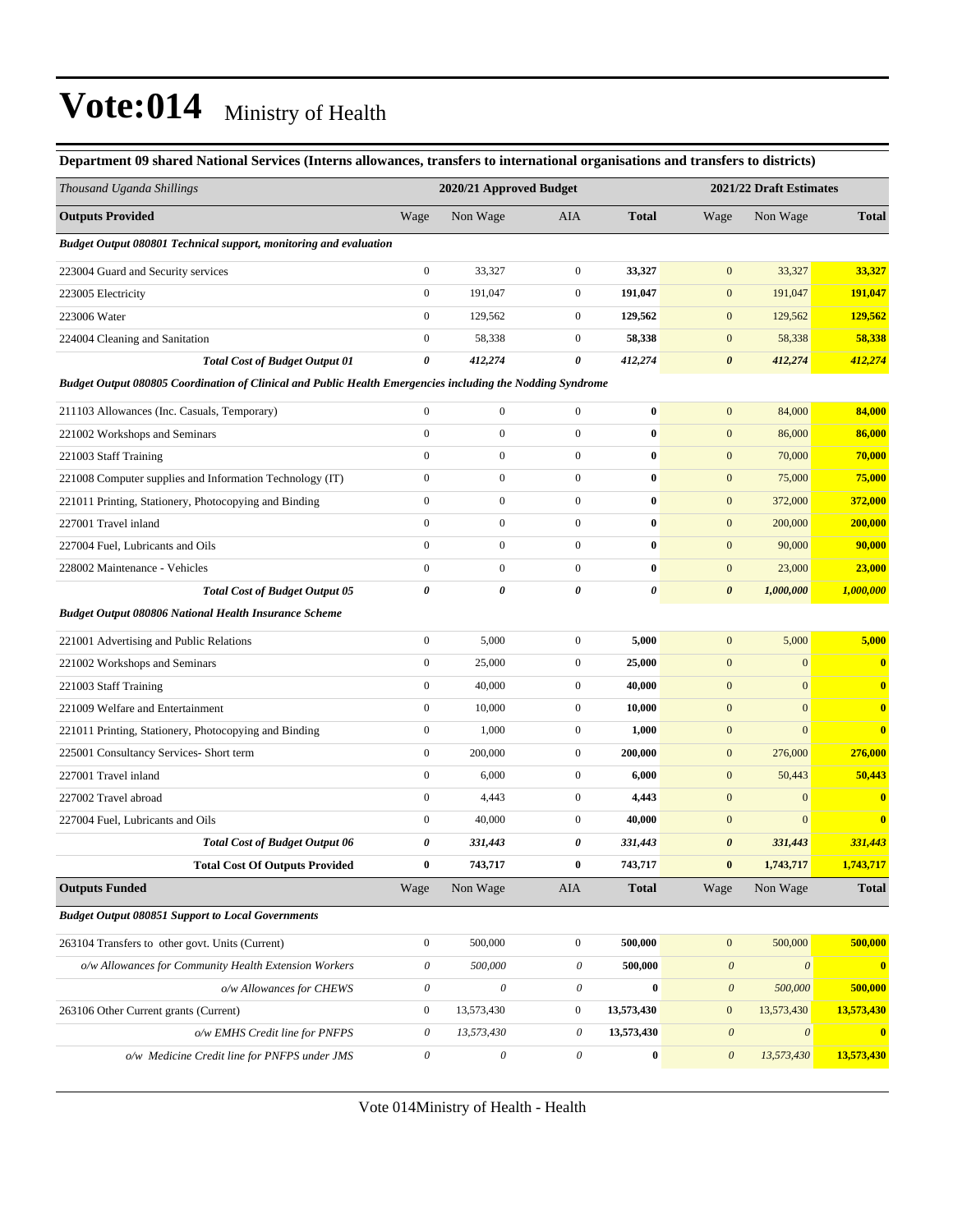# Vote:014 Ministry of Health

**Department 09 shared National Services (Interns allowances, transfers to international organisations and transfers to districts)**

| *Thousand Uganda Shillings* | 2020/21 Approved Budget | | | | 2021/22 Draft Estimates | | |
|---|---|---|---|---|---|---|---|
| **Outputs Provided** | Wage | Non Wage | AIA | **Total** | Wage | Non Wage | **Total** |
| ***Budget Output 080801 Technical support, monitoring and evaluation*** | | | | | | | |
| 223004 Guard and Security services | 0 | 33,327 | 0 | **33,327** | 0 | 33,327 | **33,327** |
| 223005 Electricity | 0 | 191,047 | 0 | **191,047** | 0 | 191,047 | **191,047** |
| 223006 Water | 0 | 129,562 | 0 | **129,562** | 0 | 129,562 | **129,562** |
| 224004 Cleaning and Sanitation | 0 | 58,338 | 0 | **58,338** | 0 | 58,338 | **58,338** |
| ***Total Cost of Budget Output 01*** | ***0*** | ***412,274*** | ***0*** | ***412,274*** | ***0*** | ***412,274*** | ***412,274*** |
| ***Budget Output 080805 Coordination of Clinical and Public Health Emergencies including the Nodding Syndrome*** | | | | | | | |
| 211103 Allowances (Inc. Casuals, Temporary) | 0 | 0 | 0 | **0** | 0 | 84,000 | **84,000** |
| 221002 Workshops and Seminars | 0 | 0 | 0 | **0** | 0 | 86,000 | **86,000** |
| 221003 Staff Training | 0 | 0 | 0 | **0** | 0 | 70,000 | **70,000** |
| 221008 Computer supplies and Information Technology (IT) | 0 | 0 | 0 | **0** | 0 | 75,000 | **75,000** |
| 221011 Printing, Stationery, Photocopying and Binding | 0 | 0 | 0 | **0** | 0 | 372,000 | **372,000** |
| 227001 Travel inland | 0 | 0 | 0 | **0** | 0 | 200,000 | **200,000** |
| 227004 Fuel, Lubricants and Oils | 0 | 0 | 0 | **0** | 0 | 90,000 | **90,000** |
| 228002 Maintenance - Vehicles | 0 | 0 | 0 | **0** | 0 | 23,000 | **23,000** |
| ***Total Cost of Budget Output 05*** | ***0*** | ***0*** | ***0*** | ***0*** | ***0*** | ***1,000,000*** | ***1,000,000*** |
| ***Budget Output 080806 National Health Insurance Scheme*** | | | | | | | |
| 221001 Advertising and Public Relations | 0 | 5,000 | 0 | **5,000** | 0 | 5,000 | **5,000** |
| 221002 Workshops and Seminars | 0 | 25,000 | 0 | **25,000** | 0 | 0 | **0** |
| 221003 Staff Training | 0 | 40,000 | 0 | **40,000** | 0 | 0 | **0** |
| 221009 Welfare and Entertainment | 0 | 10,000 | 0 | **10,000** | 0 | 0 | **0** |
| 221011 Printing, Stationery, Photocopying and Binding | 0 | 1,000 | 0 | **1,000** | 0 | 0 | **0** |
| 225001 Consultancy Services- Short term | 0 | 200,000 | 0 | **200,000** | 0 | 276,000 | **276,000** |
| 227001 Travel inland | 0 | 6,000 | 0 | **6,000** | 0 | 50,443 | **50,443** |
| 227002 Travel abroad | 0 | 4,443 | 0 | **4,443** | 0 | 0 | **0** |
| 227004 Fuel, Lubricants and Oils | 0 | 40,000 | 0 | **40,000** | 0 | 0 | **0** |
| ***Total Cost of Budget Output 06*** | ***0*** | ***331,443*** | ***0*** | ***331,443*** | ***0*** | ***331,443*** | ***331,443*** |
| **Total Cost Of Outputs Provided** | **0** | **743,717** | **0** | **743,717** | **0** | **1,743,717** | **1,743,717** |
| **Outputs Funded** | Wage | Non Wage | AIA | **Total** | Wage | Non Wage | **Total** |
| ***Budget Output 080851 Support to Local Governments*** | | | | | | | |
| 263104 Transfers to other govt. Units (Current) | 0 | 500,000 | 0 | **500,000** | 0 | 500,000 | **500,000** |
| *o/w Allowances for Community Health Extension Workers* | *0* | *500,000* | *0* | **500,000** | *0* | *0* | **0** |
| *o/w Allowances for CHEWS* | *0* | *0* | *0* | **0** | *0* | *500,000* | **500,000** |
| 263106 Other Current grants (Current) | 0 | 13,573,430 | 0 | **13,573,430** | 0 | 13,573,430 | **13,573,430** |
| *o/w EMHS Credit line for PNFPS* | *0* | *13,573,430* | *0* | **13,573,430** | *0* | *0* | **0** |
| *o/w Medicine Credit line for PNFPS under JMS* | *0* | *0* | *0* | **0** | *0* | *13,573,430* | **13,573,430** |

Vote 014Ministry of Health - Health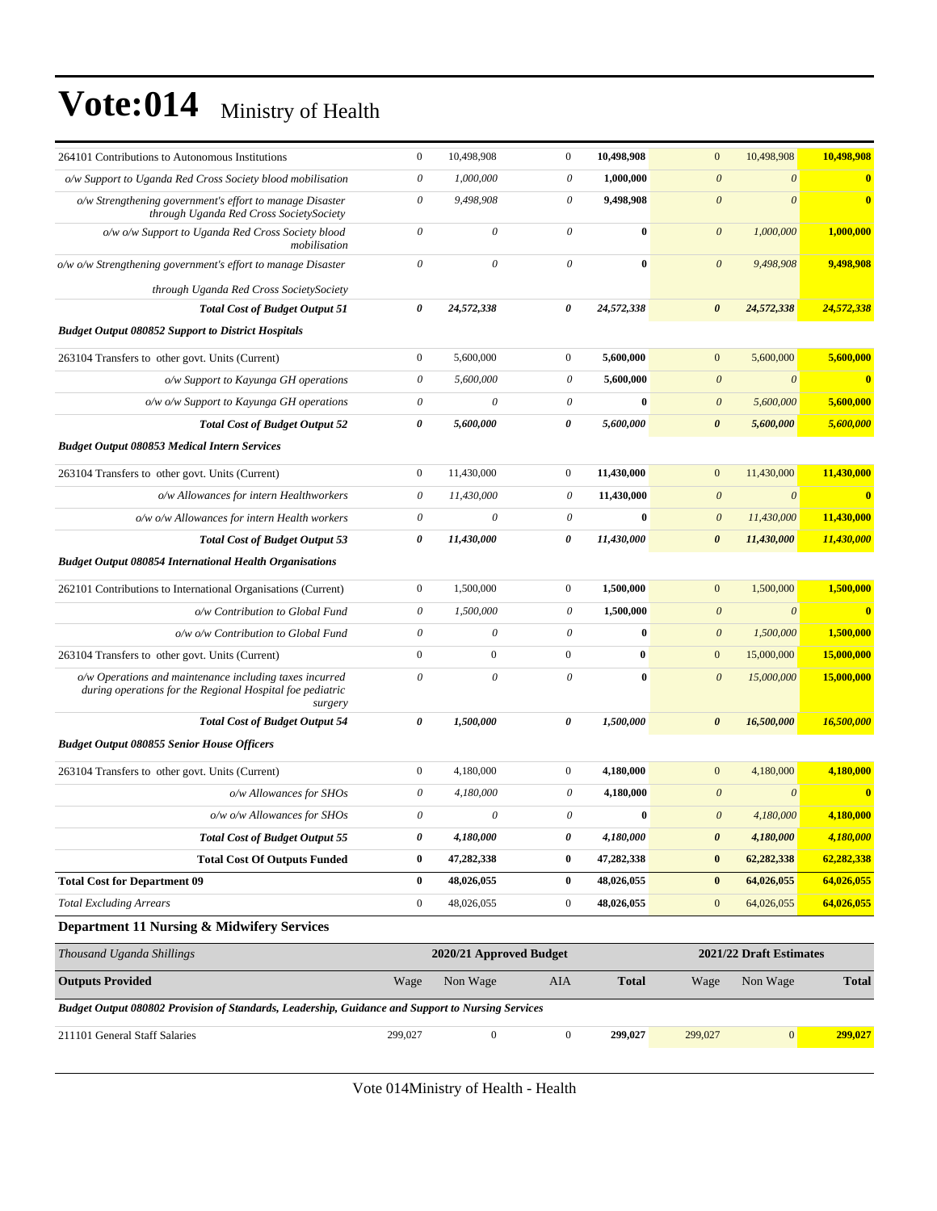# Vote:014 Ministry of Health

| | | | | | | | |
|---|---|---|---|---|---|---|---|
| 264101 Contributions to Autonomous Institutions | 0 | 10,498,908 | 0 | **10,498,908** | 0 | 10,498,908 | **10,498,908** |
| *o/w Support to Uganda Red Cross Society blood mobilisation* | *0* | *1,000,000* | *0* | **1,000,000** | *0* | *0* | **0** |
| *o/w Strengthening government's effort to manage Disaster through Uganda Red Cross SocietySociety* | *0* | *9,498,908* | *0* | **9,498,908** | *0* | *0* | **0** |
| *o/w o/w Support to Uganda Red Cross Society blood mobilisation* | *0* | *0* | *0* | **0** | *0* | *1,000,000* | **1,000,000** |
| *o/w o/w Strengthening government's effort to manage Disaster through Uganda Red Cross SocietySociety* | *0* | *0* | *0* | **0** | *0* | *9,498,908* | **9,498,908** |
| ***Total Cost of Budget Output 51*** | ***0*** | ***24,572,338*** | ***0*** | ***24,572,338*** | ***0*** | ***24,572,338*** | ***24,572,338*** |
| ***Budget Output 080852 Support to District Hospitals*** | | | | | | | |
| 263104 Transfers to other govt. Units (Current) | 0 | 5,600,000 | 0 | **5,600,000** | 0 | 5,600,000 | **5,600,000** |
| *o/w Support to Kayunga GH operations* | *0* | *5,600,000* | *0* | **5,600,000** | *0* | *0* | **0** |
| *o/w o/w Support to Kayunga GH operations* | *0* | *0* | *0* | **0** | *0* | *5,600,000* | **5,600,000** |
| ***Total Cost of Budget Output 52*** | ***0*** | ***5,600,000*** | ***0*** | ***5,600,000*** | ***0*** | ***5,600,000*** | ***5,600,000*** |
| ***Budget Output 080853 Medical Intern Services*** | | | | | | | |
| 263104 Transfers to other govt. Units (Current) | 0 | 11,430,000 | 0 | **11,430,000** | 0 | 11,430,000 | **11,430,000** |
| *o/w Allowances for intern Healthworkers* | *0* | *11,430,000* | *0* | **11,430,000** | *0* | *0* | **0** |
| *o/w o/w Allowances for intern Health workers* | *0* | *0* | *0* | **0** | *0* | *11,430,000* | **11,430,000** |
| ***Total Cost of Budget Output 53*** | ***0*** | ***11,430,000*** | ***0*** | ***11,430,000*** | ***0*** | ***11,430,000*** | ***11,430,000*** |
| ***Budget Output 080854 International Health Organisations*** | | | | | | | |
| 262101 Contributions to International Organisations (Current) | 0 | 1,500,000 | 0 | **1,500,000** | 0 | 1,500,000 | **1,500,000** |
| *o/w Contribution to Global Fund* | *0* | *1,500,000* | *0* | **1,500,000** | *0* | *0* | **0** |
| *o/w o/w Contribution to Global Fund* | *0* | *0* | *0* | **0** | *0* | *1,500,000* | **1,500,000** |
| 263104 Transfers to other govt. Units (Current) | 0 | 0 | 0 | **0** | 0 | 15,000,000 | **15,000,000** |
| *o/w Operations and maintenance including taxes incurred during operations for the Regional Hospital foe pediatric surgery* | *0* | *0* | *0* | **0** | *0* | *15,000,000* | **15,000,000** |
| ***Total Cost of Budget Output 54*** | ***0*** | ***1,500,000*** | ***0*** | ***1,500,000*** | ***0*** | ***16,500,000*** | ***16,500,000*** |
| ***Budget Output 080855 Senior House Officers*** | | | | | | | |
| 263104 Transfers to other govt. Units (Current) | 0 | 4,180,000 | 0 | **4,180,000** | 0 | 4,180,000 | **4,180,000** |
| *o/w Allowances for SHOs* | *0* | *4,180,000* | *0* | **4,180,000** | *0* | *0* | **0** |
| *o/w o/w Allowances for SHOs* | *0* | *0* | *0* | **0** | *0* | *4,180,000* | **4,180,000** |
| ***Total Cost of Budget Output 55*** | ***0*** | ***4,180,000*** | ***0*** | ***4,180,000*** | ***0*** | ***4,180,000*** | ***4,180,000*** |
| **Total Cost Of Outputs Funded** | **0** | **47,282,338** | **0** | **47,282,338** | **0** | **62,282,338** | **62,282,338** |
| **Total Cost for Department 09** | **0** | **48,026,055** | **0** | **48,026,055** | **0** | **64,026,055** | **64,026,055** |
| *Total Excluding Arrears* | 0 | 48,026,055 | 0 | **48,026,055** | 0 | 64,026,055 | **64,026,055** |

## Department 11 Nursing & Midwifery Services

| *Thousand Uganda Shillings* | 2020/21 Approved Budget | | | | 2021/22 Draft Estimates | | |
|---|---|---|---|---|---|---|---|
| **Outputs Provided** | Wage | Non Wage | AIA | **Total** | Wage | Non Wage | **Total** |
| ***Budget Output 080802 Provision of Standards, Leadership, Guidance and Support to Nursing Services*** | | | | | | | |
| 211101 General Staff Salaries | 299,027 | 0 | 0 | **299,027** | 299,027 | 0 | **299,027** |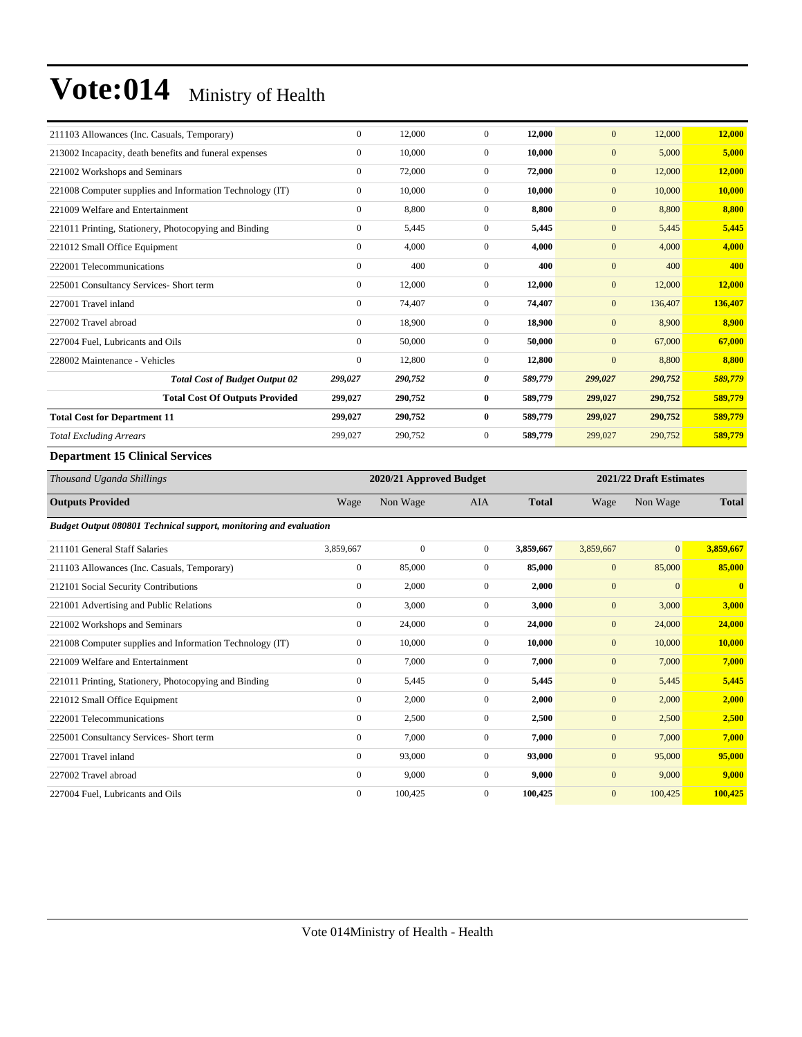# Vote:014 Ministry of Health

| | | | | | | | |
|---|---|---|---|---|---|---|---|
| 211103 Allowances (Inc. Casuals, Temporary) | 0 | 12,000 | 0 | **12,000** | 0 | 12,000 | **12,000** |
| 213002 Incapacity, death benefits and funeral expenses | 0 | 10,000 | 0 | **10,000** | 0 | 5,000 | **5,000** |
| 221002 Workshops and Seminars | 0 | 72,000 | 0 | **72,000** | 0 | 12,000 | **12,000** |
| 221008 Computer supplies and Information Technology (IT) | 0 | 10,000 | 0 | **10,000** | 0 | 10,000 | **10,000** |
| 221009 Welfare and Entertainment | 0 | 8,800 | 0 | **8,800** | 0 | 8,800 | **8,800** |
| 221011 Printing, Stationery, Photocopying and Binding | 0 | 5,445 | 0 | **5,445** | 0 | 5,445 | **5,445** |
| 221012 Small Office Equipment | 0 | 4,000 | 0 | **4,000** | 0 | 4,000 | **4,000** |
| 222001 Telecommunications | 0 | 400 | 0 | **400** | 0 | 400 | **400** |
| 225001 Consultancy Services- Short term | 0 | 12,000 | 0 | **12,000** | 0 | 12,000 | **12,000** |
| 227001 Travel inland | 0 | 74,407 | 0 | **74,407** | 0 | 136,407 | **136,407** |
| 227002 Travel abroad | 0 | 18,900 | 0 | **18,900** | 0 | 8,900 | **8,900** |
| 227004 Fuel, Lubricants and Oils | 0 | 50,000 | 0 | **50,000** | 0 | 67,000 | **67,000** |
| 228002 Maintenance - Vehicles | 0 | 12,800 | 0 | **12,800** | 0 | 8,800 | **8,800** |
| ***Total Cost of Budget Output 02*** | ***299,027*** | ***290,752*** | ***0*** | ***589,779*** | ***299,027*** | ***290,752*** | ***589,779*** |
| **Total Cost Of Outputs Provided** | **299,027** | **290,752** | **0** | **589,779** | **299,027** | **290,752** | **589,779** |
| **Total Cost for Department 11** | **299,027** | **290,752** | **0** | **589,779** | **299,027** | **290,752** | **589,779** |
| *Total Excluding Arrears* | 299,027 | 290,752 | 0 | **589,779** | 299,027 | 290,752 | **589,779** |

**Department 15 Clinical Services**

| *Thousand Uganda Shillings* | 2020/21 Approved Budget | | | | 2021/22 Draft Estimates | | |
|---|---|---|---|---|---|---|---|
| **Outputs Provided** | Wage | Non Wage | AIA | **Total** | Wage | Non Wage | **Total** |
| ***Budget Output 080801 Technical support, monitoring and evaluation*** | | | | | | | |
| 211101 General Staff Salaries | 3,859,667 | 0 | 0 | **3,859,667** | 3,859,667 | 0 | **3,859,667** |
| 211103 Allowances (Inc. Casuals, Temporary) | 0 | 85,000 | 0 | **85,000** | 0 | 85,000 | **85,000** |
| 212101 Social Security Contributions | 0 | 2,000 | 0 | **2,000** | 0 | 0 | **0** |
| 221001 Advertising and Public Relations | 0 | 3,000 | 0 | **3,000** | 0 | 3,000 | **3,000** |
| 221002 Workshops and Seminars | 0 | 24,000 | 0 | **24,000** | 0 | 24,000 | **24,000** |
| 221008 Computer supplies and Information Technology (IT) | 0 | 10,000 | 0 | **10,000** | 0 | 10,000 | **10,000** |
| 221009 Welfare and Entertainment | 0 | 7,000 | 0 | **7,000** | 0 | 7,000 | **7,000** |
| 221011 Printing, Stationery, Photocopying and Binding | 0 | 5,445 | 0 | **5,445** | 0 | 5,445 | **5,445** |
| 221012 Small Office Equipment | 0 | 2,000 | 0 | **2,000** | 0 | 2,000 | **2,000** |
| 222001 Telecommunications | 0 | 2,500 | 0 | **2,500** | 0 | 2,500 | **2,500** |
| 225001 Consultancy Services- Short term | 0 | 7,000 | 0 | **7,000** | 0 | 7,000 | **7,000** |
| 227001 Travel inland | 0 | 93,000 | 0 | **93,000** | 0 | 95,000 | **95,000** |
| 227002 Travel abroad | 0 | 9,000 | 0 | **9,000** | 0 | 9,000 | **9,000** |
| 227004 Fuel, Lubricants and Oils | 0 | 100,425 | 0 | **100,425** | 0 | 100,425 | **100,425** |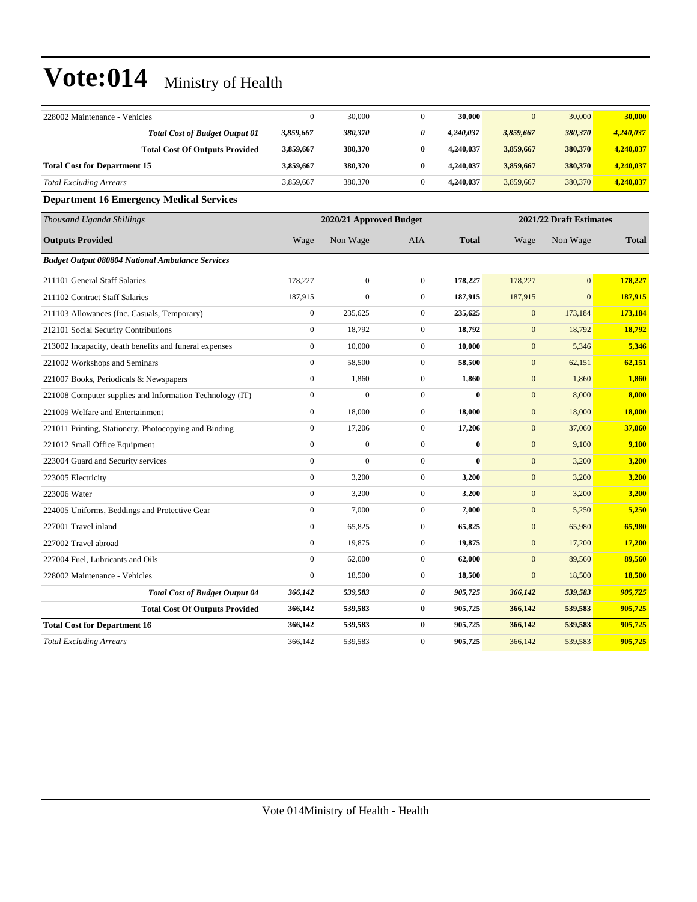| | | | | | | | |
|---|---|---|---|---|---|---|---|
| 228002 Maintenance - Vehicles | 0 | 30,000 | 0 | **30,000** | 0 | 30,000 | **30,000** |
| ***Total Cost of Budget Output 01*** | ***3,859,667*** | ***380,370*** | ***0*** | ***4,240,037*** | ***3,859,667*** | ***380,370*** | ***4,240,037*** |
| **Total Cost Of Outputs Provided** | **3,859,667** | **380,370** | **0** | **4,240,037** | **3,859,667** | **380,370** | **4,240,037** |
| **Total Cost for Department 15** | **3,859,667** | **380,370** | **0** | **4,240,037** | **3,859,667** | **380,370** | **4,240,037** |
| *Total Excluding Arrears* | 3,859,667 | 380,370 | 0 | **4,240,037** | 3,859,667 | 380,370 | **4,240,037** |

### Department 16 Emergency Medical Services

| *Thousand Uganda Shillings* | 2020/21 Approved Budget | | | | 2021/22 Draft Estimates | | |
|---|---|---|---|---|---|---|---|
| **Outputs Provided** | Wage | Non Wage | AIA | **Total** | Wage | Non Wage | **Total** |
| ***Budget Output 080804 National Ambulance Services*** | | | | | | | |
| 211101 General Staff Salaries | 178,227 | 0 | 0 | **178,227** | 178,227 | 0 | **178,227** |
| 211102 Contract Staff Salaries | 187,915 | 0 | 0 | **187,915** | 187,915 | 0 | **187,915** |
| 211103 Allowances (Inc. Casuals, Temporary) | 0 | 235,625 | 0 | **235,625** | 0 | 173,184 | **173,184** |
| 212101 Social Security Contributions | 0 | 18,792 | 0 | **18,792** | 0 | 18,792 | **18,792** |
| 213002 Incapacity, death benefits and funeral expenses | 0 | 10,000 | 0 | **10,000** | 0 | 5,346 | **5,346** |
| 221002 Workshops and Seminars | 0 | 58,500 | 0 | **58,500** | 0 | 62,151 | **62,151** |
| 221007 Books, Periodicals & Newspapers | 0 | 1,860 | 0 | **1,860** | 0 | 1,860 | **1,860** |
| 221008 Computer supplies and Information Technology (IT) | 0 | 0 | 0 | **0** | 0 | 8,000 | **8,000** |
| 221009 Welfare and Entertainment | 0 | 18,000 | 0 | **18,000** | 0 | 18,000 | **18,000** |
| 221011 Printing, Stationery, Photocopying and Binding | 0 | 17,206 | 0 | **17,206** | 0 | 37,060 | **37,060** |
| 221012 Small Office Equipment | 0 | 0 | 0 | **0** | 0 | 9,100 | **9,100** |
| 223004 Guard and Security services | 0 | 0 | 0 | **0** | 0 | 3,200 | **3,200** |
| 223005 Electricity | 0 | 3,200 | 0 | **3,200** | 0 | 3,200 | **3,200** |
| 223006 Water | 0 | 3,200 | 0 | **3,200** | 0 | 3,200 | **3,200** |
| 224005 Uniforms, Beddings and Protective Gear | 0 | 7,000 | 0 | **7,000** | 0 | 5,250 | **5,250** |
| 227001 Travel inland | 0 | 65,825 | 0 | **65,825** | 0 | 65,980 | **65,980** |
| 227002 Travel abroad | 0 | 19,875 | 0 | **19,875** | 0 | 17,200 | **17,200** |
| 227004 Fuel, Lubricants and Oils | 0 | 62,000 | 0 | **62,000** | 0 | 89,560 | **89,560** |
| 228002 Maintenance - Vehicles | 0 | 18,500 | 0 | **18,500** | 0 | 18,500 | **18,500** |
| ***Total Cost of Budget Output 04*** | ***366,142*** | ***539,583*** | ***0*** | ***905,725*** | ***366,142*** | ***539,583*** | ***905,725*** |
| **Total Cost Of Outputs Provided** | **366,142** | **539,583** | **0** | **905,725** | **366,142** | **539,583** | **905,725** |
| **Total Cost for Department 16** | **366,142** | **539,583** | **0** | **905,725** | **366,142** | **539,583** | **905,725** |
| *Total Excluding Arrears* | 366,142 | 539,583 | 0 | **905,725** | 366,142 | 539,583 | **905,725** |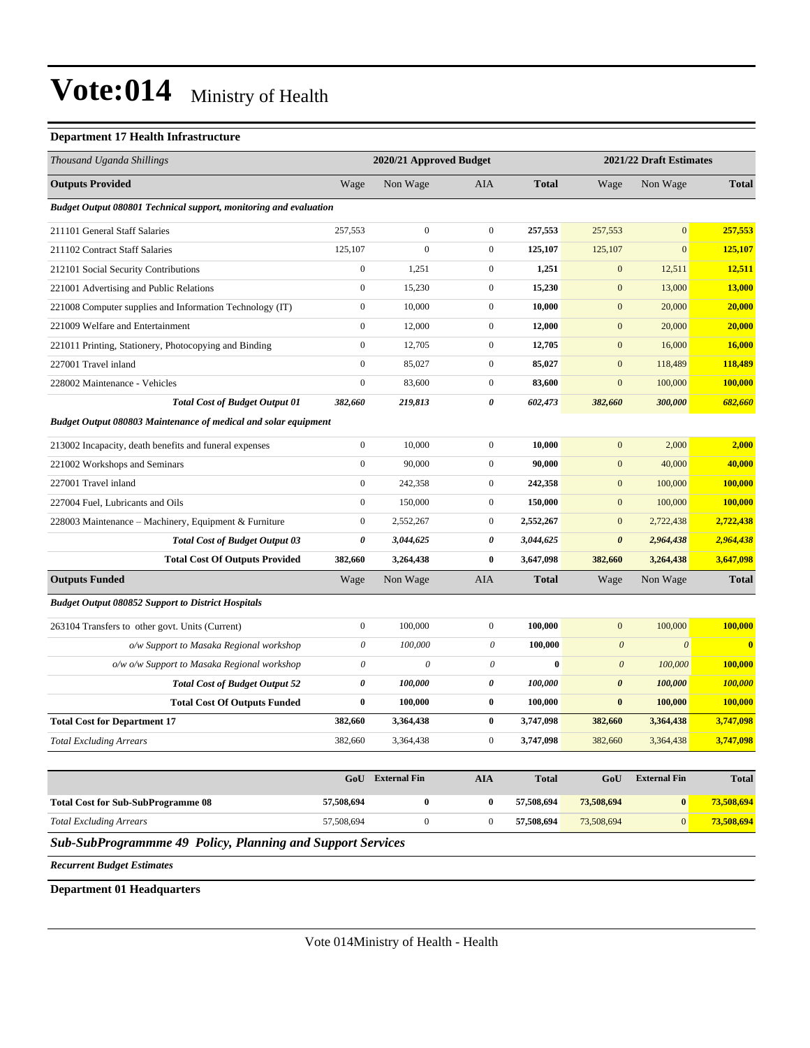# Vote:014 Ministry of Health

**Department 17 Health Infrastructure**

| *Thousand Uganda Shillings* | 2020/21 Approved Budget | | | | 2021/22 Draft Estimates | | |
|---|---|---|---|---|---|---|---|
| **Outputs Provided** | Wage | Non Wage | AIA | **Total** | Wage | Non Wage | **Total** |
| ***Budget Output 080801 Technical support, monitoring and evaluation*** | | | | | | | |
| 211101 General Staff Salaries | 257,553 | 0 | 0 | **257,553** | 257,553 | 0 | **257,553** |
| 211102 Contract Staff Salaries | 125,107 | 0 | 0 | **125,107** | 125,107 | 0 | **125,107** |
| 212101 Social Security Contributions | 0 | 1,251 | 0 | **1,251** | 0 | 12,511 | **12,511** |
| 221001 Advertising and Public Relations | 0 | 15,230 | 0 | **15,230** | 0 | 13,000 | **13,000** |
| 221008 Computer supplies and Information Technology (IT) | 0 | 10,000 | 0 | **10,000** | 0 | 20,000 | **20,000** |
| 221009 Welfare and Entertainment | 0 | 12,000 | 0 | **12,000** | 0 | 20,000 | **20,000** |
| 221011 Printing, Stationery, Photocopying and Binding | 0 | 12,705 | 0 | **12,705** | 0 | 16,000 | **16,000** |
| 227001 Travel inland | 0 | 85,027 | 0 | **85,027** | 0 | 118,489 | **118,489** |
| 228002 Maintenance - Vehicles | 0 | 83,600 | 0 | **83,600** | 0 | 100,000 | **100,000** |
| ***Total Cost of Budget Output 01*** | ***382,660*** | ***219,813*** | ***0*** | ***602,473*** | ***382,660*** | ***300,000*** | ***682,660*** |
| ***Budget Output 080803 Maintenance of medical and solar equipment*** | | | | | | | |
| 213002 Incapacity, death benefits and funeral expenses | 0 | 10,000 | 0 | **10,000** | 0 | 2,000 | **2,000** |
| 221002 Workshops and Seminars | 0 | 90,000 | 0 | **90,000** | 0 | 40,000 | **40,000** |
| 227001 Travel inland | 0 | 242,358 | 0 | **242,358** | 0 | 100,000 | **100,000** |
| 227004 Fuel, Lubricants and Oils | 0 | 150,000 | 0 | **150,000** | 0 | 100,000 | **100,000** |
| 228003 Maintenance – Machinery, Equipment & Furniture | 0 | 2,552,267 | 0 | **2,552,267** | 0 | 2,722,438 | **2,722,438** |
| ***Total Cost of Budget Output 03*** | ***0*** | ***3,044,625*** | ***0*** | ***3,044,625*** | ***0*** | ***2,964,438*** | ***2,964,438*** |
| **Total Cost Of Outputs Provided** | **382,660** | **3,264,438** | **0** | **3,647,098** | **382,660** | **3,264,438** | **3,647,098** |
| **Outputs Funded** | Wage | Non Wage | AIA | **Total** | Wage | Non Wage | **Total** |
| ***Budget Output 080852 Support to District Hospitals*** | | | | | | | |
| 263104 Transfers to other govt. Units (Current) | 0 | 100,000 | 0 | **100,000** | 0 | 100,000 | **100,000** |
| *o/w Support to Masaka Regional workshop* | *0* | *100,000* | *0* | **100,000** | *0* | *0* | **0** |
| *o/w o/w Support to Masaka Regional workshop* | *0* | *0* | *0* | **0** | *0* | *100,000* | **100,000** |
| ***Total Cost of Budget Output 52*** | ***0*** | ***100,000*** | ***0*** | ***100,000*** | ***0*** | ***100,000*** | ***100,000*** |
| **Total Cost Of Outputs Funded** | **0** | **100,000** | **0** | **100,000** | **0** | **100,000** | **100,000** |
| **Total Cost for Department 17** | **382,660** | **3,364,438** | **0** | **3,747,098** | **382,660** | **3,364,438** | **3,747,098** |
| *Total Excluding Arrears* | 382,660 | 3,364,438 | 0 | **3,747,098** | 382,660 | 3,364,438 | **3,747,098** |

| | GoU | External Fin | AIA | Total | GoU | External Fin | Total |
|---|---|---|---|---|---|---|---|
| **Total Cost for Sub-SubProgramme 08** | **57,508,694** | **0** | **0** | **57,508,694** | **73,508,694** | **0** | **73,508,694** |
| *Total Excluding Arrears* | 57,508,694 | 0 | 0 | **57,508,694** | 73,508,694 | 0 | **73,508,694** |

***Sub-SubProgrammme 49 Policy, Planning and Support Services***

***Recurrent Budget Estimates***

**Department 01 Headquarters**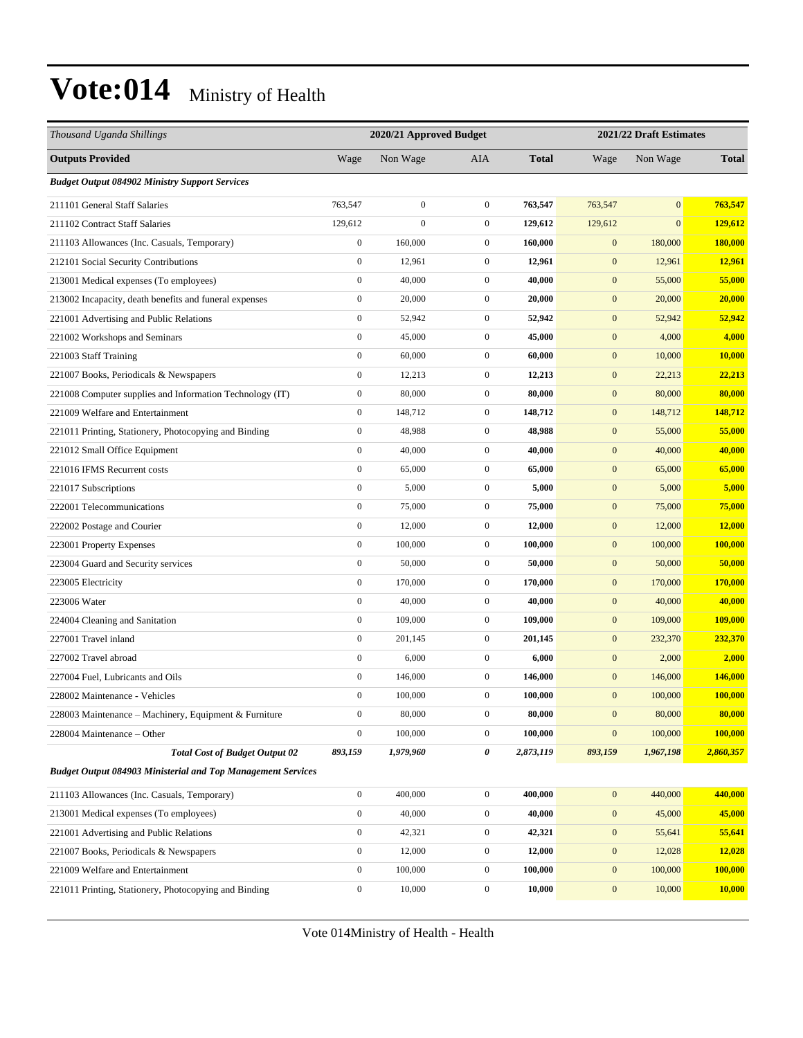# Vote:014 Ministry of Health

| Thousand Uganda Shillings | 2020/21 Approved Budget | | | | 2021/22 Draft Estimates | | |
|---|---|---|---|---|---|---|---|
| **Outputs Provided** | Wage | Non Wage | AIA | **Total** | Wage | Non Wage | **Total** |
| ***Budget Output 084902 Ministry Support Services*** | | | | | | | |
| 211101 General Staff Salaries | 763,547 | 0 | 0 | **763,547** | 763,547 | 0 | **763,547** |
| 211102 Contract Staff Salaries | 129,612 | 0 | 0 | **129,612** | 129,612 | 0 | **129,612** |
| 211103 Allowances (Inc. Casuals, Temporary) | 0 | 160,000 | 0 | **160,000** | 0 | 180,000 | **180,000** |
| 212101 Social Security Contributions | 0 | 12,961 | 0 | **12,961** | 0 | 12,961 | **12,961** |
| 213001 Medical expenses (To employees) | 0 | 40,000 | 0 | **40,000** | 0 | 55,000 | **55,000** |
| 213002 Incapacity, death benefits and funeral expenses | 0 | 20,000 | 0 | **20,000** | 0 | 20,000 | **20,000** |
| 221001 Advertising and Public Relations | 0 | 52,942 | 0 | **52,942** | 0 | 52,942 | **52,942** |
| 221002 Workshops and Seminars | 0 | 45,000 | 0 | **45,000** | 0 | 4,000 | **4,000** |
| 221003 Staff Training | 0 | 60,000 | 0 | **60,000** | 0 | 10,000 | **10,000** |
| 221007 Books, Periodicals & Newspapers | 0 | 12,213 | 0 | **12,213** | 0 | 22,213 | **22,213** |
| 221008 Computer supplies and Information Technology (IT) | 0 | 80,000 | 0 | **80,000** | 0 | 80,000 | **80,000** |
| 221009 Welfare and Entertainment | 0 | 148,712 | 0 | **148,712** | 0 | 148,712 | **148,712** |
| 221011 Printing, Stationery, Photocopying and Binding | 0 | 48,988 | 0 | **48,988** | 0 | 55,000 | **55,000** |
| 221012 Small Office Equipment | 0 | 40,000 | 0 | **40,000** | 0 | 40,000 | **40,000** |
| 221016 IFMS Recurrent costs | 0 | 65,000 | 0 | **65,000** | 0 | 65,000 | **65,000** |
| 221017 Subscriptions | 0 | 5,000 | 0 | **5,000** | 0 | 5,000 | **5,000** |
| 222001 Telecommunications | 0 | 75,000 | 0 | **75,000** | 0 | 75,000 | **75,000** |
| 222002 Postage and Courier | 0 | 12,000 | 0 | **12,000** | 0 | 12,000 | **12,000** |
| 223001 Property Expenses | 0 | 100,000 | 0 | **100,000** | 0 | 100,000 | **100,000** |
| 223004 Guard and Security services | 0 | 50,000 | 0 | **50,000** | 0 | 50,000 | **50,000** |
| 223005 Electricity | 0 | 170,000 | 0 | **170,000** | 0 | 170,000 | **170,000** |
| 223006 Water | 0 | 40,000 | 0 | **40,000** | 0 | 40,000 | **40,000** |
| 224004 Cleaning and Sanitation | 0 | 109,000 | 0 | **109,000** | 0 | 109,000 | **109,000** |
| 227001 Travel inland | 0 | 201,145 | 0 | **201,145** | 0 | 232,370 | **232,370** |
| 227002 Travel abroad | 0 | 6,000 | 0 | **6,000** | 0 | 2,000 | **2,000** |
| 227004 Fuel, Lubricants and Oils | 0 | 146,000 | 0 | **146,000** | 0 | 146,000 | **146,000** |
| 228002 Maintenance - Vehicles | 0 | 100,000 | 0 | **100,000** | 0 | 100,000 | **100,000** |
| 228003 Maintenance – Machinery, Equipment & Furniture | 0 | 80,000 | 0 | **80,000** | 0 | 80,000 | **80,000** |
| 228004 Maintenance – Other | 0 | 100,000 | 0 | **100,000** | 0 | 100,000 | **100,000** |
| ***Total Cost of Budget Output 02*** | ***893,159*** | ***1,979,960*** | ***0*** | ***2,873,119*** | ***893,159*** | ***1,967,198*** | ***2,860,357*** |
| ***Budget Output 084903 Ministerial and Top Management Services*** | | | | | | | |
| 211103 Allowances (Inc. Casuals, Temporary) | 0 | 400,000 | 0 | **400,000** | 0 | 440,000 | **440,000** |
| 213001 Medical expenses (To employees) | 0 | 40,000 | 0 | **40,000** | 0 | 45,000 | **45,000** |
| 221001 Advertising and Public Relations | 0 | 42,321 | 0 | **42,321** | 0 | 55,641 | **55,641** |
| 221007 Books, Periodicals & Newspapers | 0 | 12,000 | 0 | **12,000** | 0 | 12,028 | **12,028** |
| 221009 Welfare and Entertainment | 0 | 100,000 | 0 | **100,000** | 0 | 100,000 | **100,000** |
| 221011 Printing, Stationery, Photocopying and Binding | 0 | 10,000 | 0 | **10,000** | 0 | 10,000 | **10,000** |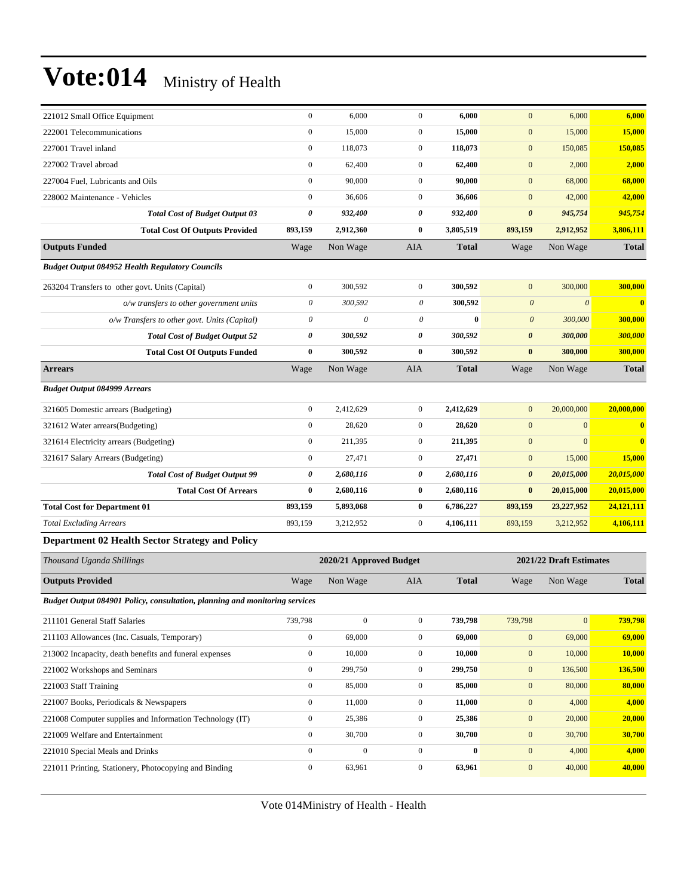# Vote:014 Ministry of Health

| | | | | | | | |
|---|---|---|---|---|---|---|---|
| 221012 Small Office Equipment | 0 | 6,000 | 0 | **6,000** | 0 | 6,000 | **6,000** |
| 222001 Telecommunications | 0 | 15,000 | 0 | **15,000** | 0 | 15,000 | **15,000** |
| 227001 Travel inland | 0 | 118,073 | 0 | **118,073** | 0 | 150,085 | **150,085** |
| 227002 Travel abroad | 0 | 62,400 | 0 | **62,400** | 0 | 2,000 | **2,000** |
| 227004 Fuel, Lubricants and Oils | 0 | 90,000 | 0 | **90,000** | 0 | 68,000 | **68,000** |
| 228002 Maintenance - Vehicles | 0 | 36,606 | 0 | **36,606** | 0 | 42,000 | **42,000** |
| ***Total Cost of Budget Output 03*** | ***0*** | ***932,400*** | ***0*** | ***932,400*** | ***0*** | ***945,754*** | ***945,754*** |
| **Total Cost Of Outputs Provided** | **893,159** | **2,912,360** | **0** | **3,805,519** | **893,159** | **2,912,952** | **3,806,111** |
| **Outputs Funded** | Wage | Non Wage | AIA | **Total** | Wage | Non Wage | **Total** |
| ***Budget Output 084952 Health Regulatory Councils*** | | | | | | | |
| 263204 Transfers to other govt. Units (Capital) | 0 | 300,592 | 0 | **300,592** | 0 | 300,000 | **300,000** |
| *o/w transfers to other government units* | *0* | *300,592* | *0* | **300,592** | *0* | *0* | **0** |
| *o/w Transfers to other govt. Units (Capital)* | *0* | *0* | *0* | **0** | *0* | *300,000* | **300,000** |
| ***Total Cost of Budget Output 52*** | ***0*** | ***300,592*** | ***0*** | ***300,592*** | ***0*** | ***300,000*** | ***300,000*** |
| **Total Cost Of Outputs Funded** | **0** | **300,592** | **0** | **300,592** | **0** | **300,000** | **300,000** |
| **Arrears** | Wage | Non Wage | AIA | **Total** | Wage | Non Wage | **Total** |
| ***Budget Output 084999 Arrears*** | | | | | | | |
| 321605 Domestic arrears (Budgeting) | 0 | 2,412,629 | 0 | **2,412,629** | 0 | 20,000,000 | **20,000,000** |
| 321612 Water arrears(Budgeting) | 0 | 28,620 | 0 | **28,620** | 0 | 0 | **0** |
| 321614 Electricity arrears (Budgeting) | 0 | 211,395 | 0 | **211,395** | 0 | 0 | **0** |
| 321617 Salary Arrears (Budgeting) | 0 | 27,471 | 0 | **27,471** | 0 | 15,000 | **15,000** |
| ***Total Cost of Budget Output 99*** | ***0*** | ***2,680,116*** | ***0*** | ***2,680,116*** | ***0*** | ***20,015,000*** | ***20,015,000*** |
| **Total Cost Of Arrears** | **0** | **2,680,116** | **0** | **2,680,116** | **0** | **20,015,000** | **20,015,000** |
| **Total Cost for Department 01** | **893,159** | **5,893,068** | **0** | **6,786,227** | **893,159** | **23,227,952** | **24,121,111** |
| *Total Excluding Arrears* | 893,159 | 3,212,952 | 0 | **4,106,111** | 893,159 | 3,212,952 | **4,106,111** |

### Department 02 Health Sector Strategy and Policy

| *Thousand Uganda Shillings* | 2020/21 Approved Budget | | | | 2021/22 Draft Estimates | | |
|---|---|---|---|---|---|---|---|
| **Outputs Provided** | Wage | Non Wage | AIA | **Total** | Wage | Non Wage | **Total** |
| ***Budget Output 084901 Policy, consultation, planning and monitoring services*** | | | | | | | |
| 211101 General Staff Salaries | 739,798 | 0 | 0 | **739,798** | 739,798 | 0 | **739,798** |
| 211103 Allowances (Inc. Casuals, Temporary) | 0 | 69,000 | 0 | **69,000** | 0 | 69,000 | **69,000** |
| 213002 Incapacity, death benefits and funeral expenses | 0 | 10,000 | 0 | **10,000** | 0 | 10,000 | **10,000** |
| 221002 Workshops and Seminars | 0 | 299,750 | 0 | **299,750** | 0 | 136,500 | **136,500** |
| 221003 Staff Training | 0 | 85,000 | 0 | **85,000** | 0 | 80,000 | **80,000** |
| 221007 Books, Periodicals & Newspapers | 0 | 11,000 | 0 | **11,000** | 0 | 4,000 | **4,000** |
| 221008 Computer supplies and Information Technology (IT) | 0 | 25,386 | 0 | **25,386** | 0 | 20,000 | **20,000** |
| 221009 Welfare and Entertainment | 0 | 30,700 | 0 | **30,700** | 0 | 30,700 | **30,700** |
| 221010 Special Meals and Drinks | 0 | 0 | 0 | **0** | 0 | 4,000 | **4,000** |
| 221011 Printing, Stationery, Photocopying and Binding | 0 | 63,961 | 0 | **63,961** | 0 | 40,000 | **40,000** |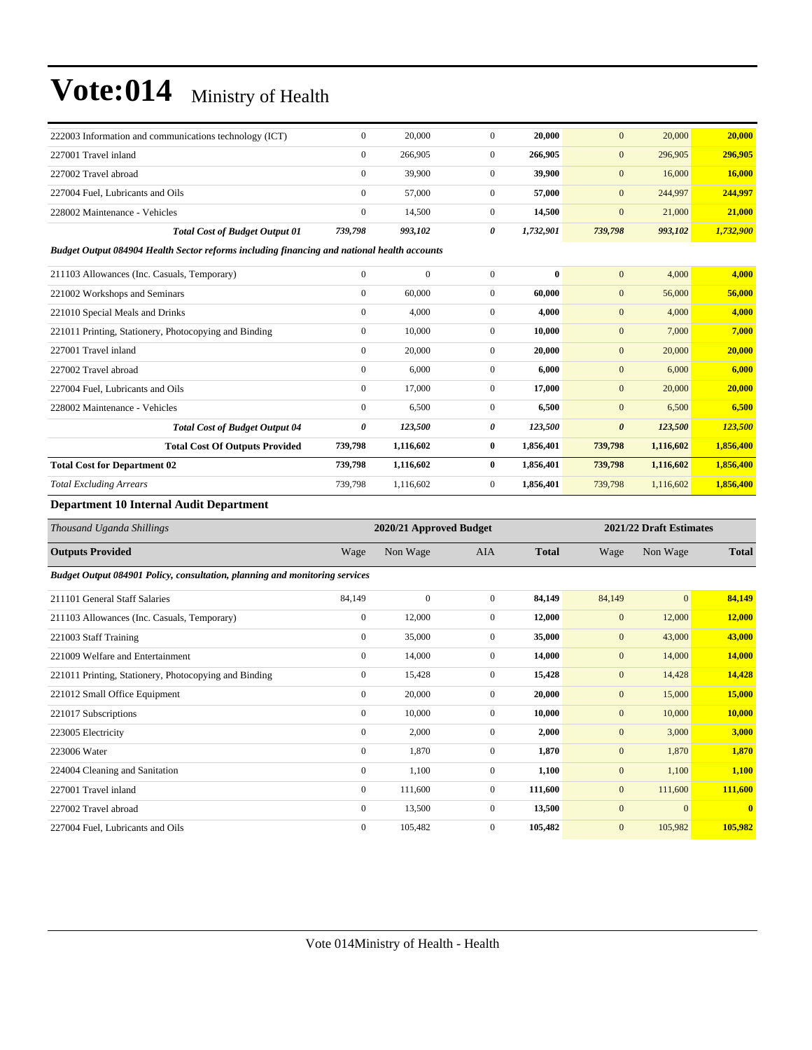| | | | | | | | |
|---|---|---|---|---|---|---|---|
| 222003 Information and communications technology (ICT) | 0 | 20,000 | 0 | **20,000** | 0 | 20,000 | **20,000** |
| 227001 Travel inland | 0 | 266,905 | 0 | **266,905** | 0 | 296,905 | **296,905** |
| 227002 Travel abroad | 0 | 39,900 | 0 | **39,900** | 0 | 16,000 | **16,000** |
| 227004 Fuel, Lubricants and Oils | 0 | 57,000 | 0 | **57,000** | 0 | 244,997 | **244,997** |
| 228002 Maintenance - Vehicles | 0 | 14,500 | 0 | **14,500** | 0 | 21,000 | **21,000** |
| ***Total Cost of Budget Output 01*** | ***739,798*** | ***993,102*** | ***0*** | ***1,732,901*** | ***739,798*** | ***993,102*** | ***1,732,900*** |
| ***Budget Output 084904 Health Sector reforms including financing and national health accounts*** | | | | | | | |
| 211103 Allowances (Inc. Casuals, Temporary) | 0 | 0 | 0 | **0** | 0 | 4,000 | **4,000** |
| 221002 Workshops and Seminars | 0 | 60,000 | 0 | **60,000** | 0 | 56,000 | **56,000** |
| 221010 Special Meals and Drinks | 0 | 4,000 | 0 | **4,000** | 0 | 4,000 | **4,000** |
| 221011 Printing, Stationery, Photocopying and Binding | 0 | 10,000 | 0 | **10,000** | 0 | 7,000 | **7,000** |
| 227001 Travel inland | 0 | 20,000 | 0 | **20,000** | 0 | 20,000 | **20,000** |
| 227002 Travel abroad | 0 | 6,000 | 0 | **6,000** | 0 | 6,000 | **6,000** |
| 227004 Fuel, Lubricants and Oils | 0 | 17,000 | 0 | **17,000** | 0 | 20,000 | **20,000** |
| 228002 Maintenance - Vehicles | 0 | 6,500 | 0 | **6,500** | 0 | 6,500 | **6,500** |
| ***Total Cost of Budget Output 04*** | ***0*** | ***123,500*** | ***0*** | ***123,500*** | ***0*** | ***123,500*** | ***123,500*** |
| **Total Cost Of Outputs Provided** | **739,798** | **1,116,602** | **0** | **1,856,401** | **739,798** | **1,116,602** | **1,856,400** |
| **Total Cost for Department 02** | **739,798** | **1,116,602** | **0** | **1,856,401** | **739,798** | **1,116,602** | **1,856,400** |
| *Total Excluding Arrears* | 739,798 | 1,116,602 | 0 | **1,856,401** | 739,798 | 1,116,602 | **1,856,400** |

### Department 10 Internal Audit Department

| *Thousand Uganda Shillings* | 2020/21 Approved Budget | | | | 2021/22 Draft Estimates | | |
|---|---|---|---|---|---|---|---|
| **Outputs Provided** | Wage | Non Wage | AIA | **Total** | Wage | Non Wage | **Total** |
| ***Budget Output 084901 Policy, consultation, planning and monitoring services*** | | | | | | | |
| 211101 General Staff Salaries | 84,149 | 0 | 0 | **84,149** | 84,149 | 0 | **84,149** |
| 211103 Allowances (Inc. Casuals, Temporary) | 0 | 12,000 | 0 | **12,000** | 0 | 12,000 | **12,000** |
| 221003 Staff Training | 0 | 35,000 | 0 | **35,000** | 0 | 43,000 | **43,000** |
| 221009 Welfare and Entertainment | 0 | 14,000 | 0 | **14,000** | 0 | 14,000 | **14,000** |
| 221011 Printing, Stationery, Photocopying and Binding | 0 | 15,428 | 0 | **15,428** | 0 | 14,428 | **14,428** |
| 221012 Small Office Equipment | 0 | 20,000 | 0 | **20,000** | 0 | 15,000 | **15,000** |
| 221017 Subscriptions | 0 | 10,000 | 0 | **10,000** | 0 | 10,000 | **10,000** |
| 223005 Electricity | 0 | 2,000 | 0 | **2,000** | 0 | 3,000 | **3,000** |
| 223006 Water | 0 | 1,870 | 0 | **1,870** | 0 | 1,870 | **1,870** |
| 224004 Cleaning and Sanitation | 0 | 1,100 | 0 | **1,100** | 0 | 1,100 | **1,100** |
| 227001 Travel inland | 0 | 111,600 | 0 | **111,600** | 0 | 111,600 | **111,600** |
| 227002 Travel abroad | 0 | 13,500 | 0 | **13,500** | 0 | 0 | **0** |
| 227004 Fuel, Lubricants and Oils | 0 | 105,482 | 0 | **105,482** | 0 | 105,982 | **105,982** |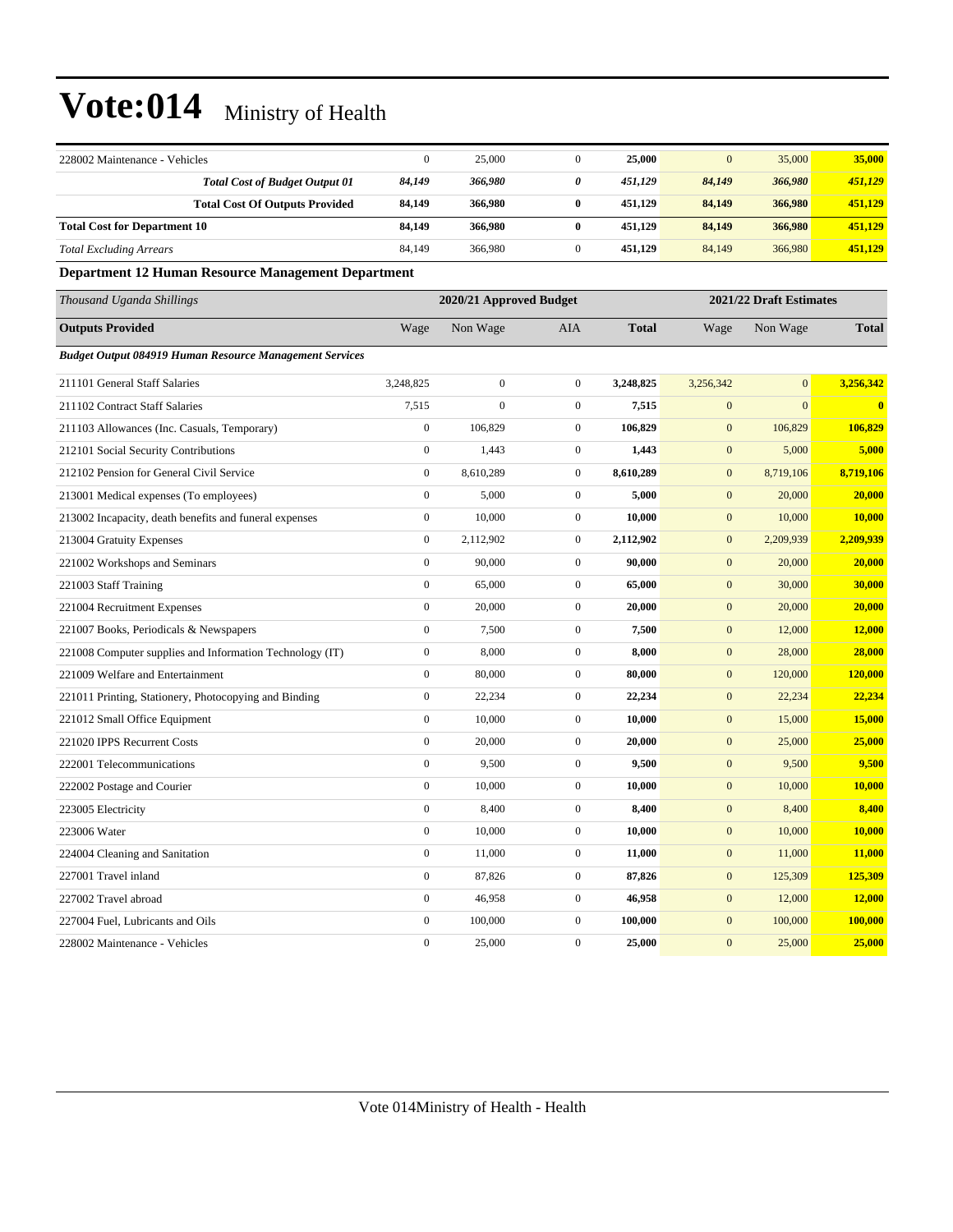# Vote:014 Ministry of Health

| | | | | | | | |
|---|---|---|---|---|---|---|---|
| 228002 Maintenance - Vehicles | 0 | 25,000 | 0 | **25,000** | 0 | 35,000 | **35,000** |
| ***Total Cost of Budget Output 01*** | ***84,149*** | ***366,980*** | ***0*** | ***451,129*** | ***84,149*** | ***366,980*** | ***451,129*** |
| **Total Cost Of Outputs Provided** | **84,149** | **366,980** | **0** | **451,129** | **84,149** | **366,980** | **451,129** |
| **Total Cost for Department 10** | **84,149** | **366,980** | **0** | **451,129** | **84,149** | **366,980** | **451,129** |
| *Total Excluding Arrears* | 84,149 | 366,980 | 0 | **451,129** | 84,149 | 366,980 | **451,129** |

### Department 12 Human Resource Management Department

| *Thousand Uganda Shillings* | 2020/21 Approved Budget | | | | 2021/22 Draft Estimates | | |
|---|---|---|---|---|---|---|---|
| **Outputs Provided** | Wage | Non Wage | AIA | **Total** | Wage | Non Wage | **Total** |
| ***Budget Output 084919 Human Resource Management Services*** | | | | | | | |
| 211101 General Staff Salaries | 3,248,825 | 0 | 0 | **3,248,825** | 3,256,342 | 0 | **3,256,342** |
| 211102 Contract Staff Salaries | 7,515 | 0 | 0 | **7,515** | 0 | 0 | **0** |
| 211103 Allowances (Inc. Casuals, Temporary) | 0 | 106,829 | 0 | **106,829** | 0 | 106,829 | **106,829** |
| 212101 Social Security Contributions | 0 | 1,443 | 0 | **1,443** | 0 | 5,000 | **5,000** |
| 212102 Pension for General Civil Service | 0 | 8,610,289 | 0 | **8,610,289** | 0 | 8,719,106 | **8,719,106** |
| 213001 Medical expenses (To employees) | 0 | 5,000 | 0 | **5,000** | 0 | 20,000 | **20,000** |
| 213002 Incapacity, death benefits and funeral expenses | 0 | 10,000 | 0 | **10,000** | 0 | 10,000 | **10,000** |
| 213004 Gratuity Expenses | 0 | 2,112,902 | 0 | **2,112,902** | 0 | 2,209,939 | **2,209,939** |
| 221002 Workshops and Seminars | 0 | 90,000 | 0 | **90,000** | 0 | 20,000 | **20,000** |
| 221003 Staff Training | 0 | 65,000 | 0 | **65,000** | 0 | 30,000 | **30,000** |
| 221004 Recruitment Expenses | 0 | 20,000 | 0 | **20,000** | 0 | 20,000 | **20,000** |
| 221007 Books, Periodicals & Newspapers | 0 | 7,500 | 0 | **7,500** | 0 | 12,000 | **12,000** |
| 221008 Computer supplies and Information Technology (IT) | 0 | 8,000 | 0 | **8,000** | 0 | 28,000 | **28,000** |
| 221009 Welfare and Entertainment | 0 | 80,000 | 0 | **80,000** | 0 | 120,000 | **120,000** |
| 221011 Printing, Stationery, Photocopying and Binding | 0 | 22,234 | 0 | **22,234** | 0 | 22,234 | **22,234** |
| 221012 Small Office Equipment | 0 | 10,000 | 0 | **10,000** | 0 | 15,000 | **15,000** |
| 221020 IPPS Recurrent Costs | 0 | 20,000 | 0 | **20,000** | 0 | 25,000 | **25,000** |
| 222001 Telecommunications | 0 | 9,500 | 0 | **9,500** | 0 | 9,500 | **9,500** |
| 222002 Postage and Courier | 0 | 10,000 | 0 | **10,000** | 0 | 10,000 | **10,000** |
| 223005 Electricity | 0 | 8,400 | 0 | **8,400** | 0 | 8,400 | **8,400** |
| 223006 Water | 0 | 10,000 | 0 | **10,000** | 0 | 10,000 | **10,000** |
| 224004 Cleaning and Sanitation | 0 | 11,000 | 0 | **11,000** | 0 | 11,000 | **11,000** |
| 227001 Travel inland | 0 | 87,826 | 0 | **87,826** | 0 | 125,309 | **125,309** |
| 227002 Travel abroad | 0 | 46,958 | 0 | **46,958** | 0 | 12,000 | **12,000** |
| 227004 Fuel, Lubricants and Oils | 0 | 100,000 | 0 | **100,000** | 0 | 100,000 | **100,000** |
| 228002 Maintenance - Vehicles | 0 | 25,000 | 0 | **25,000** | 0 | 25,000 | **25,000** |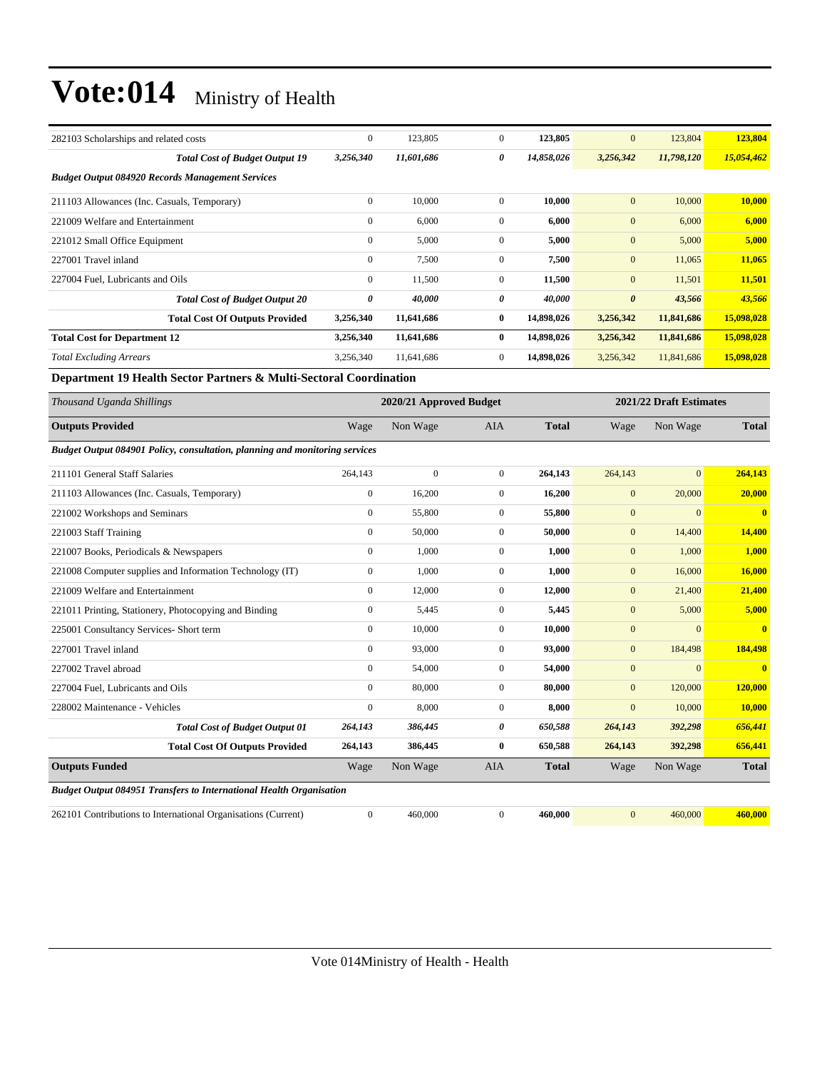# Vote:014 Ministry of Health

| | | | | | | | |
|---|---|---|---|---|---|---|---|
| 282103 Scholarships and related costs | 0 | 123,805 | 0 | **123,805** | 0 | 123,804 | **123,804** |
| ***Total Cost of Budget Output 19*** | ***3,256,340*** | ***11,601,686*** | ***0*** | ***14,858,026*** | ***3,256,342*** | ***11,798,120*** | ***15,054,462*** |
| ***Budget Output 084920 Records Management Services*** | | | | | | | |
| 211103 Allowances (Inc. Casuals, Temporary) | 0 | 10,000 | 0 | **10,000** | 0 | 10,000 | **10,000** |
| 221009 Welfare and Entertainment | 0 | 6,000 | 0 | **6,000** | 0 | 6,000 | **6,000** |
| 221012 Small Office Equipment | 0 | 5,000 | 0 | **5,000** | 0 | 5,000 | **5,000** |
| 227001 Travel inland | 0 | 7,500 | 0 | **7,500** | 0 | 11,065 | **11,065** |
| 227004 Fuel, Lubricants and Oils | 0 | 11,500 | 0 | **11,500** | 0 | 11,501 | **11,501** |
| ***Total Cost of Budget Output 20*** | ***0*** | ***40,000*** | ***0*** | ***40,000*** | ***0*** | ***43,566*** | ***43,566*** |
| **Total Cost Of Outputs Provided** | **3,256,340** | **11,641,686** | **0** | **14,898,026** | **3,256,342** | **11,841,686** | **15,098,028** |
| **Total Cost for Department 12** | **3,256,340** | **11,641,686** | **0** | **14,898,026** | **3,256,342** | **11,841,686** | **15,098,028** |
| *Total Excluding Arrears* | 3,256,340 | 11,641,686 | 0 | **14,898,026** | 3,256,342 | 11,841,686 | **15,098,028** |

### Department 19 Health Sector Partners & Multi-Sectoral Coordination

| *Thousand Uganda Shillings* | 2020/21 Approved Budget | | | | 2021/22 Draft Estimates | | |
|---|---|---|---|---|---|---|---|
| **Outputs Provided** | Wage | Non Wage | AIA | **Total** | Wage | Non Wage | **Total** |
| ***Budget Output 084901 Policy, consultation, planning and monitoring services*** | | | | | | | |
| 211101 General Staff Salaries | 264,143 | 0 | 0 | **264,143** | 264,143 | 0 | **264,143** |
| 211103 Allowances (Inc. Casuals, Temporary) | 0 | 16,200 | 0 | **16,200** | 0 | 20,000 | **20,000** |
| 221002 Workshops and Seminars | 0 | 55,800 | 0 | **55,800** | 0 | 0 | **0** |
| 221003 Staff Training | 0 | 50,000 | 0 | **50,000** | 0 | 14,400 | **14,400** |
| 221007 Books, Periodicals & Newspapers | 0 | 1,000 | 0 | **1,000** | 0 | 1,000 | **1,000** |
| 221008 Computer supplies and Information Technology (IT) | 0 | 1,000 | 0 | **1,000** | 0 | 16,000 | **16,000** |
| 221009 Welfare and Entertainment | 0 | 12,000 | 0 | **12,000** | 0 | 21,400 | **21,400** |
| 221011 Printing, Stationery, Photocopying and Binding | 0 | 5,445 | 0 | **5,445** | 0 | 5,000 | **5,000** |
| 225001 Consultancy Services- Short term | 0 | 10,000 | 0 | **10,000** | 0 | 0 | **0** |
| 227001 Travel inland | 0 | 93,000 | 0 | **93,000** | 0 | 184,498 | **184,498** |
| 227002 Travel abroad | 0 | 54,000 | 0 | **54,000** | 0 | 0 | **0** |
| 227004 Fuel, Lubricants and Oils | 0 | 80,000 | 0 | **80,000** | 0 | 120,000 | **120,000** |
| 228002 Maintenance - Vehicles | 0 | 8,000 | 0 | **8,000** | 0 | 10,000 | **10,000** |
| ***Total Cost of Budget Output 01*** | ***264,143*** | ***386,445*** | ***0*** | ***650,588*** | ***264,143*** | ***392,298*** | ***656,441*** |
| **Total Cost Of Outputs Provided** | **264,143** | **386,445** | **0** | **650,588** | **264,143** | **392,298** | **656,441** |
| **Outputs Funded** | Wage | Non Wage | AIA | **Total** | Wage | Non Wage | **Total** |
| ***Budget Output 084951 Transfers to International Health Organisation*** | | | | | | | |
| 262101 Contributions to International Organisations (Current) | 0 | 460,000 | 0 | **460,000** | 0 | 460,000 | **460,000** |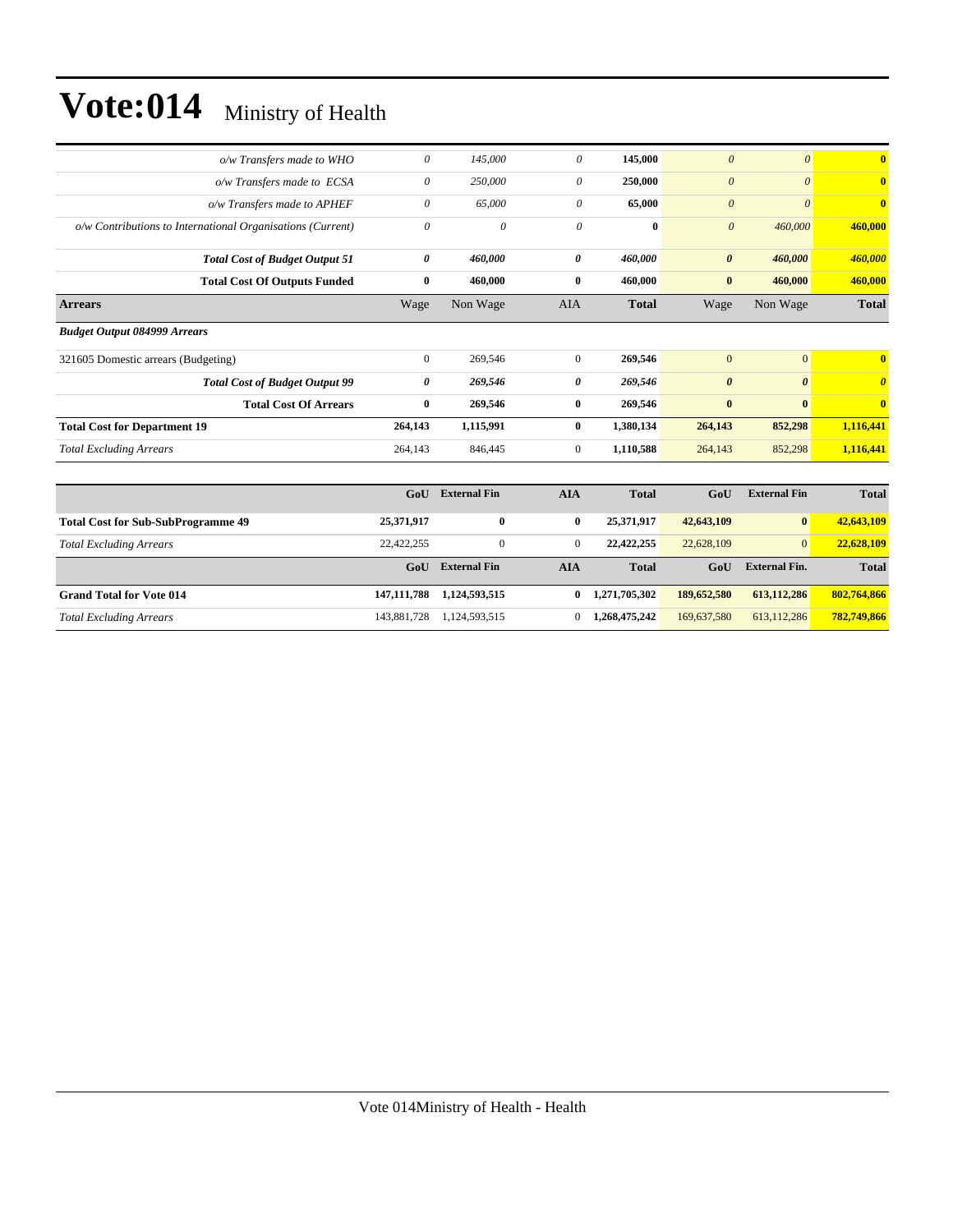# Vote:014 Ministry of Health

| | | | | | | | |
|---|---|---|---|---|---|---|---|
| *o/w Transfers made to WHO* | *0* | *145,000* | *0* | **145,000** | *0* | *0* | **0** |
| *o/w Transfers made to ECSA* | *0* | *250,000* | *0* | **250,000** | *0* | *0* | **0** |
| *o/w Transfers made to APHEF* | *0* | *65,000* | *0* | **65,000** | *0* | *0* | **0** |
| *o/w Contributions to International Organisations (Current)* | *0* | *0* | *0* | **0** | *0* | *460,000* | **460,000** |
| ***Total Cost of Budget Output 51*** | ***0*** | ***460,000*** | ***0*** | ***460,000*** | ***0*** | ***460,000*** | ***460,000*** |
| **Total Cost Of Outputs Funded** | **0** | **460,000** | **0** | **460,000** | **0** | **460,000** | **460,000** |
| **Arrears** | Wage | Non Wage | AIA | **Total** | Wage | Non Wage | **Total** |
| ***Budget Output 084999 Arrears*** | | | | | | | |
| 321605 Domestic arrears (Budgeting) | 0 | 269,546 | 0 | **269,546** | 0 | 0 | **0** |
| ***Total Cost of Budget Output 99*** | ***0*** | ***269,546*** | ***0*** | ***269,546*** | ***0*** | ***0*** | ***0*** |
| **Total Cost Of Arrears** | **0** | **269,546** | **0** | **269,546** | **0** | **0** | **0** |
| **Total Cost for Department 19** | **264,143** | **1,115,991** | **0** | **1,380,134** | **264,143** | **852,298** | **1,116,441** |
| *Total Excluding Arrears* | 264,143 | 846,445 | 0 | **1,110,588** | 264,143 | 852,298 | **1,116,441** |

| | GoU | External Fin | AIA | Total | GoU | External Fin | Total |
|---|---|---|---|---|---|---|---|
| **Total Cost for Sub-SubProgramme 49** | **25,371,917** | **0** | **0** | **25,371,917** | **42,643,109** | **0** | **42,643,109** |
| *Total Excluding Arrears* | 22,422,255 | 0 | 0 | **22,422,255** | 22,628,109 | 0 | **22,628,109** |
| | **GoU** | **External Fin** | **AIA** | **Total** | **GoU** | **External Fin.** | **Total** |
| **Grand Total for Vote 014** | **147,111,788** | **1,124,593,515** | **0** | **1,271,705,302** | **189,652,580** | **613,112,286** | **802,764,866** |
| *Total Excluding Arrears* | 143,881,728 | 1,124,593,515 | 0 | **1,268,475,242** | 169,637,580 | 613,112,286 | **782,749,866** |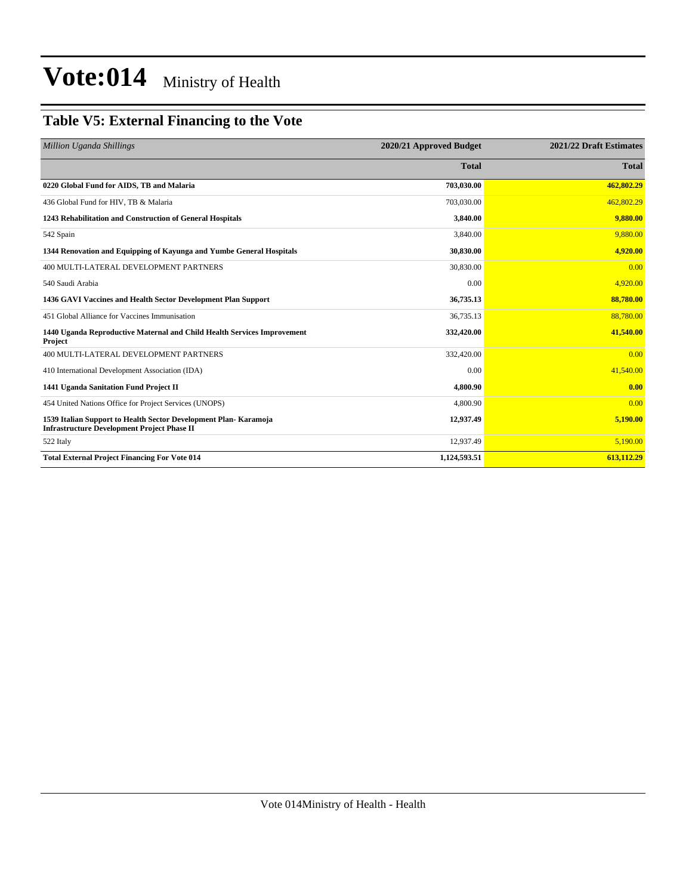# Vote:014 Ministry of Health

## Table V5: External Financing to the Vote

| *Million Uganda Shillings* | 2020/21 Approved Budget | 2021/22 Draft Estimates |
|---|---|---|
| | **Total** | **Total** |
| **0220 Global Fund for AIDS, TB and Malaria** | **703,030.00** | **462,802.29** |
| 436 Global Fund for HIV, TB & Malaria | 703,030.00 | 462,802.29 |
| **1243 Rehabilitation and Construction of General Hospitals** | **3,840.00** | **9,880.00** |
| 542 Spain | 3,840.00 | 9,880.00 |
| **1344 Renovation and Equipping of Kayunga and Yumbe General Hospitals** | **30,830.00** | **4,920.00** |
| 400 MULTI-LATERAL DEVELOPMENT PARTNERS | 30,830.00 | 0.00 |
| 540 Saudi Arabia | 0.00 | 4,920.00 |
| **1436 GAVI Vaccines and Health Sector Development Plan Support** | **36,735.13** | **88,780.00** |
| 451 Global Alliance for Vaccines Immunisation | 36,735.13 | 88,780.00 |
| **1440 Uganda Reproductive Maternal and Child Health Services Improvement Project** | **332,420.00** | **41,540.00** |
| 400 MULTI-LATERAL DEVELOPMENT PARTNERS | 332,420.00 | 0.00 |
| 410 International Development Association (IDA) | 0.00 | 41,540.00 |
| **1441 Uganda Sanitation Fund Project II** | **4,800.90** | **0.00** |
| 454 United Nations Office for Project Services (UNOPS) | 4,800.90 | 0.00 |
| **1539 Italian Support to Health Sector Development Plan- Karamoja Infrastructure Development Project Phase II** | **12,937.49** | **5,190.00** |
| 522 Italy | 12,937.49 | 5,190.00 |
| **Total External Project Financing For Vote 014** | **1,124,593.51** | **613,112.29** |